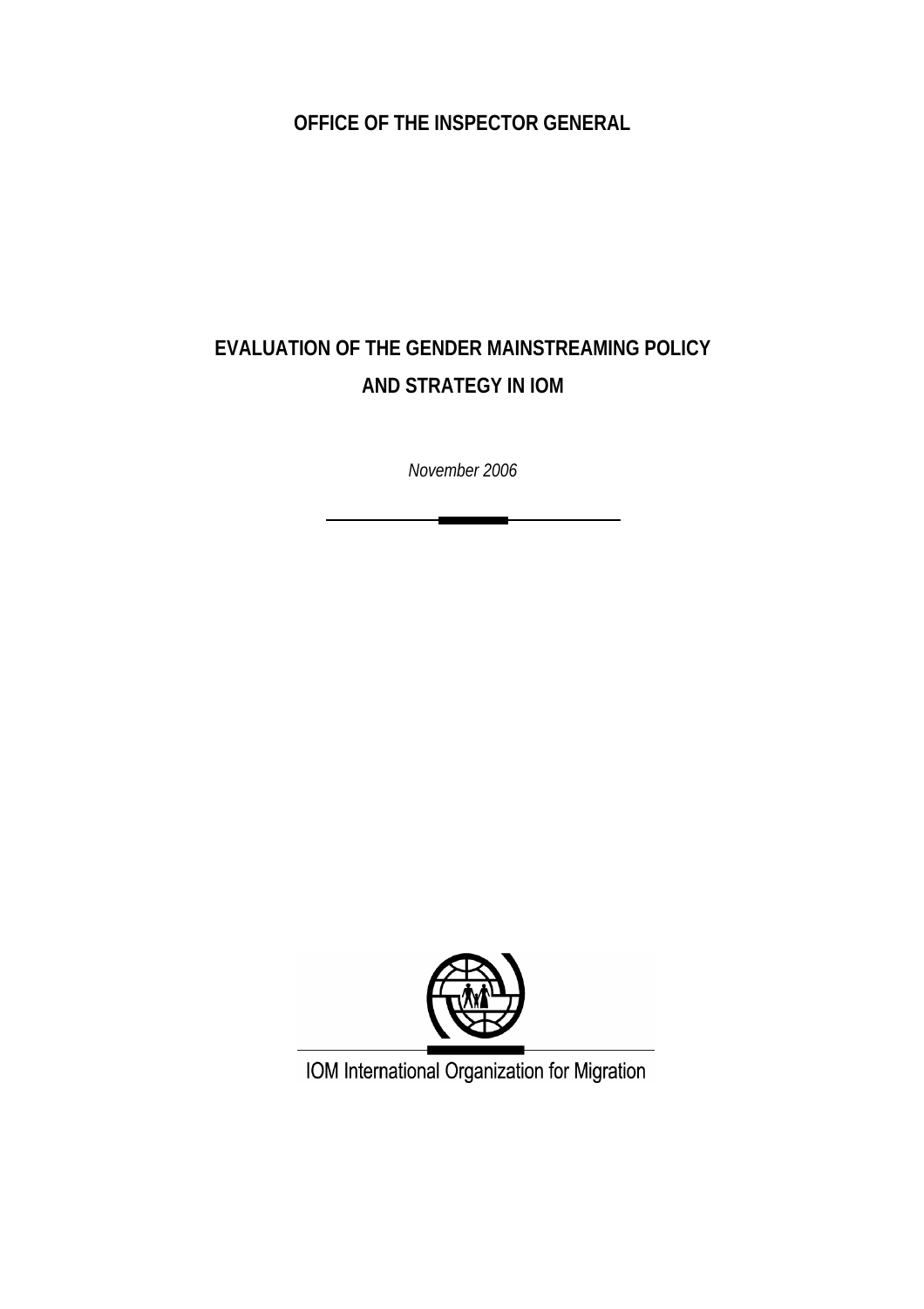**OFFICE OF THE INSPECTOR GENERAL**

# EVALUATION OF THE GENDER MAINSTREAMING POLICY AND STRATEGY IN IOM

*November 2006*

IOM International Organization for Migration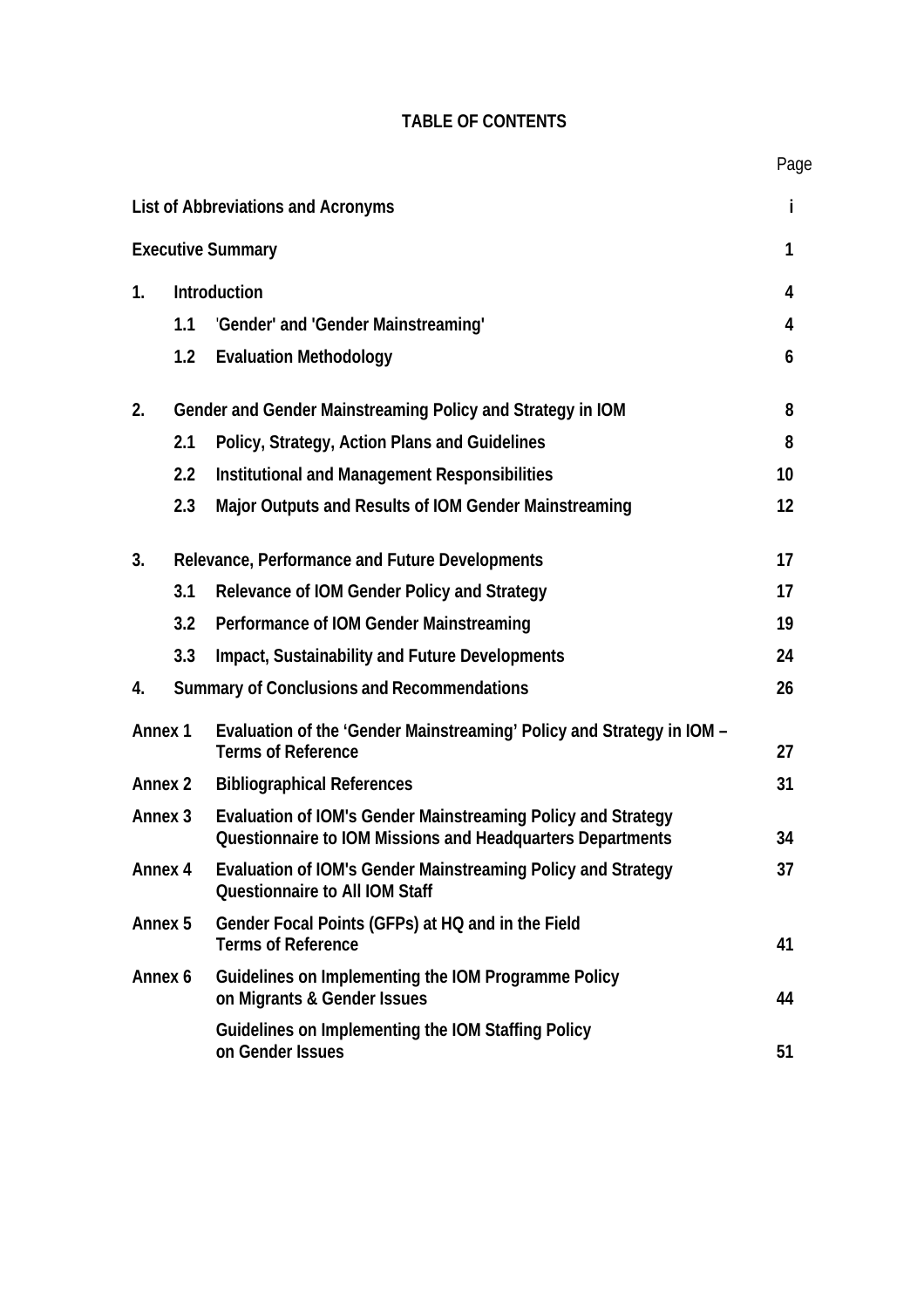# TABLE OF CONTENTS

| | | | Page |
|---|---|---|---|
| **List of Abbreviations and Acronyms** | | | **i** |
| **Executive Summary** | | | **1** |
| **1.** | **Introduction** | | **4** |
| | **1.1** | **'Gender' and 'Gender Mainstreaming'** | **4** |
| | **1.2** | **Evaluation Methodology** | **6** |
| **2.** | **Gender and Gender Mainstreaming Policy and Strategy in IOM** | | **8** |
| | **2.1** | **Policy, Strategy, Action Plans and Guidelines** | **8** |
| | **2.2** | **Institutional and Management Responsibilities** | **10** |
| | **2.3** | **Major Outputs and Results of IOM Gender Mainstreaming** | **12** |
| **3.** | **Relevance, Performance and Future Developments** | | **17** |
| | **3.1** | **Relevance of IOM Gender Policy and Strategy** | **17** |
| | **3.2** | **Performance of IOM Gender Mainstreaming** | **19** |
| | **3.3** | **Impact, Sustainability and Future Developments** | **24** |
| **4.** | **Summary of Conclusions and Recommendations** | | **26** |
| **Annex 1** | | **Evaluation of the 'Gender Mainstreaming' Policy and Strategy in IOM – Terms of Reference** | **27** |
| **Annex 2** | | **Bibliographical References** | **31** |
| **Annex 3** | | **Evaluation of IOM's Gender Mainstreaming Policy and Strategy Questionnaire to IOM Missions and Headquarters Departments** | **34** |
| **Annex 4** | | **Evaluation of IOM's Gender Mainstreaming Policy and Strategy Questionnaire to All IOM Staff** | **37** |
| **Annex 5** | | **Gender Focal Points (GFPs) at HQ and in the Field Terms of Reference** | **41** |
| **Annex 6** | | **Guidelines on Implementing the IOM Programme Policy on Migrants & Gender Issues** | **44** |
| | | **Guidelines on Implementing the IOM Staffing Policy on Gender Issues** | **51** |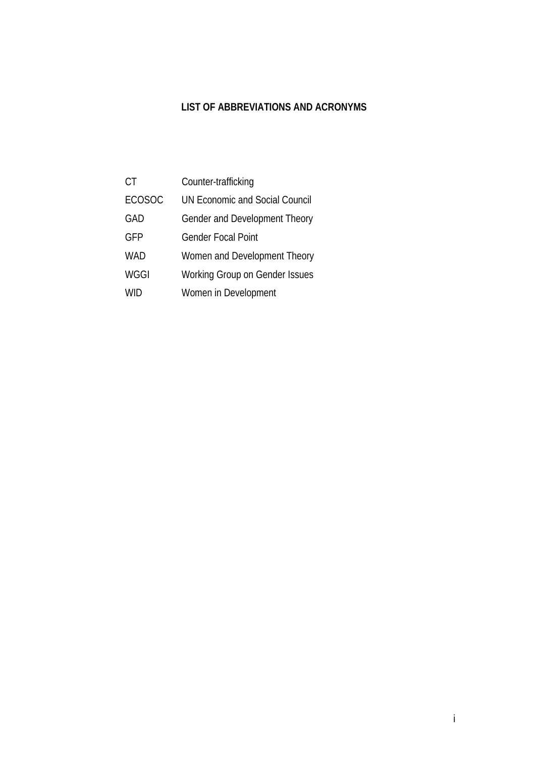# LIST OF ABBREVIATIONS AND ACRONYMS

| | |
|---|---|
| CT | Counter-trafficking |
| ECOSOC | UN Economic and Social Council |
| GAD | Gender and Development Theory |
| GFP | Gender Focal Point |
| WAD | Women and Development Theory |
| WGGI | Working Group on Gender Issues |
| WID | Women in Development |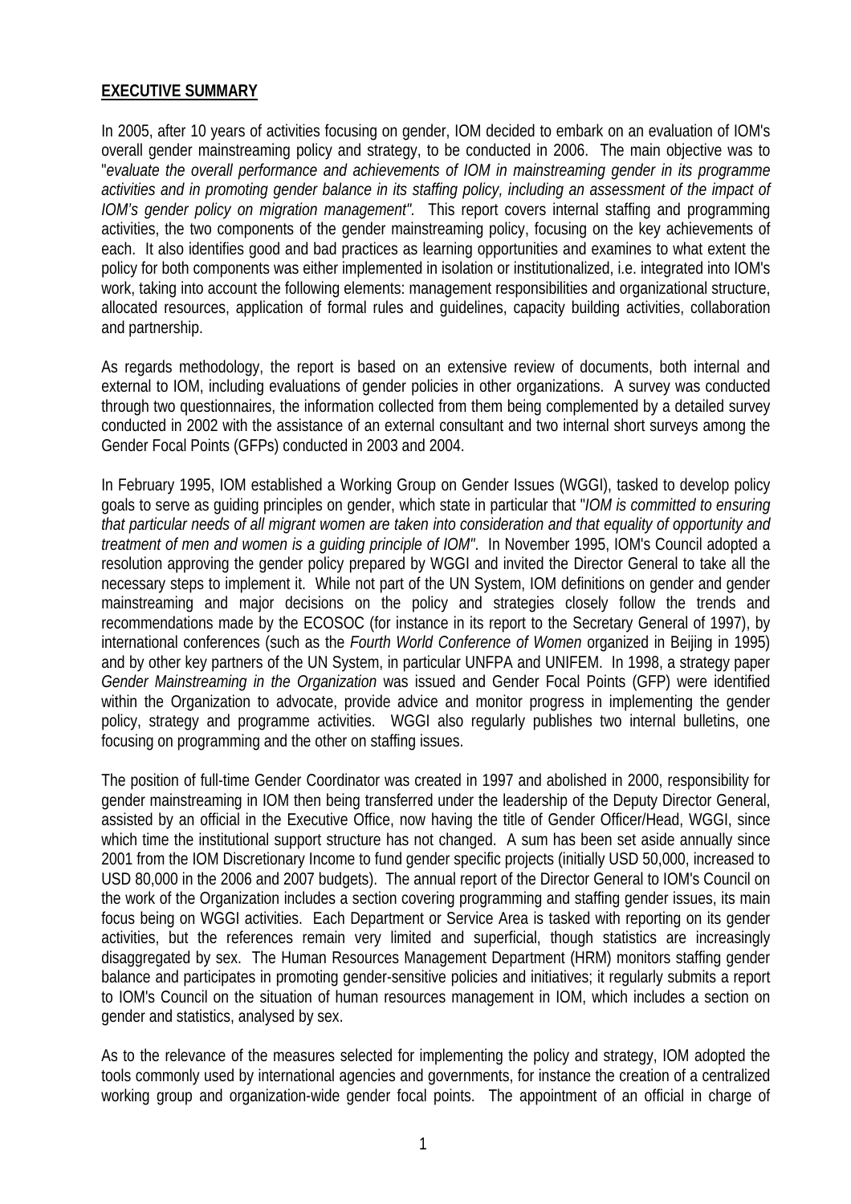**EXECUTIVE SUMMARY**

In 2005, after 10 years of activities focusing on gender, IOM decided to embark on an evaluation of IOM's overall gender mainstreaming policy and strategy, to be conducted in 2006. The main objective was to "*evaluate the overall performance and achievements of IOM in mainstreaming gender in its programme activities and in promoting gender balance in its staffing policy, including an assessment of the impact of IOM's gender policy on migration management"*. This report covers internal staffing and programming activities, the two components of the gender mainstreaming policy, focusing on the key achievements of each. It also identifies good and bad practices as learning opportunities and examines to what extent the policy for both components was either implemented in isolation or institutionalized, i.e. integrated into IOM's work, taking into account the following elements: management responsibilities and organizational structure, allocated resources, application of formal rules and guidelines, capacity building activities, collaboration and partnership.

As regards methodology, the report is based on an extensive review of documents, both internal and external to IOM, including evaluations of gender policies in other organizations. A survey was conducted through two questionnaires, the information collected from them being complemented by a detailed survey conducted in 2002 with the assistance of an external consultant and two internal short surveys among the Gender Focal Points (GFPs) conducted in 2003 and 2004.

In February 1995, IOM established a Working Group on Gender Issues (WGGI), tasked to develop policy goals to serve as guiding principles on gender, which state in particular that "*IOM is committed to ensuring that particular needs of all migrant women are taken into consideration and that equality of opportunity and treatment of men and women is a guiding principle of IOM"*. In November 1995, IOM's Council adopted a resolution approving the gender policy prepared by WGGI and invited the Director General to take all the necessary steps to implement it. While not part of the UN System, IOM definitions on gender and gender mainstreaming and major decisions on the policy and strategies closely follow the trends and recommendations made by the ECOSOC (for instance in its report to the Secretary General of 1997), by international conferences (such as the *Fourth World Conference of Women* organized in Beijing in 1995) and by other key partners of the UN System, in particular UNFPA and UNIFEM. In 1998, a strategy paper *Gender Mainstreaming in the Organization* was issued and Gender Focal Points (GFP) were identified within the Organization to advocate, provide advice and monitor progress in implementing the gender policy, strategy and programme activities. WGGI also regularly publishes two internal bulletins, one focusing on programming and the other on staffing issues.

The position of full-time Gender Coordinator was created in 1997 and abolished in 2000, responsibility for gender mainstreaming in IOM then being transferred under the leadership of the Deputy Director General, assisted by an official in the Executive Office, now having the title of Gender Officer/Head, WGGI, since which time the institutional support structure has not changed. A sum has been set aside annually since 2001 from the IOM Discretionary Income to fund gender specific projects (initially USD 50,000, increased to USD 80,000 in the 2006 and 2007 budgets). The annual report of the Director General to IOM's Council on the work of the Organization includes a section covering programming and staffing gender issues, its main focus being on WGGI activities. Each Department or Service Area is tasked with reporting on its gender activities, but the references remain very limited and superficial, though statistics are increasingly disaggregated by sex. The Human Resources Management Department (HRM) monitors staffing gender balance and participates in promoting gender-sensitive policies and initiatives; it regularly submits a report to IOM's Council on the situation of human resources management in IOM, which includes a section on gender and statistics, analysed by sex.

As to the relevance of the measures selected for implementing the policy and strategy, IOM adopted the tools commonly used by international agencies and governments, for instance the creation of a centralized working group and organization-wide gender focal points. The appointment of an official in charge of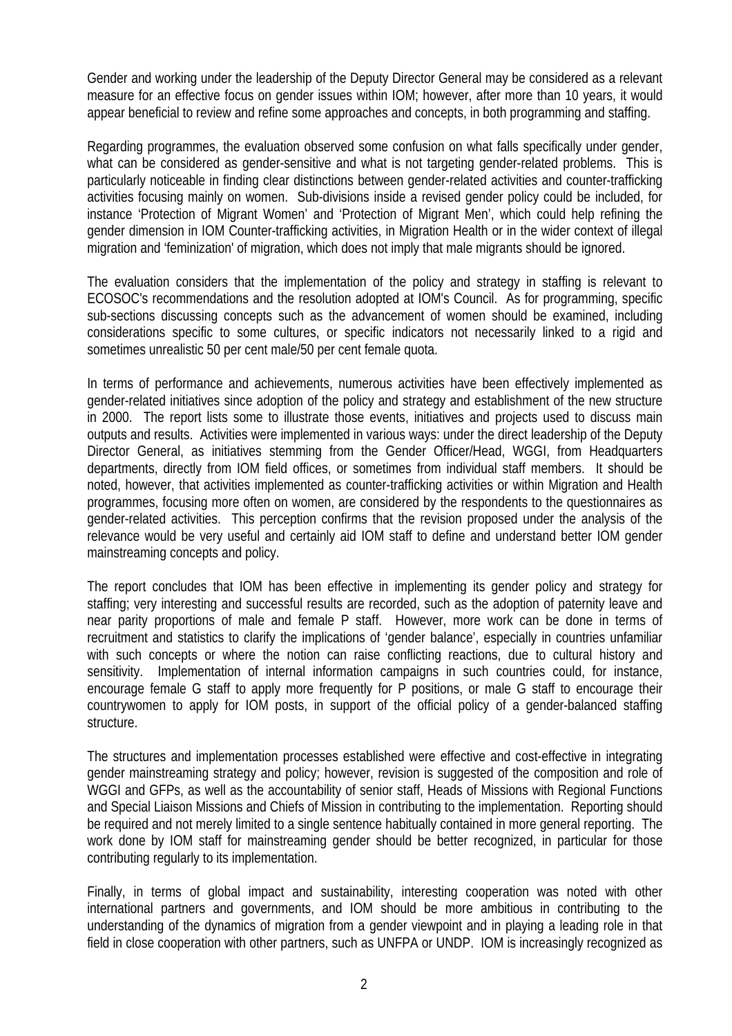Gender and working under the leadership of the Deputy Director General may be considered as a relevant measure for an effective focus on gender issues within IOM; however, after more than 10 years, it would appear beneficial to review and refine some approaches and concepts, in both programming and staffing.

Regarding programmes, the evaluation observed some confusion on what falls specifically under gender, what can be considered as gender-sensitive and what is not targeting gender-related problems. This is particularly noticeable in finding clear distinctions between gender-related activities and counter-trafficking activities focusing mainly on women. Sub-divisions inside a revised gender policy could be included, for instance 'Protection of Migrant Women' and 'Protection of Migrant Men', which could help refining the gender dimension in IOM Counter-trafficking activities, in Migration Health or in the wider context of illegal migration and 'feminization' of migration, which does not imply that male migrants should be ignored.

The evaluation considers that the implementation of the policy and strategy in staffing is relevant to ECOSOC's recommendations and the resolution adopted at IOM's Council. As for programming, specific sub-sections discussing concepts such as the advancement of women should be examined, including considerations specific to some cultures, or specific indicators not necessarily linked to a rigid and sometimes unrealistic 50 per cent male/50 per cent female quota.

In terms of performance and achievements, numerous activities have been effectively implemented as gender-related initiatives since adoption of the policy and strategy and establishment of the new structure in 2000. The report lists some to illustrate those events, initiatives and projects used to discuss main outputs and results. Activities were implemented in various ways: under the direct leadership of the Deputy Director General, as initiatives stemming from the Gender Officer/Head, WGGI, from Headquarters departments, directly from IOM field offices, or sometimes from individual staff members. It should be noted, however, that activities implemented as counter-trafficking activities or within Migration and Health programmes, focusing more often on women, are considered by the respondents to the questionnaires as gender-related activities. This perception confirms that the revision proposed under the analysis of the relevance would be very useful and certainly aid IOM staff to define and understand better IOM gender mainstreaming concepts and policy.

The report concludes that IOM has been effective in implementing its gender policy and strategy for staffing; very interesting and successful results are recorded, such as the adoption of paternity leave and near parity proportions of male and female P staff. However, more work can be done in terms of recruitment and statistics to clarify the implications of 'gender balance', especially in countries unfamiliar with such concepts or where the notion can raise conflicting reactions, due to cultural history and sensitivity. Implementation of internal information campaigns in such countries could, for instance, encourage female G staff to apply more frequently for P positions, or male G staff to encourage their countrywomen to apply for IOM posts, in support of the official policy of a gender-balanced staffing structure.

The structures and implementation processes established were effective and cost-effective in integrating gender mainstreaming strategy and policy; however, revision is suggested of the composition and role of WGGI and GFPs, as well as the accountability of senior staff, Heads of Missions with Regional Functions and Special Liaison Missions and Chiefs of Mission in contributing to the implementation. Reporting should be required and not merely limited to a single sentence habitually contained in more general reporting. The work done by IOM staff for mainstreaming gender should be better recognized, in particular for those contributing regularly to its implementation.

Finally, in terms of global impact and sustainability, interesting cooperation was noted with other international partners and governments, and IOM should be more ambitious in contributing to the understanding of the dynamics of migration from a gender viewpoint and in playing a leading role in that field in close cooperation with other partners, such as UNFPA or UNDP. IOM is increasingly recognized as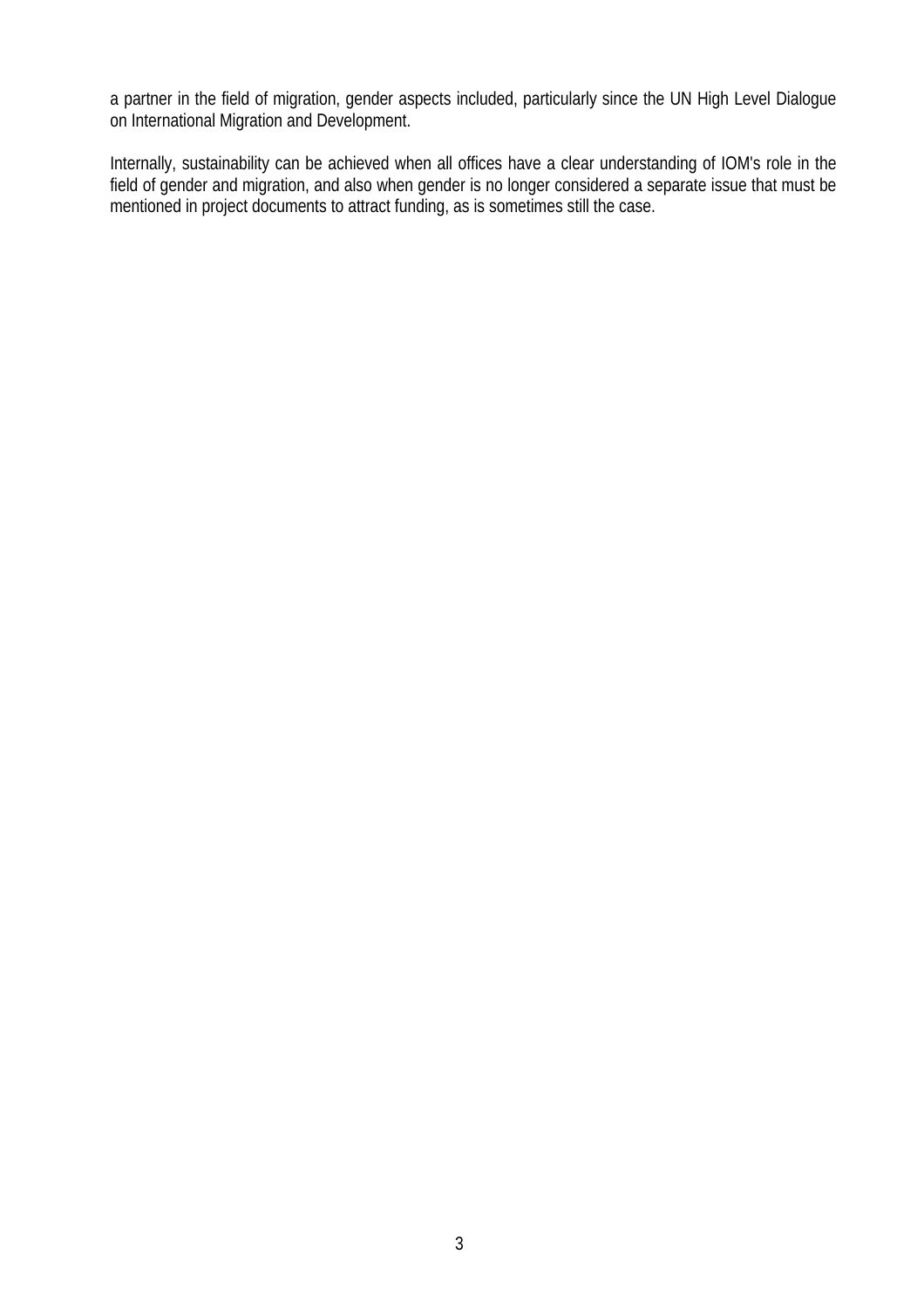a partner in the field of migration, gender aspects included, particularly since the UN High Level Dialogue on International Migration and Development.

Internally, sustainability can be achieved when all offices have a clear understanding of IOM's role in the field of gender and migration, and also when gender is no longer considered a separate issue that must be mentioned in project documents to attract funding, as is sometimes still the case.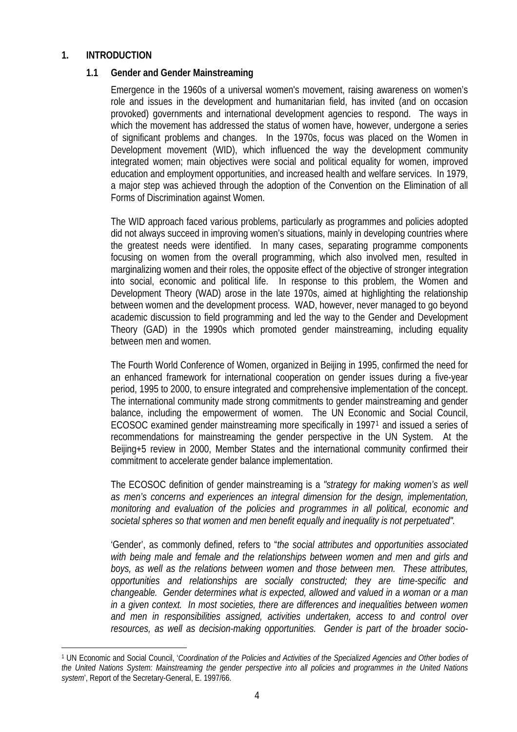# 1. INTRODUCTION

## 1.1 Gender and Gender Mainstreaming

Emergence in the 1960s of a universal women's movement, raising awareness on women's role and issues in the development and humanitarian field, has invited (and on occasion provoked) governments and international development agencies to respond. The ways in which the movement has addressed the status of women have, however, undergone a series of significant problems and changes. In the 1970s, focus was placed on the Women in Development movement (WID), which influenced the way the development community integrated women; main objectives were social and political equality for women, improved education and employment opportunities, and increased health and welfare services. In 1979, a major step was achieved through the adoption of the Convention on the Elimination of all Forms of Discrimination against Women.

The WID approach faced various problems, particularly as programmes and policies adopted did not always succeed in improving women's situations, mainly in developing countries where the greatest needs were identified. In many cases, separating programme components focusing on women from the overall programming, which also involved men, resulted in marginalizing women and their roles, the opposite effect of the objective of stronger integration into social, economic and political life. In response to this problem, the Women and Development Theory (WAD) arose in the late 1970s, aimed at highlighting the relationship between women and the development process. WAD, however, never managed to go beyond academic discussion to field programming and led the way to the Gender and Development Theory (GAD) in the 1990s which promoted gender mainstreaming, including equality between men and women.

The Fourth World Conference of Women, organized in Beijing in 1995, confirmed the need for an enhanced framework for international cooperation on gender issues during a five-year period, 1995 to 2000, to ensure integrated and comprehensive implementation of the concept. The international community made strong commitments to gender mainstreaming and gender balance, including the empowerment of women. The UN Economic and Social Council, ECOSOC examined gender mainstreaming more specifically in 1997[1] and issued a series of recommendations for mainstreaming the gender perspective in the UN System. At the Beijing+5 review in 2000, Member States and the international community confirmed their commitment to accelerate gender balance implementation.

The ECOSOC definition of gender mainstreaming is a *"strategy for making women's as well as men's concerns and experiences an integral dimension for the design, implementation, monitoring and evaluation of the policies and programmes in all political, economic and societal spheres so that women and men benefit equally and inequality is not perpetuated"*.

'Gender', as commonly defined, refers to "*the social attributes and opportunities associated with being male and female and the relationships between women and men and girls and boys, as well as the relations between women and those between men. These attributes, opportunities and relationships are socially constructed; they are time-specific and changeable. Gender determines what is expected, allowed and valued in a woman or a man in a given context. In most societies, there are differences and inequalities between women and men in responsibilities assigned, activities undertaken, access to and control over resources, as well as decision-making opportunities. Gender is part of the broader socio-*

---

[1] UN Economic and Social Council, '*Coordination of the Policies and Activities of the Specialized Agencies and Other bodies of the United Nations System: Mainstreaming the gender perspective into all policies and programmes in the United Nations system*', Report of the Secretary-General, E. 1997/66.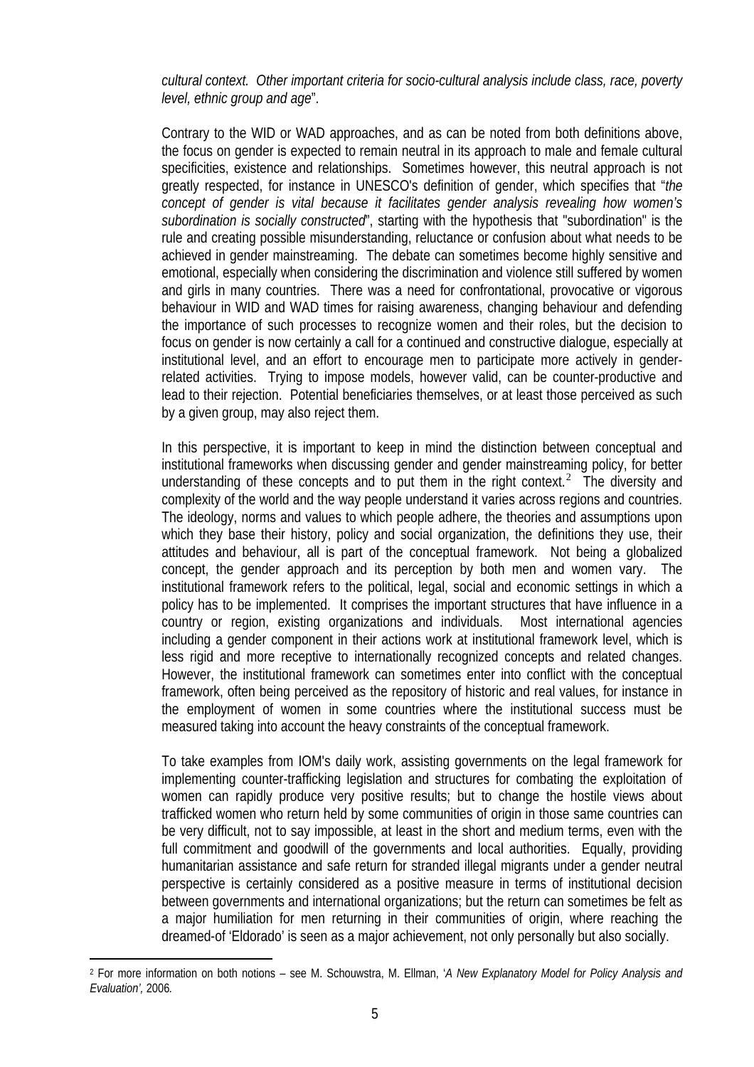*cultural context. Other important criteria for socio-cultural analysis include class, race, poverty level, ethnic group and age*".

Contrary to the WID or WAD approaches, and as can be noted from both definitions above, the focus on gender is expected to remain neutral in its approach to male and female cultural specificities, existence and relationships. Sometimes however, this neutral approach is not greatly respected, for instance in UNESCO's definition of gender, which specifies that "*the concept of gender is vital because it facilitates gender analysis revealing how women's subordination is socially constructed*", starting with the hypothesis that "subordination" is the rule and creating possible misunderstanding, reluctance or confusion about what needs to be achieved in gender mainstreaming. The debate can sometimes become highly sensitive and emotional, especially when considering the discrimination and violence still suffered by women and girls in many countries. There was a need for confrontational, provocative or vigorous behaviour in WID and WAD times for raising awareness, changing behaviour and defending the importance of such processes to recognize women and their roles, but the decision to focus on gender is now certainly a call for a continued and constructive dialogue, especially at institutional level, and an effort to encourage men to participate more actively in gender-related activities. Trying to impose models, however valid, can be counter-productive and lead to their rejection. Potential beneficiaries themselves, or at least those perceived as such by a given group, may also reject them.

In this perspective, it is important to keep in mind the distinction between conceptual and institutional frameworks when discussing gender and gender mainstreaming policy, for better understanding of these concepts and to put them in the right context.[2] The diversity and complexity of the world and the way people understand it varies across regions and countries. The ideology, norms and values to which people adhere, the theories and assumptions upon which they base their history, policy and social organization, the definitions they use, their attitudes and behaviour, all is part of the conceptual framework. Not being a globalized concept, the gender approach and its perception by both men and women vary. The institutional framework refers to the political, legal, social and economic settings in which a policy has to be implemented. It comprises the important structures that have influence in a country or region, existing organizations and individuals. Most international agencies including a gender component in their actions work at institutional framework level, which is less rigid and more receptive to internationally recognized concepts and related changes. However, the institutional framework can sometimes enter into conflict with the conceptual framework, often being perceived as the repository of historic and real values, for instance in the employment of women in some countries where the institutional success must be measured taking into account the heavy constraints of the conceptual framework.

To take examples from IOM's daily work, assisting governments on the legal framework for implementing counter-trafficking legislation and structures for combating the exploitation of women can rapidly produce very positive results; but to change the hostile views about trafficked women who return held by some communities of origin in those same countries can be very difficult, not to say impossible, at least in the short and medium terms, even with the full commitment and goodwill of the governments and local authorities. Equally, providing humanitarian assistance and safe return for stranded illegal migrants under a gender neutral perspective is certainly considered as a positive measure in terms of institutional decision between governments and international organizations; but the return can sometimes be felt as a major humiliation for men returning in their communities of origin, where reaching the dreamed-of 'Eldorado' is seen as a major achievement, not only personally but also socially.

---

[2] For more information on both notions – see M. Schouwstra, M. Ellman, '*A New Explanatory Model for Policy Analysis and Evaluation'*, 2006.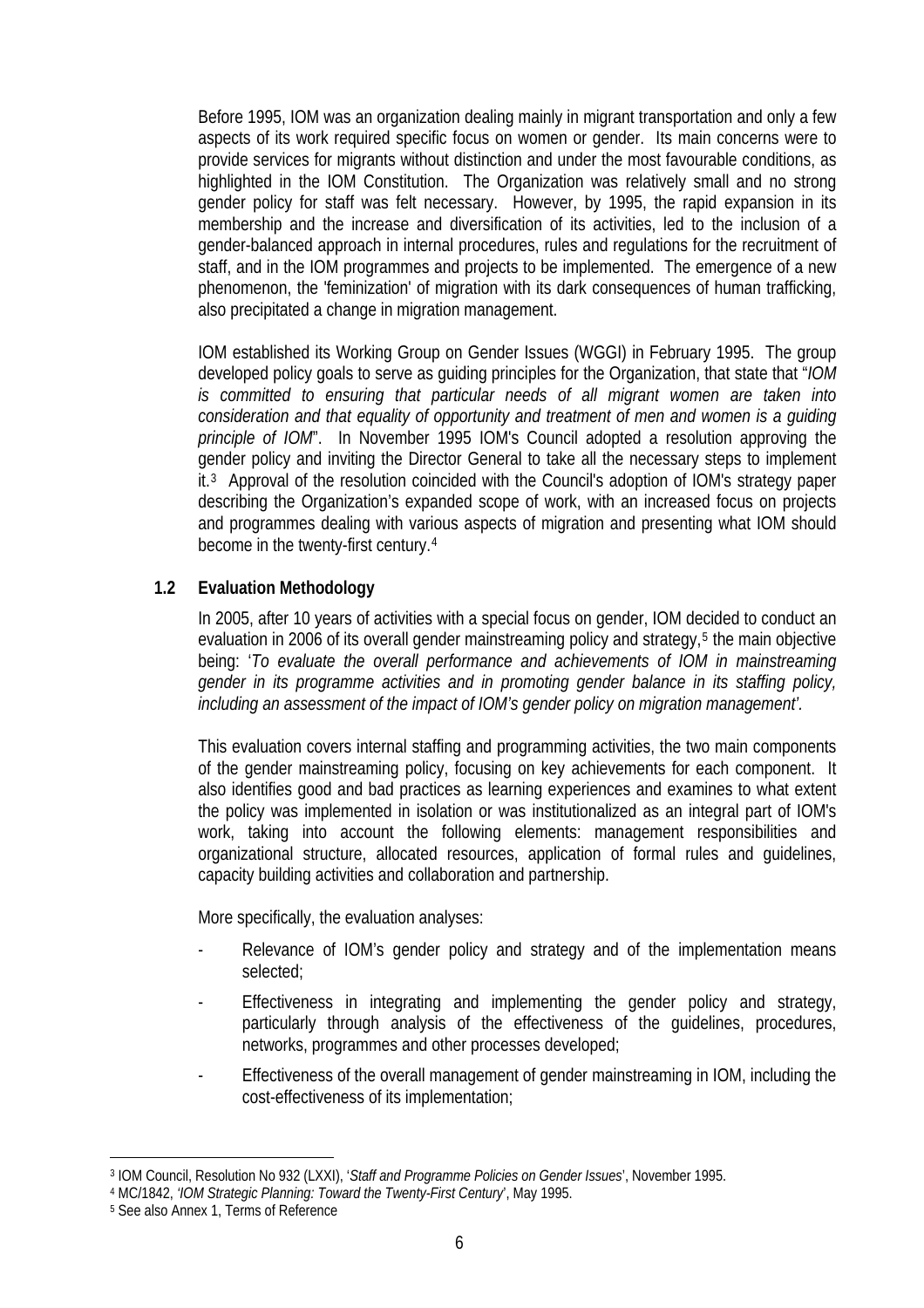Before 1995, IOM was an organization dealing mainly in migrant transportation and only a few aspects of its work required specific focus on women or gender. Its main concerns were to provide services for migrants without distinction and under the most favourable conditions, as highlighted in the IOM Constitution. The Organization was relatively small and no strong gender policy for staff was felt necessary. However, by 1995, the rapid expansion in its membership and the increase and diversification of its activities, led to the inclusion of a gender-balanced approach in internal procedures, rules and regulations for the recruitment of staff, and in the IOM programmes and projects to be implemented. The emergence of a new phenomenon, the 'feminization' of migration with its dark consequences of human trafficking, also precipitated a change in migration management.

IOM established its Working Group on Gender Issues (WGGI) in February 1995. The group developed policy goals to serve as guiding principles for the Organization, that state that "*IOM is committed to ensuring that particular needs of all migrant women are taken into consideration and that equality of opportunity and treatment of men and women is a guiding principle of IOM*". In November 1995 IOM's Council adopted a resolution approving the gender policy and inviting the Director General to take all the necessary steps to implement it.[3] Approval of the resolution coincided with the Council's adoption of IOM's strategy paper describing the Organization's expanded scope of work, with an increased focus on projects and programmes dealing with various aspects of migration and presenting what IOM should become in the twenty-first century.[4]

### 1.2 Evaluation Methodology

In 2005, after 10 years of activities with a special focus on gender, IOM decided to conduct an evaluation in 2006 of its overall gender mainstreaming policy and strategy,[5] the main objective being: '*To evaluate the overall performance and achievements of IOM in mainstreaming gender in its programme activities and in promoting gender balance in its staffing policy, including an assessment of the impact of IOM's gender policy on migration management'*.

This evaluation covers internal staffing and programming activities, the two main components of the gender mainstreaming policy, focusing on key achievements for each component. It also identifies good and bad practices as learning experiences and examines to what extent the policy was implemented in isolation or was institutionalized as an integral part of IOM's work, taking into account the following elements: management responsibilities and organizational structure, allocated resources, application of formal rules and guidelines, capacity building activities and collaboration and partnership.

More specifically, the evaluation analyses:

- Relevance of IOM's gender policy and strategy and of the implementation means selected;
- Effectiveness in integrating and implementing the gender policy and strategy, particularly through analysis of the effectiveness of the guidelines, procedures, networks, programmes and other processes developed;
- Effectiveness of the overall management of gender mainstreaming in IOM, including the cost-effectiveness of its implementation;

---

[3] IOM Council, Resolution No 932 (LXXI), '*Staff and Programme Policies on Gender Issues*', November 1995.

[4] MC/1842, '*IOM Strategic Planning: Toward the Twenty-First Century*', May 1995.

[5] See also Annex 1, Terms of Reference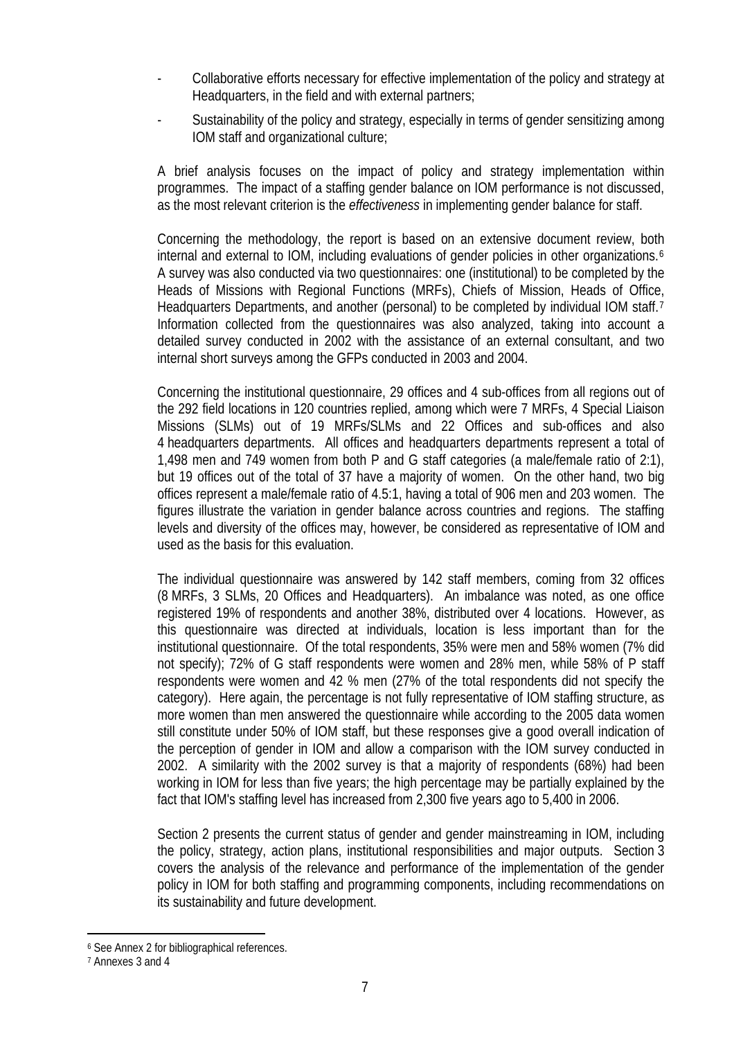- Collaborative efforts necessary for effective implementation of the policy and strategy at Headquarters, in the field and with external partners;
- Sustainability of the policy and strategy, especially in terms of gender sensitizing among IOM staff and organizational culture;

A brief analysis focuses on the impact of policy and strategy implementation within programmes. The impact of a staffing gender balance on IOM performance is not discussed, as the most relevant criterion is the *effectiveness* in implementing gender balance for staff.

Concerning the methodology, the report is based on an extensive document review, both internal and external to IOM, including evaluations of gender policies in other organizations.[6] A survey was also conducted via two questionnaires: one (institutional) to be completed by the Heads of Missions with Regional Functions (MRFs), Chiefs of Mission, Heads of Office, Headquarters Departments, and another (personal) to be completed by individual IOM staff.[7] Information collected from the questionnaires was also analyzed, taking into account a detailed survey conducted in 2002 with the assistance of an external consultant, and two internal short surveys among the GFPs conducted in 2003 and 2004.

Concerning the institutional questionnaire, 29 offices and 4 sub-offices from all regions out of the 292 field locations in 120 countries replied, among which were 7 MRFs, 4 Special Liaison Missions (SLMs) out of 19 MRFs/SLMs and 22 Offices and sub-offices and also 4 headquarters departments. All offices and headquarters departments represent a total of 1,498 men and 749 women from both P and G staff categories (a male/female ratio of 2:1), but 19 offices out of the total of 37 have a majority of women. On the other hand, two big offices represent a male/female ratio of 4.5:1, having a total of 906 men and 203 women. The figures illustrate the variation in gender balance across countries and regions. The staffing levels and diversity of the offices may, however, be considered as representative of IOM and used as the basis for this evaluation.

The individual questionnaire was answered by 142 staff members, coming from 32 offices (8 MRFs, 3 SLMs, 20 Offices and Headquarters). An imbalance was noted, as one office registered 19% of respondents and another 38%, distributed over 4 locations. However, as this questionnaire was directed at individuals, location is less important than for the institutional questionnaire. Of the total respondents, 35% were men and 58% women (7% did not specify); 72% of G staff respondents were women and 28% men, while 58% of P staff respondents were women and 42 % men (27% of the total respondents did not specify the category). Here again, the percentage is not fully representative of IOM staffing structure, as more women than men answered the questionnaire while according to the 2005 data women still constitute under 50% of IOM staff, but these responses give a good overall indication of the perception of gender in IOM and allow a comparison with the IOM survey conducted in 2002. A similarity with the 2002 survey is that a majority of respondents (68%) had been working in IOM for less than five years; the high percentage may be partially explained by the fact that IOM's staffing level has increased from 2,300 five years ago to 5,400 in 2006.

Section 2 presents the current status of gender and gender mainstreaming in IOM, including the policy, strategy, action plans, institutional responsibilities and major outputs. Section 3 covers the analysis of the relevance and performance of the implementation of the gender policy in IOM for both staffing and programming components, including recommendations on its sustainability and future development.

---

[6] See Annex 2 for bibliographical references.

[7] Annexes 3 and 4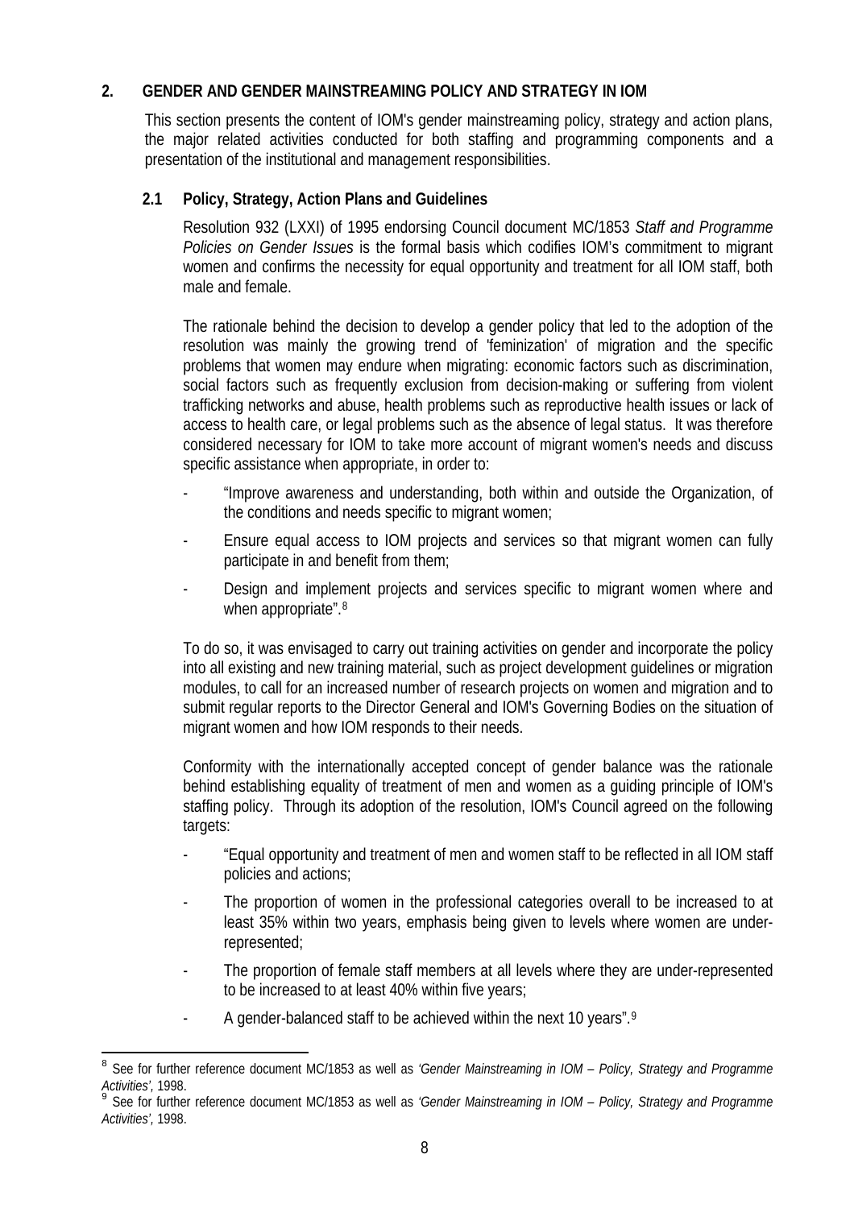## 2. GENDER AND GENDER MAINSTREAMING POLICY AND STRATEGY IN IOM

This section presents the content of IOM's gender mainstreaming policy, strategy and action plans, the major related activities conducted for both staffing and programming components and a presentation of the institutional and management responsibilities.

### 2.1 Policy, Strategy, Action Plans and Guidelines

Resolution 932 (LXXI) of 1995 endorsing Council document MC/1853 *Staff and Programme Policies on Gender Issues* is the formal basis which codifies IOM's commitment to migrant women and confirms the necessity for equal opportunity and treatment for all IOM staff, both male and female.

The rationale behind the decision to develop a gender policy that led to the adoption of the resolution was mainly the growing trend of 'feminization' of migration and the specific problems that women may endure when migrating: economic factors such as discrimination, social factors such as frequently exclusion from decision-making or suffering from violent trafficking networks and abuse, health problems such as reproductive health issues or lack of access to health care, or legal problems such as the absence of legal status. It was therefore considered necessary for IOM to take more account of migrant women's needs and discuss specific assistance when appropriate, in order to:

- "Improve awareness and understanding, both within and outside the Organization, of the conditions and needs specific to migrant women;
- Ensure equal access to IOM projects and services so that migrant women can fully participate in and benefit from them;
- Design and implement projects and services specific to migrant women where and when appropriate".[8]

To do so, it was envisaged to carry out training activities on gender and incorporate the policy into all existing and new training material, such as project development guidelines or migration modules, to call for an increased number of research projects on women and migration and to submit regular reports to the Director General and IOM's Governing Bodies on the situation of migrant women and how IOM responds to their needs.

Conformity with the internationally accepted concept of gender balance was the rationale behind establishing equality of treatment of men and women as a guiding principle of IOM's staffing policy. Through its adoption of the resolution, IOM's Council agreed on the following targets:

- "Equal opportunity and treatment of men and women staff to be reflected in all IOM staff policies and actions;
- The proportion of women in the professional categories overall to be increased to at least 35% within two years, emphasis being given to levels where women are under-represented;
- The proportion of female staff members at all levels where they are under-represented to be increased to at least 40% within five years;
- A gender-balanced staff to be achieved within the next 10 years".[9]

---

[8] See for further reference document MC/1853 as well as *'Gender Mainstreaming in IOM – Policy, Strategy and Programme Activities'*, 1998.

[9] See for further reference document MC/1853 as well as *'Gender Mainstreaming in IOM – Policy, Strategy and Programme Activities'*, 1998.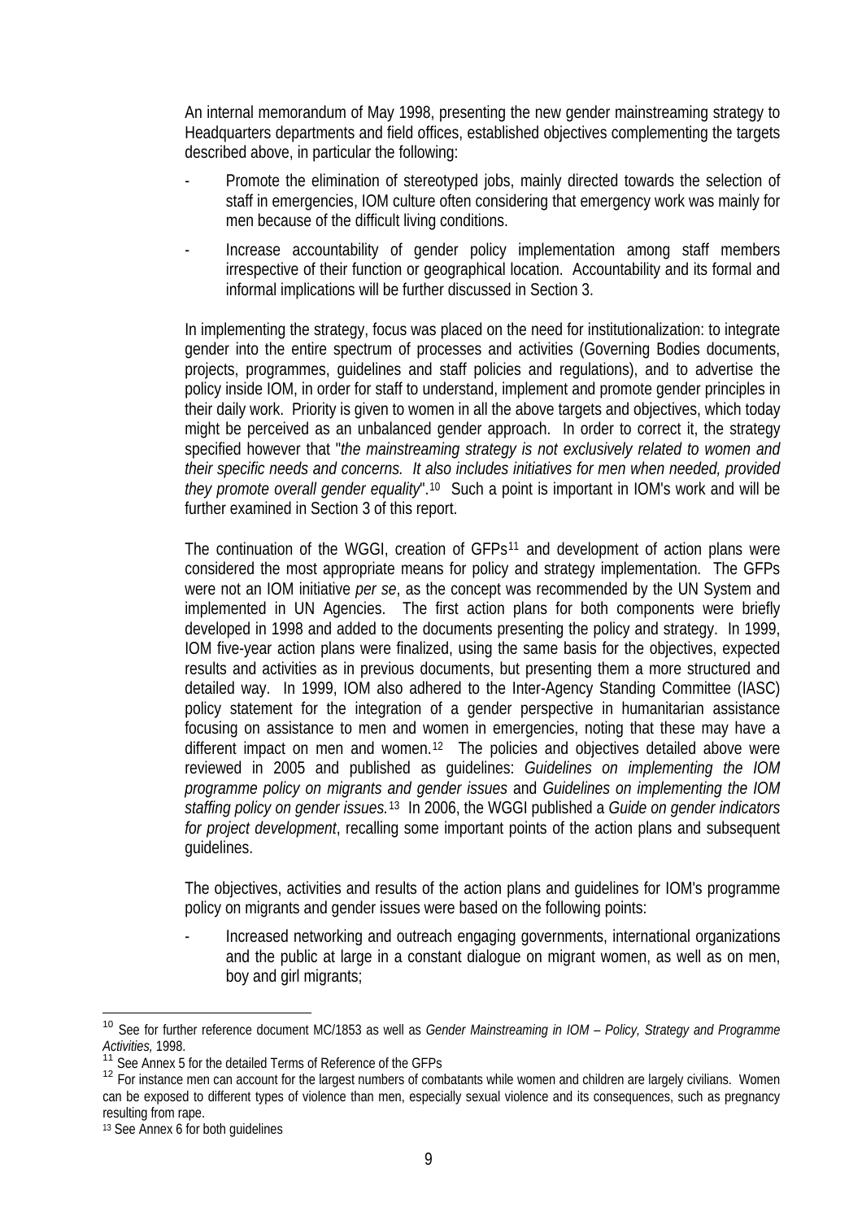An internal memorandum of May 1998, presenting the new gender mainstreaming strategy to Headquarters departments and field offices, established objectives complementing the targets described above, in particular the following:

- Promote the elimination of stereotyped jobs, mainly directed towards the selection of staff in emergencies, IOM culture often considering that emergency work was mainly for men because of the difficult living conditions.
- Increase accountability of gender policy implementation among staff members irrespective of their function or geographical location. Accountability and its formal and informal implications will be further discussed in Section 3.

In implementing the strategy, focus was placed on the need for institutionalization: to integrate gender into the entire spectrum of processes and activities (Governing Bodies documents, projects, programmes, guidelines and staff policies and regulations), and to advertise the policy inside IOM, in order for staff to understand, implement and promote gender principles in their daily work. Priority is given to women in all the above targets and objectives, which today might be perceived as an unbalanced gender approach. In order to correct it, the strategy specified however that "*the mainstreaming strategy is not exclusively related to women and their specific needs and concerns. It also includes initiatives for men when needed, provided they promote overall gender equality*".[10] Such a point is important in IOM's work and will be further examined in Section 3 of this report.

The continuation of the WGGI, creation of GFPs[11] and development of action plans were considered the most appropriate means for policy and strategy implementation. The GFPs were not an IOM initiative *per se*, as the concept was recommended by the UN System and implemented in UN Agencies. The first action plans for both components were briefly developed in 1998 and added to the documents presenting the policy and strategy. In 1999, IOM five-year action plans were finalized, using the same basis for the objectives, expected results and activities as in previous documents, but presenting them a more structured and detailed way. In 1999, IOM also adhered to the Inter-Agency Standing Committee (IASC) policy statement for the integration of a gender perspective in humanitarian assistance focusing on assistance to men and women in emergencies, noting that these may have a different impact on men and women.[12] The policies and objectives detailed above were reviewed in 2005 and published as guidelines: *Guidelines on implementing the IOM programme policy on migrants and gender issues* and *Guidelines on implementing the IOM staffing policy on gender issues.*[13] In 2006, the WGGI published a *Guide on gender indicators for project development*, recalling some important points of the action plans and subsequent guidelines.

The objectives, activities and results of the action plans and guidelines for IOM's programme policy on migrants and gender issues were based on the following points:

- Increased networking and outreach engaging governments, international organizations and the public at large in a constant dialogue on migrant women, as well as on men, boy and girl migrants;

---

[10] See for further reference document MC/1853 as well as *Gender Mainstreaming in IOM – Policy, Strategy and Programme Activities,* 1998.

[11] See Annex 5 for the detailed Terms of Reference of the GFPs

[12] For instance men can account for the largest numbers of combatants while women and children are largely civilians. Women can be exposed to different types of violence than men, especially sexual violence and its consequences, such as pregnancy resulting from rape.

[13] See Annex 6 for both guidelines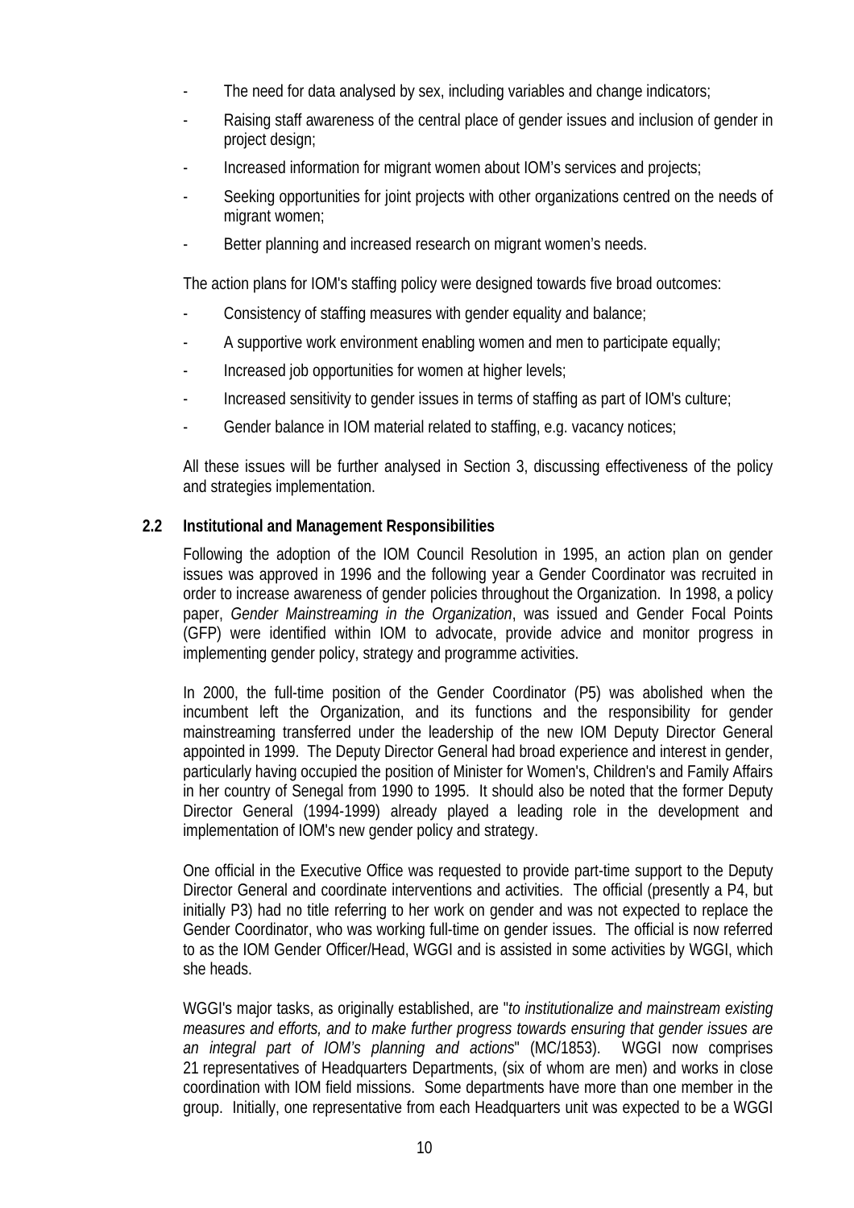- The need for data analysed by sex, including variables and change indicators;
- Raising staff awareness of the central place of gender issues and inclusion of gender in project design;
- Increased information for migrant women about IOM's services and projects;
- Seeking opportunities for joint projects with other organizations centred on the needs of migrant women;
- Better planning and increased research on migrant women's needs.

The action plans for IOM's staffing policy were designed towards five broad outcomes:

- Consistency of staffing measures with gender equality and balance;
- A supportive work environment enabling women and men to participate equally;
- Increased job opportunities for women at higher levels;
- Increased sensitivity to gender issues in terms of staffing as part of IOM's culture;
- Gender balance in IOM material related to staffing, e.g. vacancy notices;

All these issues will be further analysed in Section 3, discussing effectiveness of the policy and strategies implementation.

### 2.2 Institutional and Management Responsibilities

Following the adoption of the IOM Council Resolution in 1995, an action plan on gender issues was approved in 1996 and the following year a Gender Coordinator was recruited in order to increase awareness of gender policies throughout the Organization. In 1998, a policy paper, *Gender Mainstreaming in the Organization*, was issued and Gender Focal Points (GFP) were identified within IOM to advocate, provide advice and monitor progress in implementing gender policy, strategy and programme activities.

In 2000, the full-time position of the Gender Coordinator (P5) was abolished when the incumbent left the Organization, and its functions and the responsibility for gender mainstreaming transferred under the leadership of the new IOM Deputy Director General appointed in 1999. The Deputy Director General had broad experience and interest in gender, particularly having occupied the position of Minister for Women's, Children's and Family Affairs in her country of Senegal from 1990 to 1995. It should also be noted that the former Deputy Director General (1994-1999) already played a leading role in the development and implementation of IOM's new gender policy and strategy.

One official in the Executive Office was requested to provide part-time support to the Deputy Director General and coordinate interventions and activities. The official (presently a P4, but initially P3) had no title referring to her work on gender and was not expected to replace the Gender Coordinator, who was working full-time on gender issues. The official is now referred to as the IOM Gender Officer/Head, WGGI and is assisted in some activities by WGGI, which she heads.

WGGI's major tasks, as originally established, are "*to institutionalize and mainstream existing measures and efforts, and to make further progress towards ensuring that gender issues are an integral part of IOM's planning and actions*" (MC/1853). WGGI now comprises 21 representatives of Headquarters Departments, (six of whom are men) and works in close coordination with IOM field missions. Some departments have more than one member in the group. Initially, one representative from each Headquarters unit was expected to be a WGGI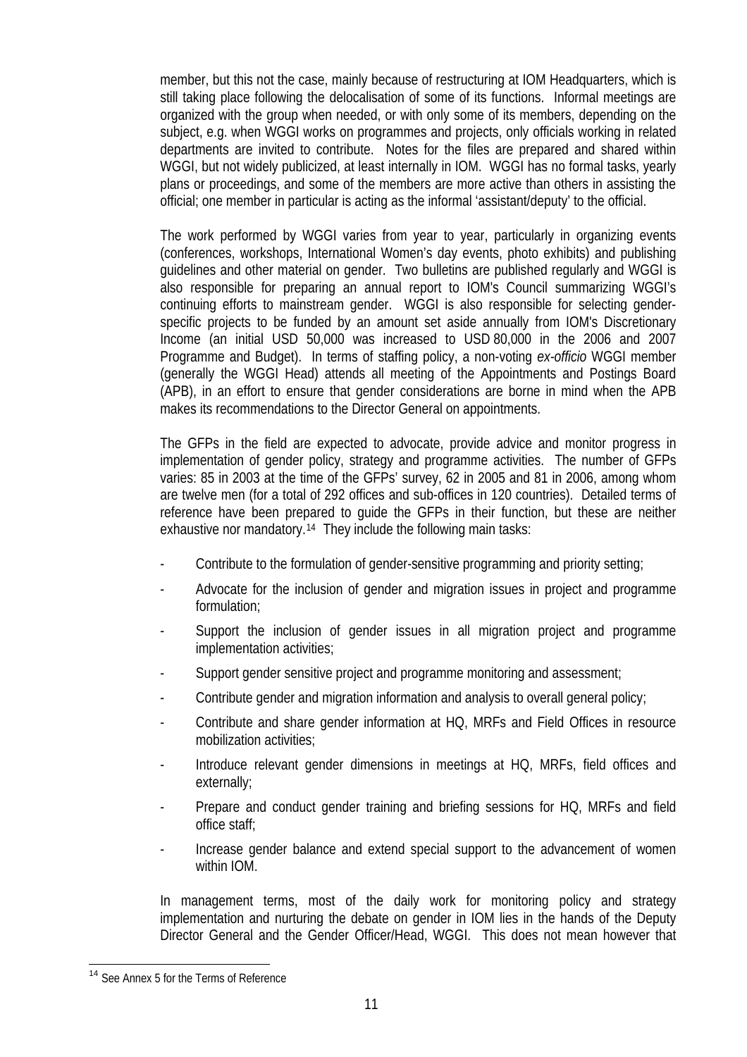member, but this not the case, mainly because of restructuring at IOM Headquarters, which is still taking place following the delocalisation of some of its functions. Informal meetings are organized with the group when needed, or with only some of its members, depending on the subject, e.g. when WGGI works on programmes and projects, only officials working in related departments are invited to contribute. Notes for the files are prepared and shared within WGGI, but not widely publicized, at least internally in IOM. WGGI has no formal tasks, yearly plans or proceedings, and some of the members are more active than others in assisting the official; one member in particular is acting as the informal 'assistant/deputy' to the official.

The work performed by WGGI varies from year to year, particularly in organizing events (conferences, workshops, International Women's day events, photo exhibits) and publishing guidelines and other material on gender. Two bulletins are published regularly and WGGI is also responsible for preparing an annual report to IOM's Council summarizing WGGI's continuing efforts to mainstream gender. WGGI is also responsible for selecting gender-specific projects to be funded by an amount set aside annually from IOM's Discretionary Income (an initial USD 50,000 was increased to USD 80,000 in the 2006 and 2007 Programme and Budget). In terms of staffing policy, a non-voting *ex-officio* WGGI member (generally the WGGI Head) attends all meeting of the Appointments and Postings Board (APB), in an effort to ensure that gender considerations are borne in mind when the APB makes its recommendations to the Director General on appointments.

The GFPs in the field are expected to advocate, provide advice and monitor progress in implementation of gender policy, strategy and programme activities. The number of GFPs varies: 85 in 2003 at the time of the GFPs' survey, 62 in 2005 and 81 in 2006, among whom are twelve men (for a total of 292 offices and sub-offices in 120 countries). Detailed terms of reference have been prepared to guide the GFPs in their function, but these are neither exhaustive nor mandatory.[14] They include the following main tasks:

- Contribute to the formulation of gender-sensitive programming and priority setting;
- Advocate for the inclusion of gender and migration issues in project and programme formulation;
- Support the inclusion of gender issues in all migration project and programme implementation activities;
- Support gender sensitive project and programme monitoring and assessment;
- Contribute gender and migration information and analysis to overall general policy;
- Contribute and share gender information at HQ, MRFs and Field Offices in resource mobilization activities;
- Introduce relevant gender dimensions in meetings at HQ, MRFs, field offices and externally;
- Prepare and conduct gender training and briefing sessions for HQ, MRFs and field office staff;
- Increase gender balance and extend special support to the advancement of women within IOM.

In management terms, most of the daily work for monitoring policy and strategy implementation and nurturing the debate on gender in IOM lies in the hands of the Deputy Director General and the Gender Officer/Head, WGGI. This does not mean however that

[14] See Annex 5 for the Terms of Reference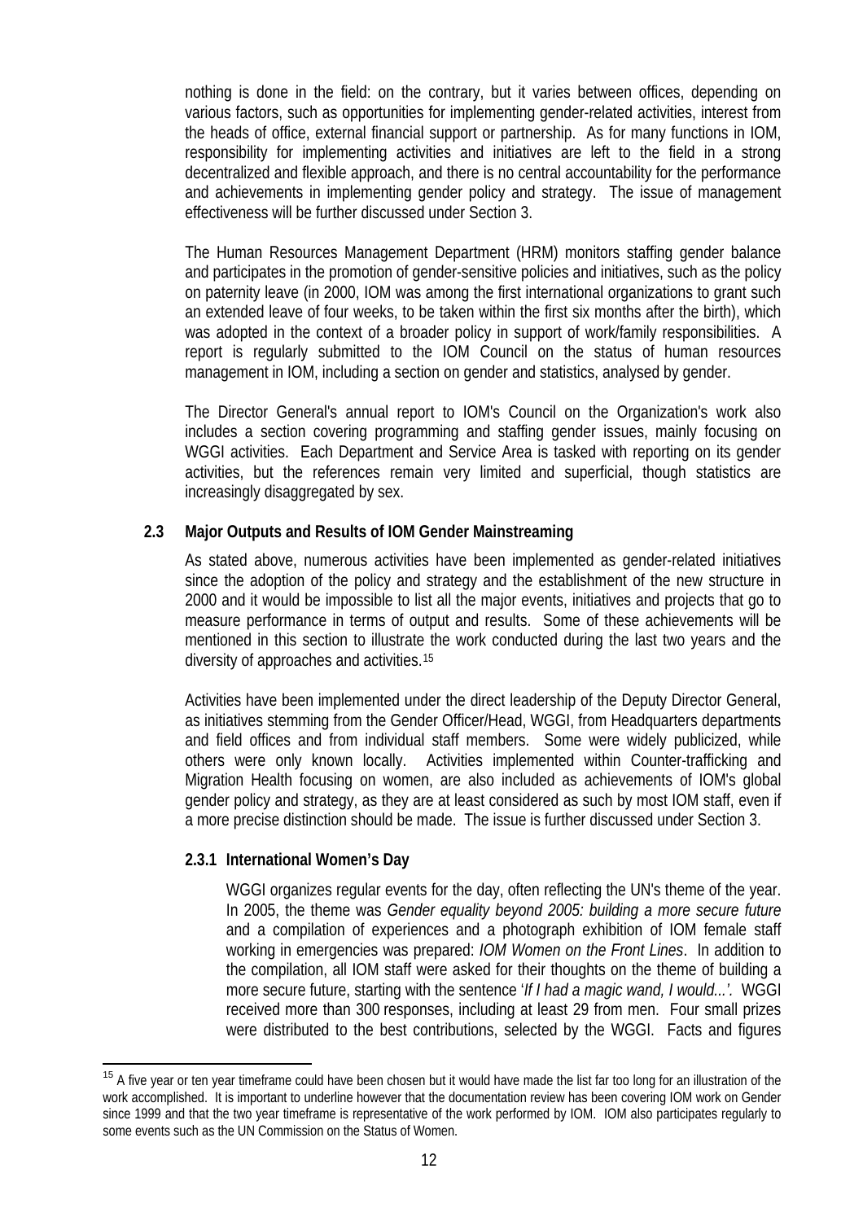nothing is done in the field: on the contrary, but it varies between offices, depending on various factors, such as opportunities for implementing gender-related activities, interest from the heads of office, external financial support or partnership. As for many functions in IOM, responsibility for implementing activities and initiatives are left to the field in a strong decentralized and flexible approach, and there is no central accountability for the performance and achievements in implementing gender policy and strategy. The issue of management effectiveness will be further discussed under Section 3.

The Human Resources Management Department (HRM) monitors staffing gender balance and participates in the promotion of gender-sensitive policies and initiatives, such as the policy on paternity leave (in 2000, IOM was among the first international organizations to grant such an extended leave of four weeks, to be taken within the first six months after the birth), which was adopted in the context of a broader policy in support of work/family responsibilities. A report is regularly submitted to the IOM Council on the status of human resources management in IOM, including a section on gender and statistics, analysed by gender.

The Director General's annual report to IOM's Council on the Organization's work also includes a section covering programming and staffing gender issues, mainly focusing on WGGI activities. Each Department and Service Area is tasked with reporting on its gender activities, but the references remain very limited and superficial, though statistics are increasingly disaggregated by sex.

### 2.3 Major Outputs and Results of IOM Gender Mainstreaming

As stated above, numerous activities have been implemented as gender-related initiatives since the adoption of the policy and strategy and the establishment of the new structure in 2000 and it would be impossible to list all the major events, initiatives and projects that go to measure performance in terms of output and results. Some of these achievements will be mentioned in this section to illustrate the work conducted during the last two years and the diversity of approaches and activities.[15]

Activities have been implemented under the direct leadership of the Deputy Director General, as initiatives stemming from the Gender Officer/Head, WGGI, from Headquarters departments and field offices and from individual staff members. Some were widely publicized, while others were only known locally. Activities implemented within Counter-trafficking and Migration Health focusing on women, are also included as achievements of IOM's global gender policy and strategy, as they are at least considered as such by most IOM staff, even if a more precise distinction should be made. The issue is further discussed under Section 3.

#### 2.3.1 International Women's Day

WGGI organizes regular events for the day, often reflecting the UN's theme of the year. In 2005, the theme was *Gender equality beyond 2005: building a more secure future* and a compilation of experiences and a photograph exhibition of IOM female staff working in emergencies was prepared: *IOM Women on the Front Lines*. In addition to the compilation, all IOM staff were asked for their thoughts on the theme of building a more secure future, starting with the sentence '*If I had a magic wand, I would...'.* WGGI received more than 300 responses, including at least 29 from men. Four small prizes were distributed to the best contributions, selected by the WGGI. Facts and figures

[15] A five year or ten year timeframe could have been chosen but it would have made the list far too long for an illustration of the work accomplished. It is important to underline however that the documentation review has been covering IOM work on Gender since 1999 and that the two year timeframe is representative of the work performed by IOM. IOM also participates regularly to some events such as the UN Commission on the Status of Women.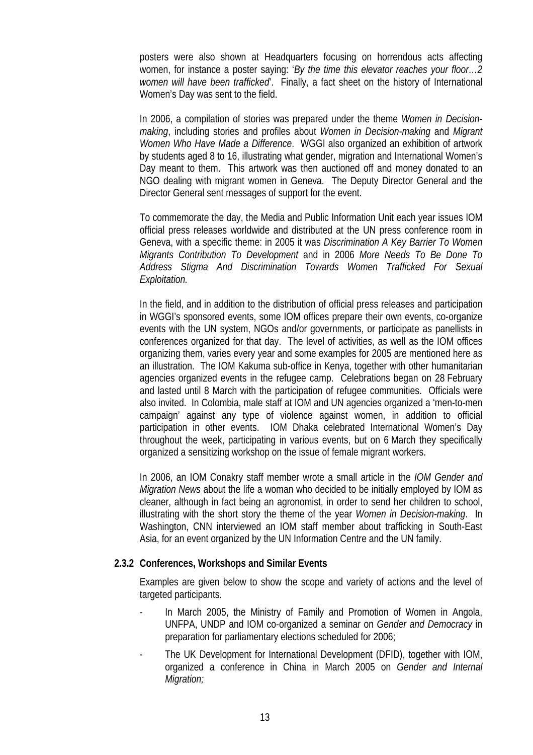posters were also shown at Headquarters focusing on horrendous acts affecting women, for instance a poster saying: '*By the time this elevator reaches your floor…2 women will have been trafficked*'. Finally, a fact sheet on the history of International Women's Day was sent to the field.

In 2006, a compilation of stories was prepared under the theme *Women in Decision-making*, including stories and profiles about *Women in Decision-making* and *Migrant Women Who Have Made a Difference*. WGGI also organized an exhibition of artwork by students aged 8 to 16, illustrating what gender, migration and International Women's Day meant to them. This artwork was then auctioned off and money donated to an NGO dealing with migrant women in Geneva. The Deputy Director General and the Director General sent messages of support for the event.

To commemorate the day, the Media and Public Information Unit each year issues IOM official press releases worldwide and distributed at the UN press conference room in Geneva, with a specific theme: in 2005 it was *Discrimination A Key Barrier To Women Migrants Contribution To Development* and in 2006 *More Needs To Be Done To Address Stigma And Discrimination Towards Women Trafficked For Sexual Exploitation.*

In the field, and in addition to the distribution of official press releases and participation in WGGI's sponsored events, some IOM offices prepare their own events, co-organize events with the UN system, NGOs and/or governments, or participate as panellists in conferences organized for that day. The level of activities, as well as the IOM offices organizing them, varies every year and some examples for 2005 are mentioned here as an illustration. The IOM Kakuma sub-office in Kenya, together with other humanitarian agencies organized events in the refugee camp. Celebrations began on 28 February and lasted until 8 March with the participation of refugee communities. Officials were also invited. In Colombia, male staff at IOM and UN agencies organized a 'men-to-men campaign' against any type of violence against women, in addition to official participation in other events. IOM Dhaka celebrated International Women's Day throughout the week, participating in various events, but on 6 March they specifically organized a sensitizing workshop on the issue of female migrant workers.

In 2006, an IOM Conakry staff member wrote a small article in the *IOM Gender and Migration News* about the life a woman who decided to be initially employed by IOM as cleaner, although in fact being an agronomist, in order to send her children to school, illustrating with the short story the theme of the year *Women in Decision-making*. In Washington, CNN interviewed an IOM staff member about trafficking in South-East Asia, for an event organized by the UN Information Centre and the UN family.

### 2.3.2 Conferences, Workshops and Similar Events

Examples are given below to show the scope and variety of actions and the level of targeted participants.

- In March 2005, the Ministry of Family and Promotion of Women in Angola, UNFPA, UNDP and IOM co-organized a seminar on *Gender and Democracy* in preparation for parliamentary elections scheduled for 2006;
- The UK Development for International Development (DFID), together with IOM, organized a conference in China in March 2005 on *Gender and Internal Migration;*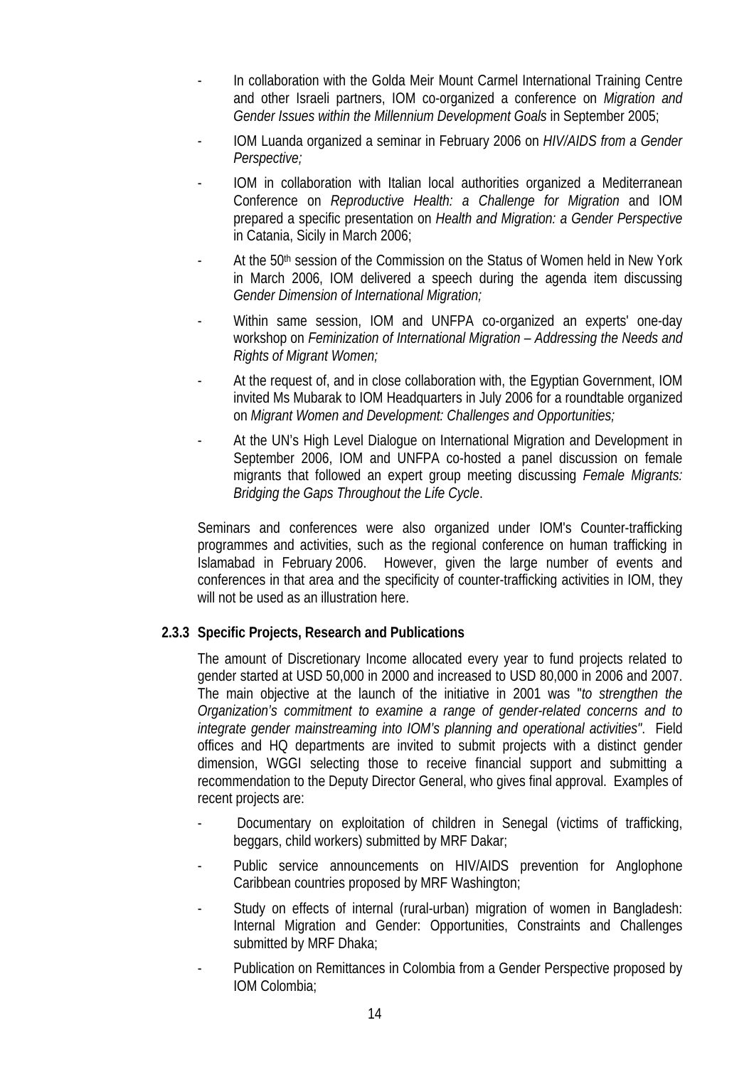- In collaboration with the Golda Meir Mount Carmel International Training Centre and other Israeli partners, IOM co-organized a conference on *Migration and Gender Issues within the Millennium Development Goals* in September 2005;
- IOM Luanda organized a seminar in February 2006 on *HIV/AIDS from a Gender Perspective;*
- IOM in collaboration with Italian local authorities organized a Mediterranean Conference on *Reproductive Health: a Challenge for Migration* and IOM prepared a specific presentation on *Health and Migration: a Gender Perspective* in Catania, Sicily in March 2006;
- At the 50th session of the Commission on the Status of Women held in New York in March 2006, IOM delivered a speech during the agenda item discussing *Gender Dimension of International Migration;*
- Within same session, IOM and UNFPA co-organized an experts' one-day workshop on *Feminization of International Migration – Addressing the Needs and Rights of Migrant Women;*
- At the request of, and in close collaboration with, the Egyptian Government, IOM invited Ms Mubarak to IOM Headquarters in July 2006 for a roundtable organized on *Migrant Women and Development: Challenges and Opportunities;*
- At the UN's High Level Dialogue on International Migration and Development in September 2006, IOM and UNFPA co-hosted a panel discussion on female migrants that followed an expert group meeting discussing *Female Migrants: Bridging the Gaps Throughout the Life Cycle*.

Seminars and conferences were also organized under IOM's Counter-trafficking programmes and activities, such as the regional conference on human trafficking in Islamabad in February 2006. However, given the large number of events and conferences in that area and the specificity of counter-trafficking activities in IOM, they will not be used as an illustration here.

### 2.3.3 Specific Projects, Research and Publications

The amount of Discretionary Income allocated every year to fund projects related to gender started at USD 50,000 in 2000 and increased to USD 80,000 in 2006 and 2007. The main objective at the launch of the initiative in 2001 was "*to strengthen the Organization's commitment to examine a range of gender-related concerns and to integrate gender mainstreaming into IOM's planning and operational activities"*. Field offices and HQ departments are invited to submit projects with a distinct gender dimension, WGGI selecting those to receive financial support and submitting a recommendation to the Deputy Director General, who gives final approval. Examples of recent projects are:

- Documentary on exploitation of children in Senegal (victims of trafficking, beggars, child workers) submitted by MRF Dakar;
- Public service announcements on HIV/AIDS prevention for Anglophone Caribbean countries proposed by MRF Washington;
- Study on effects of internal (rural-urban) migration of women in Bangladesh: Internal Migration and Gender: Opportunities, Constraints and Challenges submitted by MRF Dhaka;
- Publication on Remittances in Colombia from a Gender Perspective proposed by IOM Colombia;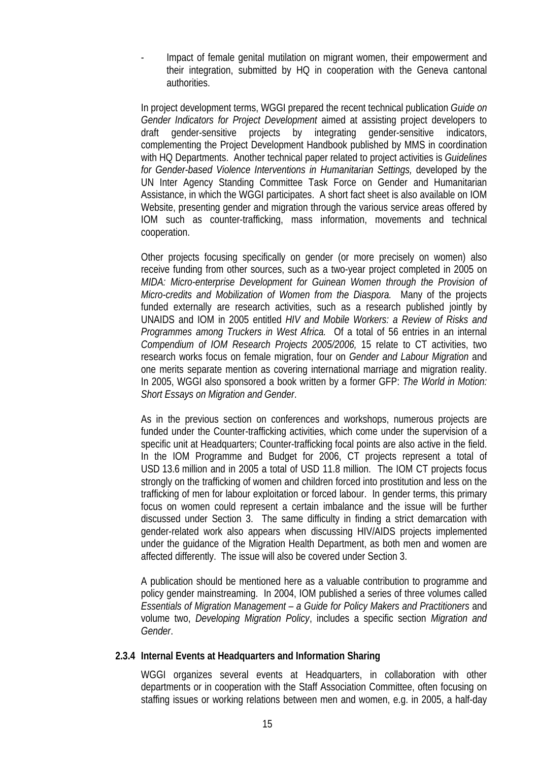- Impact of female genital mutilation on migrant women, their empowerment and their integration, submitted by HQ in cooperation with the Geneva cantonal authorities.

In project development terms, WGGI prepared the recent technical publication *Guide on Gender Indicators for Project Development* aimed at assisting project developers to draft gender-sensitive projects by integrating gender-sensitive indicators, complementing the Project Development Handbook published by MMS in coordination with HQ Departments. Another technical paper related to project activities is *Guidelines for Gender-based Violence Interventions in Humanitarian Settings,* developed by the UN Inter Agency Standing Committee Task Force on Gender and Humanitarian Assistance, in which the WGGI participates. A short fact sheet is also available on IOM Website, presenting gender and migration through the various service areas offered by IOM such as counter-trafficking, mass information, movements and technical cooperation.

Other projects focusing specifically on gender (or more precisely on women) also receive funding from other sources, such as a two-year project completed in 2005 on *MIDA: Micro-enterprise Development for Guinean Women through the Provision of Micro-credits and Mobilization of Women from the Diaspora.* Many of the projects funded externally are research activities, such as a research published jointly by UNAIDS and IOM in 2005 entitled *HIV and Mobile Workers: a Review of Risks and Programmes among Truckers in West Africa.* Of a total of 56 entries in an internal *Compendium of IOM Research Projects 2005/2006,* 15 relate to CT activities, two research works focus on female migration, four on *Gender and Labour Migration* and one merits separate mention as covering international marriage and migration reality. In 2005, WGGI also sponsored a book written by a former GFP: *The World in Motion: Short Essays on Migration and Gender*.

As in the previous section on conferences and workshops, numerous projects are funded under the Counter-trafficking activities, which come under the supervision of a specific unit at Headquarters; Counter-trafficking focal points are also active in the field. In the IOM Programme and Budget for 2006, CT projects represent a total of USD 13.6 million and in 2005 a total of USD 11.8 million. The IOM CT projects focus strongly on the trafficking of women and children forced into prostitution and less on the trafficking of men for labour exploitation or forced labour. In gender terms, this primary focus on women could represent a certain imbalance and the issue will be further discussed under Section 3. The same difficulty in finding a strict demarcation with gender-related work also appears when discussing HIV/AIDS projects implemented under the guidance of the Migration Health Department, as both men and women are affected differently. The issue will also be covered under Section 3.

A publication should be mentioned here as a valuable contribution to programme and policy gender mainstreaming. In 2004, IOM published a series of three volumes called *Essentials of Migration Management – a Guide for Policy Makers and Practitioners* and volume two, *Developing Migration Policy*, includes a specific section *Migration and Gender*.

### 2.3.4 Internal Events at Headquarters and Information Sharing

WGGI organizes several events at Headquarters, in collaboration with other departments or in cooperation with the Staff Association Committee, often focusing on staffing issues or working relations between men and women, e.g. in 2005, a half-day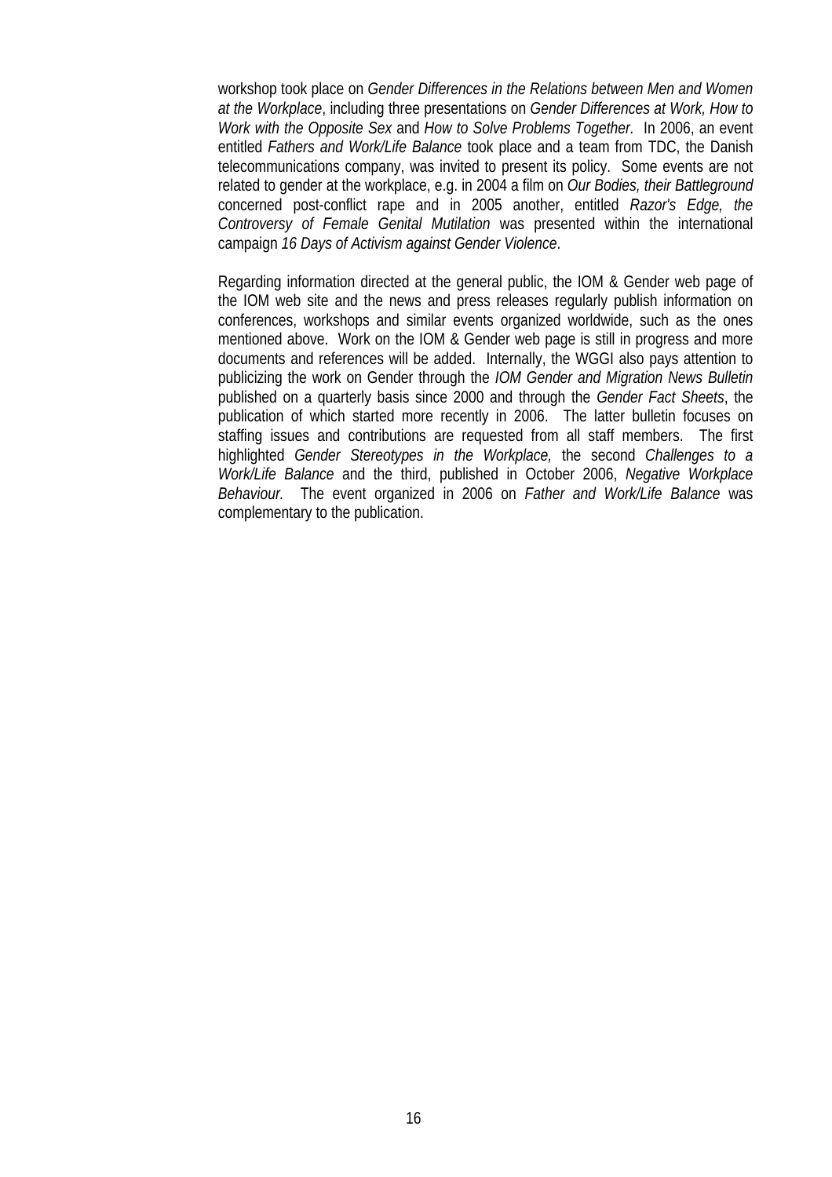workshop took place on *Gender Differences in the Relations between Men and Women at the Workplace*, including three presentations on *Gender Differences at Work, How to Work with the Opposite Sex* and *How to Solve Problems Together.* In 2006, an event entitled *Fathers and Work/Life Balance* took place and a team from TDC, the Danish telecommunications company, was invited to present its policy. Some events are not related to gender at the workplace, e.g. in 2004 a film on *Our Bodies, their Battleground* concerned post-conflict rape and in 2005 another, entitled *Razor's Edge, the Controversy of Female Genital Mutilation* was presented within the international campaign *16 Days of Activism against Gender Violence*.

Regarding information directed at the general public, the IOM & Gender web page of the IOM web site and the news and press releases regularly publish information on conferences, workshops and similar events organized worldwide, such as the ones mentioned above. Work on the IOM & Gender web page is still in progress and more documents and references will be added. Internally, the WGGI also pays attention to publicizing the work on Gender through the *IOM Gender and Migration News Bulletin* published on a quarterly basis since 2000 and through the *Gender Fact Sheets*, the publication of which started more recently in 2006. The latter bulletin focuses on staffing issues and contributions are requested from all staff members. The first highlighted *Gender Stereotypes in the Workplace,* the second *Challenges to a Work/Life Balance* and the third, published in October 2006, *Negative Workplace Behaviour.* The event organized in 2006 on *Father and Work/Life Balance* was complementary to the publication.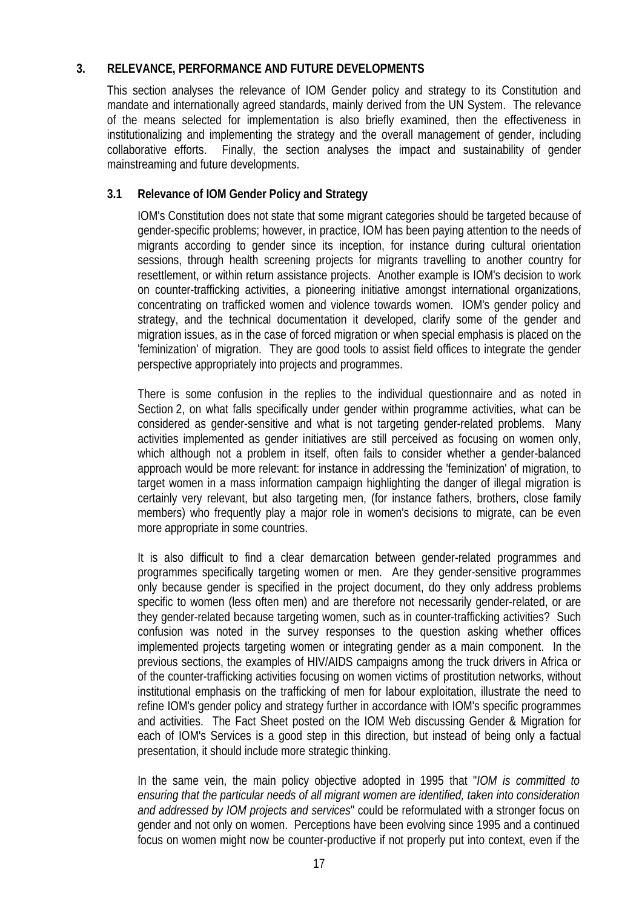## 3. RELEVANCE, PERFORMANCE AND FUTURE DEVELOPMENTS

This section analyses the relevance of IOM Gender policy and strategy to its Constitution and mandate and internationally agreed standards, mainly derived from the UN System. The relevance of the means selected for implementation is also briefly examined, then the effectiveness in institutionalizing and implementing the strategy and the overall management of gender, including collaborative efforts. Finally, the section analyses the impact and sustainability of gender mainstreaming and future developments.

### 3.1 Relevance of IOM Gender Policy and Strategy

IOM's Constitution does not state that some migrant categories should be targeted because of gender-specific problems; however, in practice, IOM has been paying attention to the needs of migrants according to gender since its inception, for instance during cultural orientation sessions, through health screening projects for migrants travelling to another country for resettlement, or within return assistance projects. Another example is IOM's decision to work on counter-trafficking activities, a pioneering initiative amongst international organizations, concentrating on trafficked women and violence towards women. IOM's gender policy and strategy, and the technical documentation it developed, clarify some of the gender and migration issues, as in the case of forced migration or when special emphasis is placed on the 'feminization' of migration. They are good tools to assist field offices to integrate the gender perspective appropriately into projects and programmes.

There is some confusion in the replies to the individual questionnaire and as noted in Section 2, on what falls specifically under gender within programme activities, what can be considered as gender-sensitive and what is not targeting gender-related problems. Many activities implemented as gender initiatives are still perceived as focusing on women only, which although not a problem in itself, often fails to consider whether a gender-balanced approach would be more relevant: for instance in addressing the 'feminization' of migration, to target women in a mass information campaign highlighting the danger of illegal migration is certainly very relevant, but also targeting men, (for instance fathers, brothers, close family members) who frequently play a major role in women's decisions to migrate, can be even more appropriate in some countries.

It is also difficult to find a clear demarcation between gender-related programmes and programmes specifically targeting women or men. Are they gender-sensitive programmes only because gender is specified in the project document, do they only address problems specific to women (less often men) and are therefore not necessarily gender-related, or are they gender-related because targeting women, such as in counter-trafficking activities? Such confusion was noted in the survey responses to the question asking whether offices implemented projects targeting women or integrating gender as a main component. In the previous sections, the examples of HIV/AIDS campaigns among the truck drivers in Africa or of the counter-trafficking activities focusing on women victims of prostitution networks, without institutional emphasis on the trafficking of men for labour exploitation, illustrate the need to refine IOM's gender policy and strategy further in accordance with IOM's specific programmes and activities. The Fact Sheet posted on the IOM Web discussing Gender & Migration for each of IOM's Services is a good step in this direction, but instead of being only a factual presentation, it should include more strategic thinking.

In the same vein, the main policy objective adopted in 1995 that "*IOM is committed to ensuring that the particular needs of all migrant women are identified, taken into consideration and addressed by IOM projects and services*" could be reformulated with a stronger focus on gender and not only on women. Perceptions have been evolving since 1995 and a continued focus on women might now be counter-productive if not properly put into context, even if the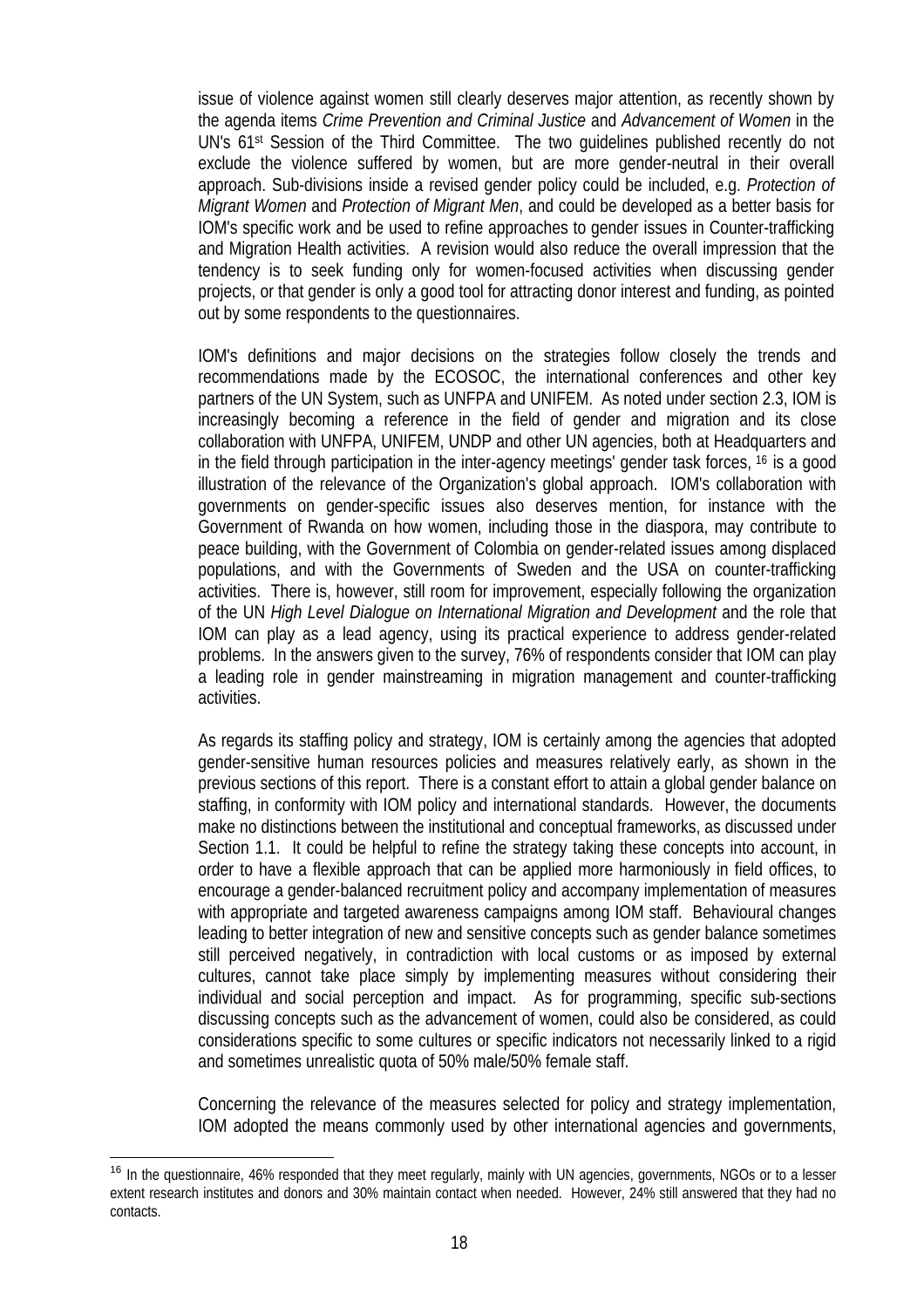issue of violence against women still clearly deserves major attention, as recently shown by the agenda items *Crime Prevention and Criminal Justice* and *Advancement of Women* in the UN's 61st Session of the Third Committee. The two guidelines published recently do not exclude the violence suffered by women, but are more gender-neutral in their overall approach. Sub-divisions inside a revised gender policy could be included, e.g. *Protection of Migrant Women* and *Protection of Migrant Men*, and could be developed as a better basis for IOM's specific work and be used to refine approaches to gender issues in Counter-trafficking and Migration Health activities. A revision would also reduce the overall impression that the tendency is to seek funding only for women-focused activities when discussing gender projects, or that gender is only a good tool for attracting donor interest and funding, as pointed out by some respondents to the questionnaires.

IOM's definitions and major decisions on the strategies follow closely the trends and recommendations made by the ECOSOC, the international conferences and other key partners of the UN System, such as UNFPA and UNIFEM. As noted under section 2.3, IOM is increasingly becoming a reference in the field of gender and migration and its close collaboration with UNFPA, UNIFEM, UNDP and other UN agencies, both at Headquarters and in the field through participation in the inter-agency meetings' gender task forces, [16] is a good illustration of the relevance of the Organization's global approach. IOM's collaboration with governments on gender-specific issues also deserves mention, for instance with the Government of Rwanda on how women, including those in the diaspora, may contribute to peace building, with the Government of Colombia on gender-related issues among displaced populations, and with the Governments of Sweden and the USA on counter-trafficking activities. There is, however, still room for improvement, especially following the organization of the UN *High Level Dialogue on International Migration and Development* and the role that IOM can play as a lead agency, using its practical experience to address gender-related problems. In the answers given to the survey, 76% of respondents consider that IOM can play a leading role in gender mainstreaming in migration management and counter-trafficking activities.

As regards its staffing policy and strategy, IOM is certainly among the agencies that adopted gender-sensitive human resources policies and measures relatively early, as shown in the previous sections of this report. There is a constant effort to attain a global gender balance on staffing, in conformity with IOM policy and international standards. However, the documents make no distinctions between the institutional and conceptual frameworks, as discussed under Section 1.1. It could be helpful to refine the strategy taking these concepts into account, in order to have a flexible approach that can be applied more harmoniously in field offices, to encourage a gender-balanced recruitment policy and accompany implementation of measures with appropriate and targeted awareness campaigns among IOM staff. Behavioural changes leading to better integration of new and sensitive concepts such as gender balance sometimes still perceived negatively, in contradiction with local customs or as imposed by external cultures, cannot take place simply by implementing measures without considering their individual and social perception and impact. As for programming, specific sub-sections discussing concepts such as the advancement of women, could also be considered, as could considerations specific to some cultures or specific indicators not necessarily linked to a rigid and sometimes unrealistic quota of 50% male/50% female staff.

Concerning the relevance of the measures selected for policy and strategy implementation, IOM adopted the means commonly used by other international agencies and governments,

[16] In the questionnaire, 46% responded that they meet regularly, mainly with UN agencies, governments, NGOs or to a lesser extent research institutes and donors and 30% maintain contact when needed. However, 24% still answered that they had no contacts.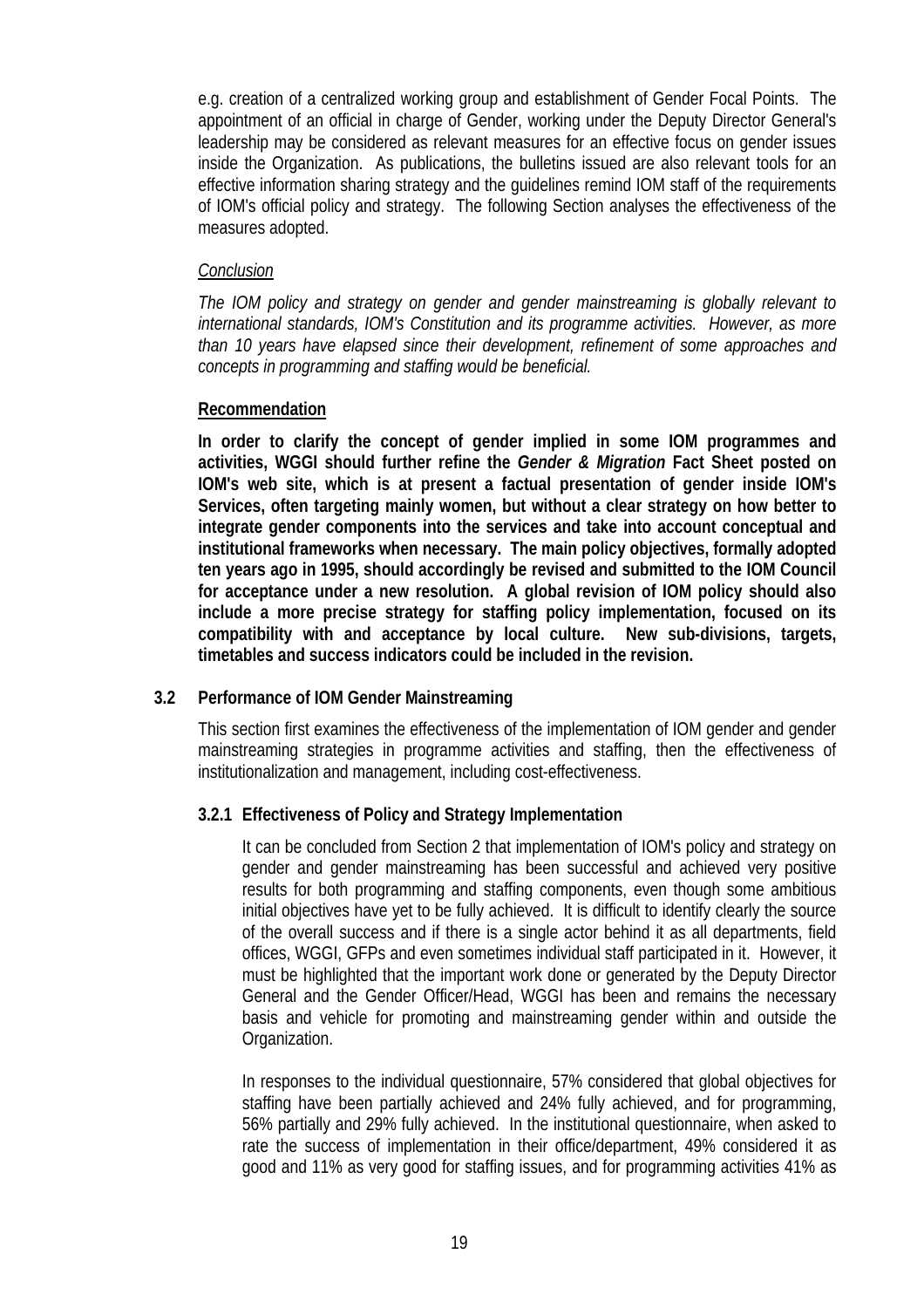e.g. creation of a centralized working group and establishment of Gender Focal Points. The appointment of an official in charge of Gender, working under the Deputy Director General's leadership may be considered as relevant measures for an effective focus on gender issues inside the Organization. As publications, the bulletins issued are also relevant tools for an effective information sharing strategy and the guidelines remind IOM staff of the requirements of IOM's official policy and strategy. The following Section analyses the effectiveness of the measures adopted.

*Conclusion*

*The IOM policy and strategy on gender and gender mainstreaming is globally relevant to international standards, IOM's Constitution and its programme activities. However, as more than 10 years have elapsed since their development, refinement of some approaches and concepts in programming and staffing would be beneficial.*

**Recommendation**

**In order to clarify the concept of gender implied in some IOM programmes and activities, WGGI should further refine the *Gender & Migration* Fact Sheet posted on IOM's web site, which is at present a factual presentation of gender inside IOM's Services, often targeting mainly women, but without a clear strategy on how better to integrate gender components into the services and take into account conceptual and institutional frameworks when necessary. The main policy objectives, formally adopted ten years ago in 1995, should accordingly be revised and submitted to the IOM Council for acceptance under a new resolution. A global revision of IOM policy should also include a more precise strategy for staffing policy implementation, focused on its compatibility with and acceptance by local culture. New sub-divisions, targets, timetables and success indicators could be included in the revision.**

### 3.2 Performance of IOM Gender Mainstreaming

This section first examines the effectiveness of the implementation of IOM gender and gender mainstreaming strategies in programme activities and staffing, then the effectiveness of institutionalization and management, including cost-effectiveness.

#### 3.2.1 Effectiveness of Policy and Strategy Implementation

It can be concluded from Section 2 that implementation of IOM's policy and strategy on gender and gender mainstreaming has been successful and achieved very positive results for both programming and staffing components, even though some ambitious initial objectives have yet to be fully achieved. It is difficult to identify clearly the source of the overall success and if there is a single actor behind it as all departments, field offices, WGGI, GFPs and even sometimes individual staff participated in it. However, it must be highlighted that the important work done or generated by the Deputy Director General and the Gender Officer/Head, WGGI has been and remains the necessary basis and vehicle for promoting and mainstreaming gender within and outside the Organization.

In responses to the individual questionnaire, 57% considered that global objectives for staffing have been partially achieved and 24% fully achieved, and for programming, 56% partially and 29% fully achieved. In the institutional questionnaire, when asked to rate the success of implementation in their office/department, 49% considered it as good and 11% as very good for staffing issues, and for programming activities 41% as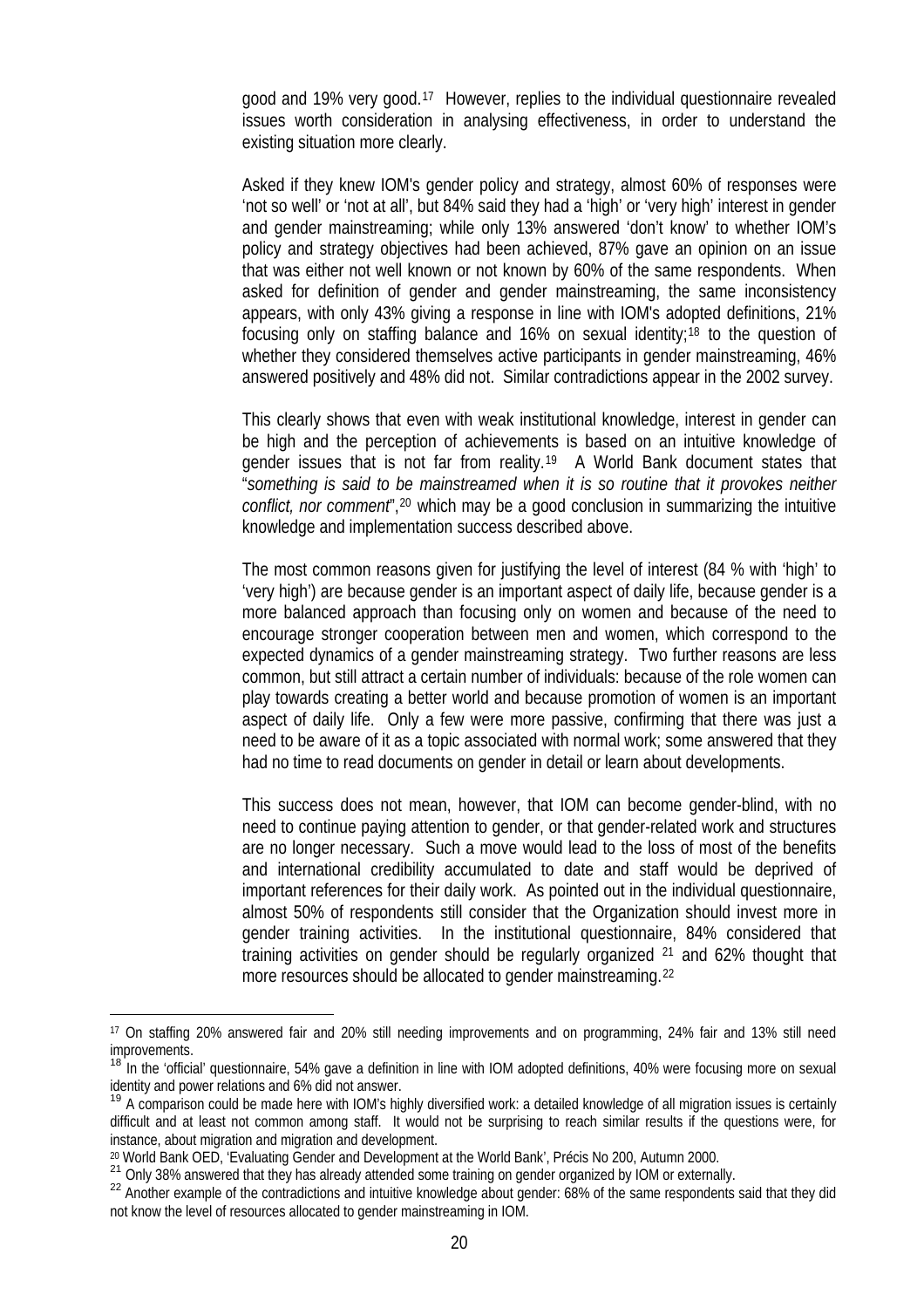good and 19% very good.[17] However, replies to the individual questionnaire revealed issues worth consideration in analysing effectiveness, in order to understand the existing situation more clearly.

Asked if they knew IOM's gender policy and strategy, almost 60% of responses were 'not so well' or 'not at all', but 84% said they had a 'high' or 'very high' interest in gender and gender mainstreaming; while only 13% answered 'don't know' to whether IOM's policy and strategy objectives had been achieved, 87% gave an opinion on an issue that was either not well known or not known by 60% of the same respondents. When asked for definition of gender and gender mainstreaming, the same inconsistency appears, with only 43% giving a response in line with IOM's adopted definitions, 21% focusing only on staffing balance and 16% on sexual identity;[18] to the question of whether they considered themselves active participants in gender mainstreaming, 46% answered positively and 48% did not. Similar contradictions appear in the 2002 survey.

This clearly shows that even with weak institutional knowledge, interest in gender can be high and the perception of achievements is based on an intuitive knowledge of gender issues that is not far from reality.[19] A World Bank document states that "*something is said to be mainstreamed when it is so routine that it provokes neither conflict, nor comment*",[20] which may be a good conclusion in summarizing the intuitive knowledge and implementation success described above.

The most common reasons given for justifying the level of interest (84 % with 'high' to 'very high') are because gender is an important aspect of daily life, because gender is a more balanced approach than focusing only on women and because of the need to encourage stronger cooperation between men and women, which correspond to the expected dynamics of a gender mainstreaming strategy. Two further reasons are less common, but still attract a certain number of individuals: because of the role women can play towards creating a better world and because promotion of women is an important aspect of daily life. Only a few were more passive, confirming that there was just a need to be aware of it as a topic associated with normal work; some answered that they had no time to read documents on gender in detail or learn about developments.

This success does not mean, however, that IOM can become gender-blind, with no need to continue paying attention to gender, or that gender-related work and structures are no longer necessary. Such a move would lead to the loss of most of the benefits and international credibility accumulated to date and staff would be deprived of important references for their daily work. As pointed out in the individual questionnaire, almost 50% of respondents still consider that the Organization should invest more in gender training activities. In the institutional questionnaire, 84% considered that training activities on gender should be regularly organized [21] and 62% thought that more resources should be allocated to gender mainstreaming.[22]

---

[17] On staffing 20% answered fair and 20% still needing improvements and on programming, 24% fair and 13% still need improvements.

[18] In the 'official' questionnaire, 54% gave a definition in line with IOM adopted definitions, 40% were focusing more on sexual identity and power relations and 6% did not answer.

[19] A comparison could be made here with IOM's highly diversified work: a detailed knowledge of all migration issues is certainly difficult and at least not common among staff. It would not be surprising to reach similar results if the questions were, for instance, about migration and migration and development.

[20] World Bank OED, 'Evaluating Gender and Development at the World Bank', Précis No 200, Autumn 2000.

[21] Only 38% answered that they has already attended some training on gender organized by IOM or externally.

[22] Another example of the contradictions and intuitive knowledge about gender: 68% of the same respondents said that they did not know the level of resources allocated to gender mainstreaming in IOM.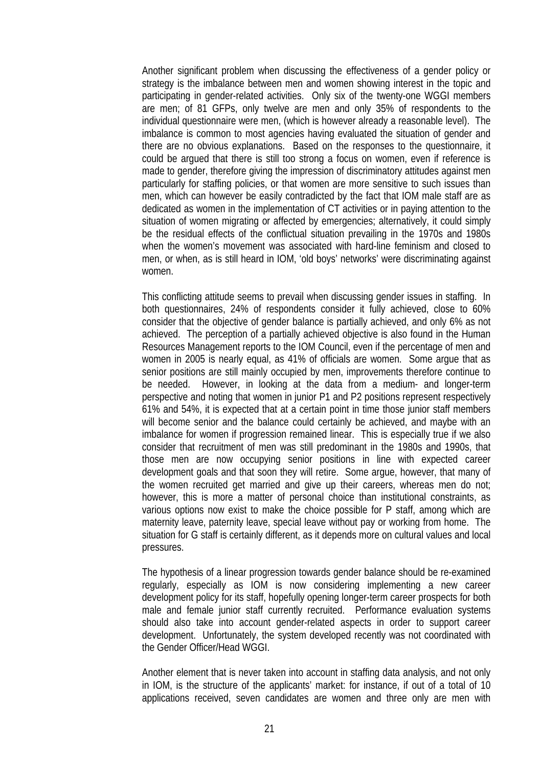Another significant problem when discussing the effectiveness of a gender policy or strategy is the imbalance between men and women showing interest in the topic and participating in gender-related activities. Only six of the twenty-one WGGI members are men; of 81 GFPs, only twelve are men and only 35% of respondents to the individual questionnaire were men, (which is however already a reasonable level). The imbalance is common to most agencies having evaluated the situation of gender and there are no obvious explanations. Based on the responses to the questionnaire, it could be argued that there is still too strong a focus on women, even if reference is made to gender, therefore giving the impression of discriminatory attitudes against men particularly for staffing policies, or that women are more sensitive to such issues than men, which can however be easily contradicted by the fact that IOM male staff are as dedicated as women in the implementation of CT activities or in paying attention to the situation of women migrating or affected by emergencies; alternatively, it could simply be the residual effects of the conflictual situation prevailing in the 1970s and 1980s when the women's movement was associated with hard-line feminism and closed to men, or when, as is still heard in IOM, 'old boys' networks' were discriminating against women.

This conflicting attitude seems to prevail when discussing gender issues in staffing. In both questionnaires, 24% of respondents consider it fully achieved, close to 60% consider that the objective of gender balance is partially achieved, and only 6% as not achieved. The perception of a partially achieved objective is also found in the Human Resources Management reports to the IOM Council, even if the percentage of men and women in 2005 is nearly equal, as 41% of officials are women. Some argue that as senior positions are still mainly occupied by men, improvements therefore continue to be needed. However, in looking at the data from a medium- and longer-term perspective and noting that women in junior P1 and P2 positions represent respectively 61% and 54%, it is expected that at a certain point in time those junior staff members will become senior and the balance could certainly be achieved, and maybe with an imbalance for women if progression remained linear. This is especially true if we also consider that recruitment of men was still predominant in the 1980s and 1990s, that those men are now occupying senior positions in line with expected career development goals and that soon they will retire. Some argue, however, that many of the women recruited get married and give up their careers, whereas men do not; however, this is more a matter of personal choice than institutional constraints, as various options now exist to make the choice possible for P staff, among which are maternity leave, paternity leave, special leave without pay or working from home. The situation for G staff is certainly different, as it depends more on cultural values and local pressures.

The hypothesis of a linear progression towards gender balance should be re-examined regularly, especially as IOM is now considering implementing a new career development policy for its staff, hopefully opening longer-term career prospects for both male and female junior staff currently recruited. Performance evaluation systems should also take into account gender-related aspects in order to support career development. Unfortunately, the system developed recently was not coordinated with the Gender Officer/Head WGGI.

Another element that is never taken into account in staffing data analysis, and not only in IOM, is the structure of the applicants' market: for instance, if out of a total of 10 applications received, seven candidates are women and three only are men with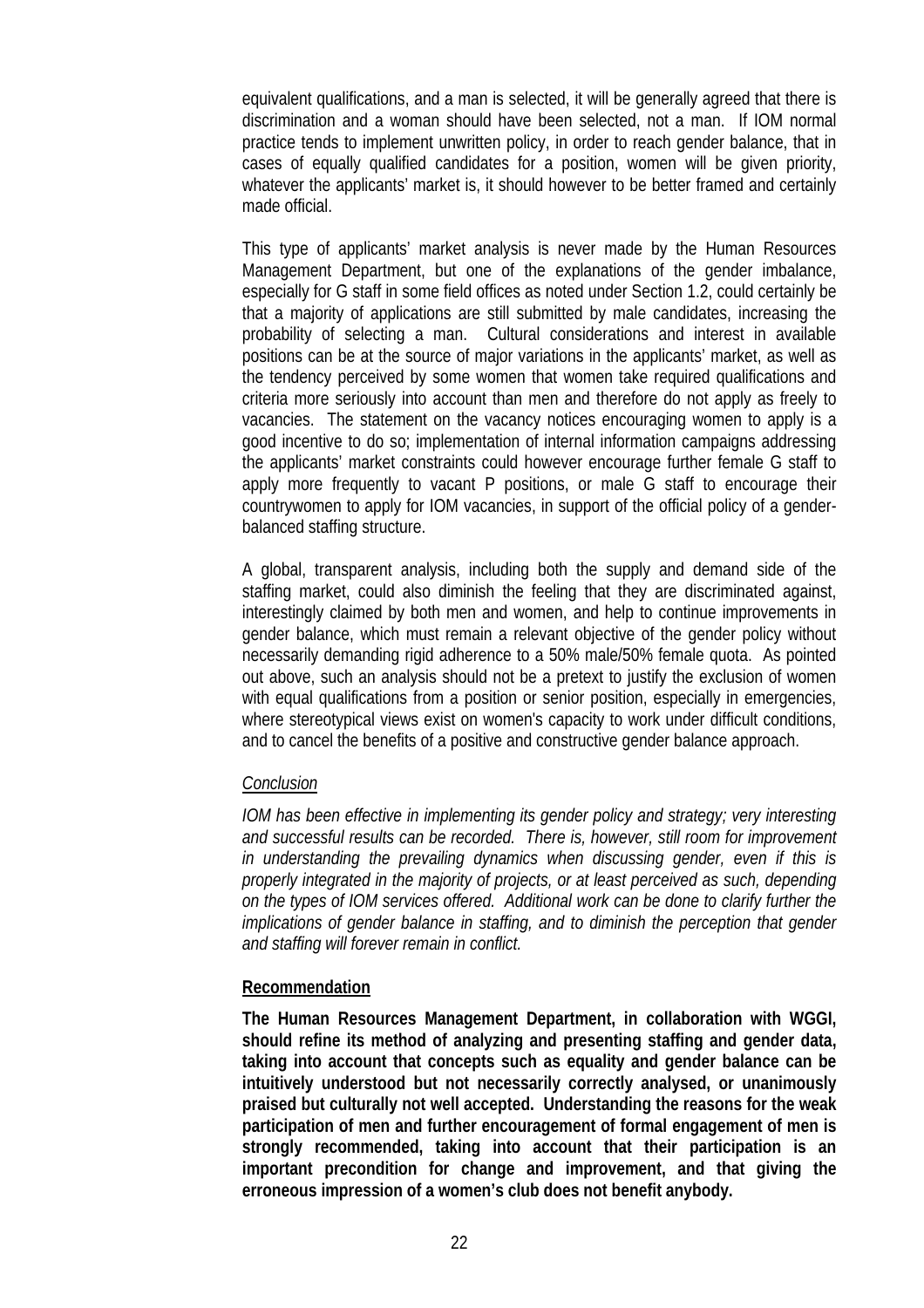equivalent qualifications, and a man is selected, it will be generally agreed that there is discrimination and a woman should have been selected, not a man. If IOM normal practice tends to implement unwritten policy, in order to reach gender balance, that in cases of equally qualified candidates for a position, women will be given priority, whatever the applicants' market is, it should however to be better framed and certainly made official.

This type of applicants' market analysis is never made by the Human Resources Management Department, but one of the explanations of the gender imbalance, especially for G staff in some field offices as noted under Section 1.2, could certainly be that a majority of applications are still submitted by male candidates, increasing the probability of selecting a man. Cultural considerations and interest in available positions can be at the source of major variations in the applicants' market, as well as the tendency perceived by some women that women take required qualifications and criteria more seriously into account than men and therefore do not apply as freely to vacancies. The statement on the vacancy notices encouraging women to apply is a good incentive to do so; implementation of internal information campaigns addressing the applicants' market constraints could however encourage further female G staff to apply more frequently to vacant P positions, or male G staff to encourage their countrywomen to apply for IOM vacancies, in support of the official policy of a gender-balanced staffing structure.

A global, transparent analysis, including both the supply and demand side of the staffing market, could also diminish the feeling that they are discriminated against, interestingly claimed by both men and women, and help to continue improvements in gender balance, which must remain a relevant objective of the gender policy without necessarily demanding rigid adherence to a 50% male/50% female quota. As pointed out above, such an analysis should not be a pretext to justify the exclusion of women with equal qualifications from a position or senior position, especially in emergencies, where stereotypical views exist on women's capacity to work under difficult conditions, and to cancel the benefits of a positive and constructive gender balance approach.

*Conclusion*

*IOM has been effective in implementing its gender policy and strategy; very interesting and successful results can be recorded. There is, however, still room for improvement in understanding the prevailing dynamics when discussing gender, even if this is properly integrated in the majority of projects, or at least perceived as such, depending on the types of IOM services offered. Additional work can be done to clarify further the implications of gender balance in staffing, and to diminish the perception that gender and staffing will forever remain in conflict.*

**Recommendation**

**The Human Resources Management Department, in collaboration with WGGI, should refine its method of analyzing and presenting staffing and gender data, taking into account that concepts such as equality and gender balance can be intuitively understood but not necessarily correctly analysed, or unanimously praised but culturally not well accepted. Understanding the reasons for the weak participation of men and further encouragement of formal engagement of men is strongly recommended, taking into account that their participation is an important precondition for change and improvement, and that giving the erroneous impression of a women's club does not benefit anybody.**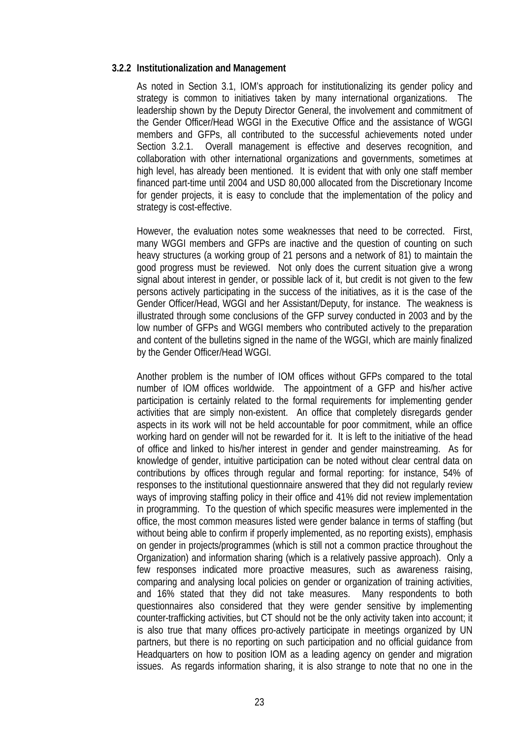### 3.2.2 Institutionalization and Management

As noted in Section 3.1, IOM's approach for institutionalizing its gender policy and strategy is common to initiatives taken by many international organizations. The leadership shown by the Deputy Director General, the involvement and commitment of the Gender Officer/Head WGGI in the Executive Office and the assistance of WGGI members and GFPs, all contributed to the successful achievements noted under Section 3.2.1. Overall management is effective and deserves recognition, and collaboration with other international organizations and governments, sometimes at high level, has already been mentioned. It is evident that with only one staff member financed part-time until 2004 and USD 80,000 allocated from the Discretionary Income for gender projects, it is easy to conclude that the implementation of the policy and strategy is cost-effective.

However, the evaluation notes some weaknesses that need to be corrected. First, many WGGI members and GFPs are inactive and the question of counting on such heavy structures (a working group of 21 persons and a network of 81) to maintain the good progress must be reviewed. Not only does the current situation give a wrong signal about interest in gender, or possible lack of it, but credit is not given to the few persons actively participating in the success of the initiatives, as it is the case of the Gender Officer/Head, WGGI and her Assistant/Deputy, for instance. The weakness is illustrated through some conclusions of the GFP survey conducted in 2003 and by the low number of GFPs and WGGI members who contributed actively to the preparation and content of the bulletins signed in the name of the WGGI, which are mainly finalized by the Gender Officer/Head WGGI.

Another problem is the number of IOM offices without GFPs compared to the total number of IOM offices worldwide. The appointment of a GFP and his/her active participation is certainly related to the formal requirements for implementing gender activities that are simply non-existent. An office that completely disregards gender aspects in its work will not be held accountable for poor commitment, while an office working hard on gender will not be rewarded for it. It is left to the initiative of the head of office and linked to his/her interest in gender and gender mainstreaming. As for knowledge of gender, intuitive participation can be noted without clear central data on contributions by offices through regular and formal reporting: for instance, 54% of responses to the institutional questionnaire answered that they did not regularly review ways of improving staffing policy in their office and 41% did not review implementation in programming. To the question of which specific measures were implemented in the office, the most common measures listed were gender balance in terms of staffing (but without being able to confirm if properly implemented, as no reporting exists), emphasis on gender in projects/programmes (which is still not a common practice throughout the Organization) and information sharing (which is a relatively passive approach). Only a few responses indicated more proactive measures, such as awareness raising, comparing and analysing local policies on gender or organization of training activities, and 16% stated that they did not take measures. Many respondents to both questionnaires also considered that they were gender sensitive by implementing counter-trafficking activities, but CT should not be the only activity taken into account; it is also true that many offices pro-actively participate in meetings organized by UN partners, but there is no reporting on such participation and no official guidance from Headquarters on how to position IOM as a leading agency on gender and migration issues. As regards information sharing, it is also strange to note that no one in the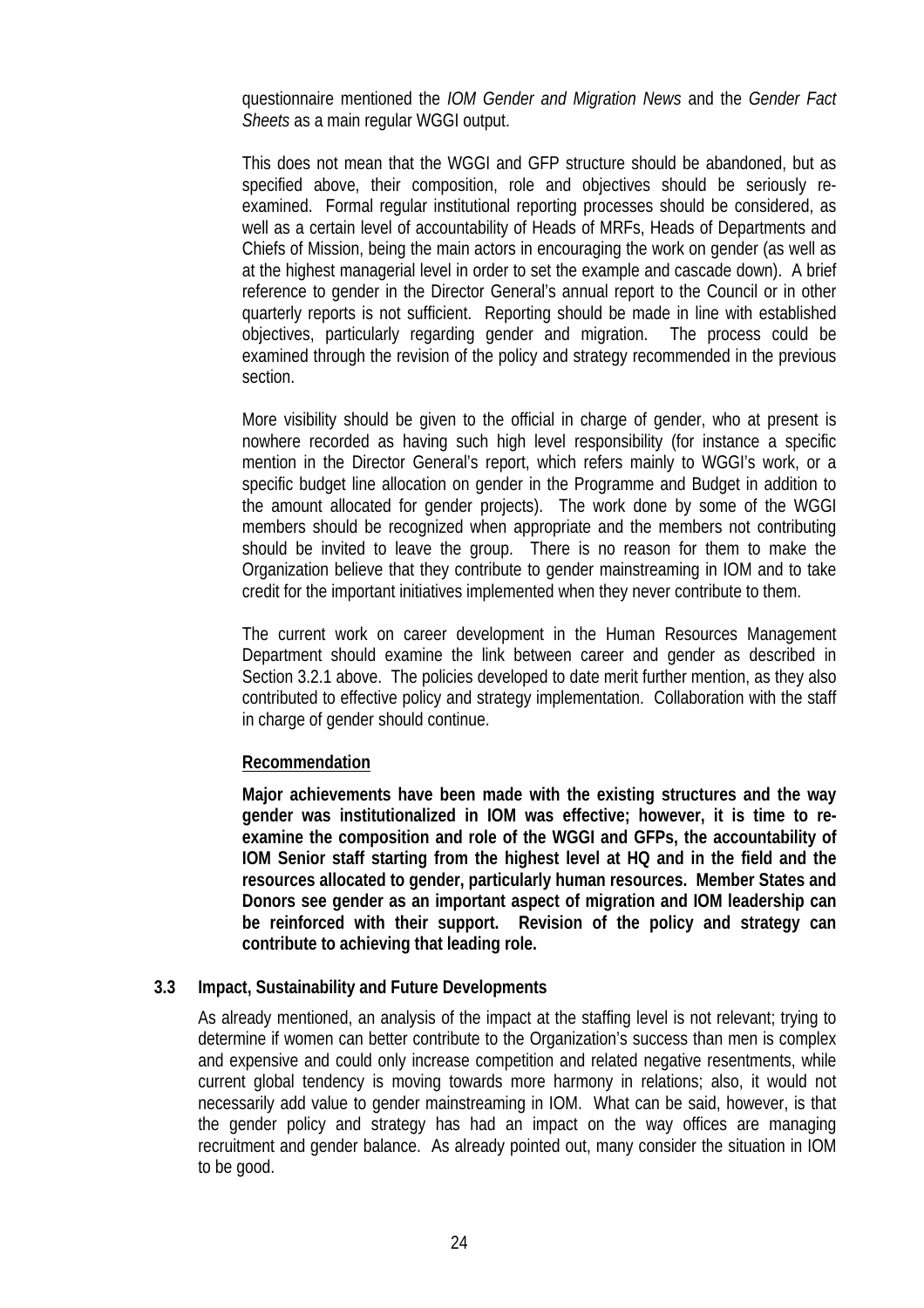questionnaire mentioned the *IOM Gender and Migration News* and the *Gender Fact Sheets* as a main regular WGGI output.

This does not mean that the WGGI and GFP structure should be abandoned, but as specified above, their composition, role and objectives should be seriously re-examined. Formal regular institutional reporting processes should be considered, as well as a certain level of accountability of Heads of MRFs, Heads of Departments and Chiefs of Mission, being the main actors in encouraging the work on gender (as well as at the highest managerial level in order to set the example and cascade down). A brief reference to gender in the Director General's annual report to the Council or in other quarterly reports is not sufficient. Reporting should be made in line with established objectives, particularly regarding gender and migration. The process could be examined through the revision of the policy and strategy recommended in the previous section.

More visibility should be given to the official in charge of gender, who at present is nowhere recorded as having such high level responsibility (for instance a specific mention in the Director General's report, which refers mainly to WGGI's work, or a specific budget line allocation on gender in the Programme and Budget in addition to the amount allocated for gender projects). The work done by some of the WGGI members should be recognized when appropriate and the members not contributing should be invited to leave the group. There is no reason for them to make the Organization believe that they contribute to gender mainstreaming in IOM and to take credit for the important initiatives implemented when they never contribute to them.

The current work on career development in the Human Resources Management Department should examine the link between career and gender as described in Section 3.2.1 above. The policies developed to date merit further mention, as they also contributed to effective policy and strategy implementation. Collaboration with the staff in charge of gender should continue.

**Recommendation**

**Major achievements have been made with the existing structures and the way gender was institutionalized in IOM was effective; however, it is time to re-examine the composition and role of the WGGI and GFPs, the accountability of IOM Senior staff starting from the highest level at HQ and in the field and the resources allocated to gender, particularly human resources. Member States and Donors see gender as an important aspect of migration and IOM leadership can be reinforced with their support. Revision of the policy and strategy can contribute to achieving that leading role.**

### 3.3 Impact, Sustainability and Future Developments

As already mentioned, an analysis of the impact at the staffing level is not relevant; trying to determine if women can better contribute to the Organization's success than men is complex and expensive and could only increase competition and related negative resentments, while current global tendency is moving towards more harmony in relations; also, it would not necessarily add value to gender mainstreaming in IOM. What can be said, however, is that the gender policy and strategy has had an impact on the way offices are managing recruitment and gender balance. As already pointed out, many consider the situation in IOM to be good.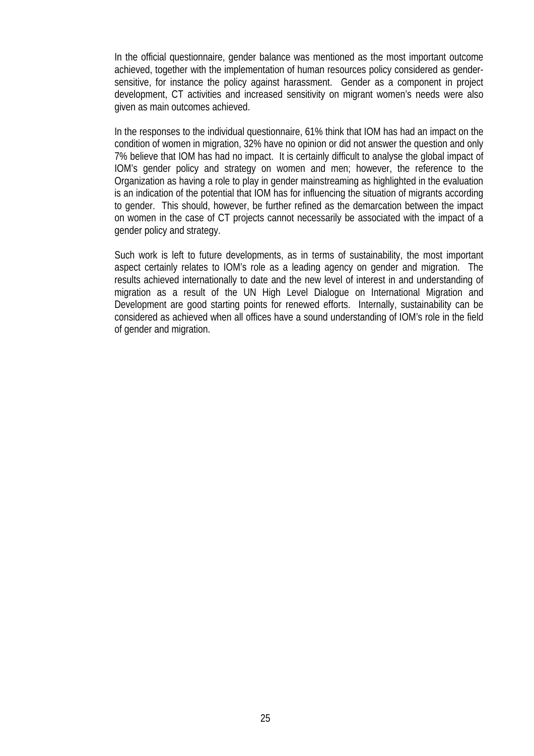In the official questionnaire, gender balance was mentioned as the most important outcome achieved, together with the implementation of human resources policy considered as gender-sensitive, for instance the policy against harassment. Gender as a component in project development, CT activities and increased sensitivity on migrant women's needs were also given as main outcomes achieved.

In the responses to the individual questionnaire, 61% think that IOM has had an impact on the condition of women in migration, 32% have no opinion or did not answer the question and only 7% believe that IOM has had no impact. It is certainly difficult to analyse the global impact of IOM's gender policy and strategy on women and men; however, the reference to the Organization as having a role to play in gender mainstreaming as highlighted in the evaluation is an indication of the potential that IOM has for influencing the situation of migrants according to gender. This should, however, be further refined as the demarcation between the impact on women in the case of CT projects cannot necessarily be associated with the impact of a gender policy and strategy.

Such work is left to future developments, as in terms of sustainability, the most important aspect certainly relates to IOM's role as a leading agency on gender and migration. The results achieved internationally to date and the new level of interest in and understanding of migration as a result of the UN High Level Dialogue on International Migration and Development are good starting points for renewed efforts. Internally, sustainability can be considered as achieved when all offices have a sound understanding of IOM's role in the field of gender and migration.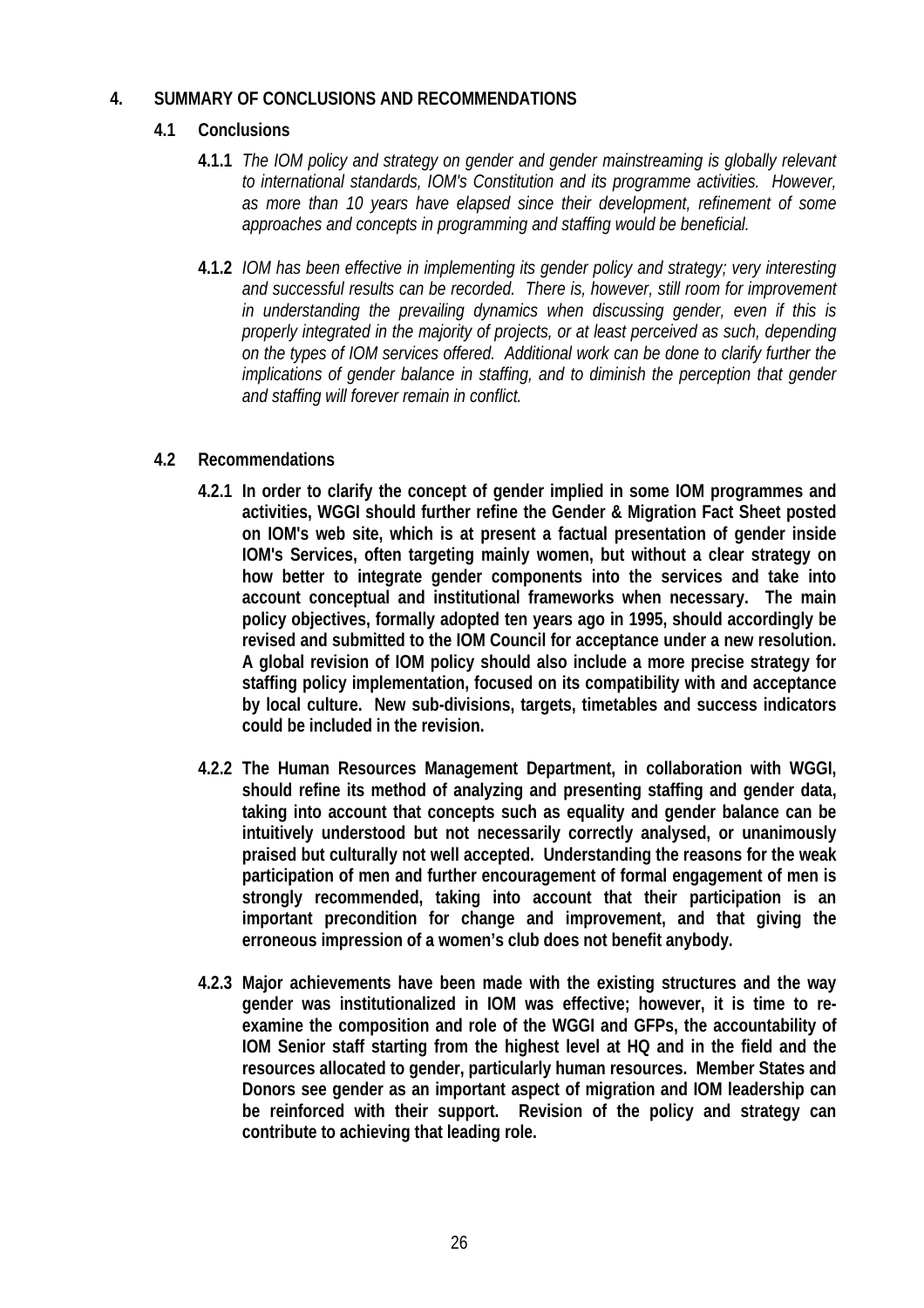# 4. SUMMARY OF CONCLUSIONS AND RECOMMENDATIONS

## 4.1 Conclusions

**4.1.1** *The IOM policy and strategy on gender and gender mainstreaming is globally relevant to international standards, IOM's Constitution and its programme activities. However, as more than 10 years have elapsed since their development, refinement of some approaches and concepts in programming and staffing would be beneficial.*

**4.1.2** *IOM has been effective in implementing its gender policy and strategy; very interesting and successful results can be recorded. There is, however, still room for improvement in understanding the prevailing dynamics when discussing gender, even if this is properly integrated in the majority of projects, or at least perceived as such, depending on the types of IOM services offered. Additional work can be done to clarify further the implications of gender balance in staffing, and to diminish the perception that gender and staffing will forever remain in conflict.*

## 4.2 Recommendations

**4.2.1 In order to clarify the concept of gender implied in some IOM programmes and activities, WGGI should further refine the Gender & Migration Fact Sheet posted on IOM's web site, which is at present a factual presentation of gender inside IOM's Services, often targeting mainly women, but without a clear strategy on how better to integrate gender components into the services and take into account conceptual and institutional frameworks when necessary. The main policy objectives, formally adopted ten years ago in 1995, should accordingly be revised and submitted to the IOM Council for acceptance under a new resolution. A global revision of IOM policy should also include a more precise strategy for staffing policy implementation, focused on its compatibility with and acceptance by local culture. New sub-divisions, targets, timetables and success indicators could be included in the revision.**

**4.2.2 The Human Resources Management Department, in collaboration with WGGI, should refine its method of analyzing and presenting staffing and gender data, taking into account that concepts such as equality and gender balance can be intuitively understood but not necessarily correctly analysed, or unanimously praised but culturally not well accepted. Understanding the reasons for the weak participation of men and further encouragement of formal engagement of men is strongly recommended, taking into account that their participation is an important precondition for change and improvement, and that giving the erroneous impression of a women's club does not benefit anybody.**

**4.2.3 Major achievements have been made with the existing structures and the way gender was institutionalized in IOM was effective; however, it is time to re-examine the composition and role of the WGGI and GFPs, the accountability of IOM Senior staff starting from the highest level at HQ and in the field and the resources allocated to gender, particularly human resources. Member States and Donors see gender as an important aspect of migration and IOM leadership can be reinforced with their support. Revision of the policy and strategy can contribute to achieving that leading role.**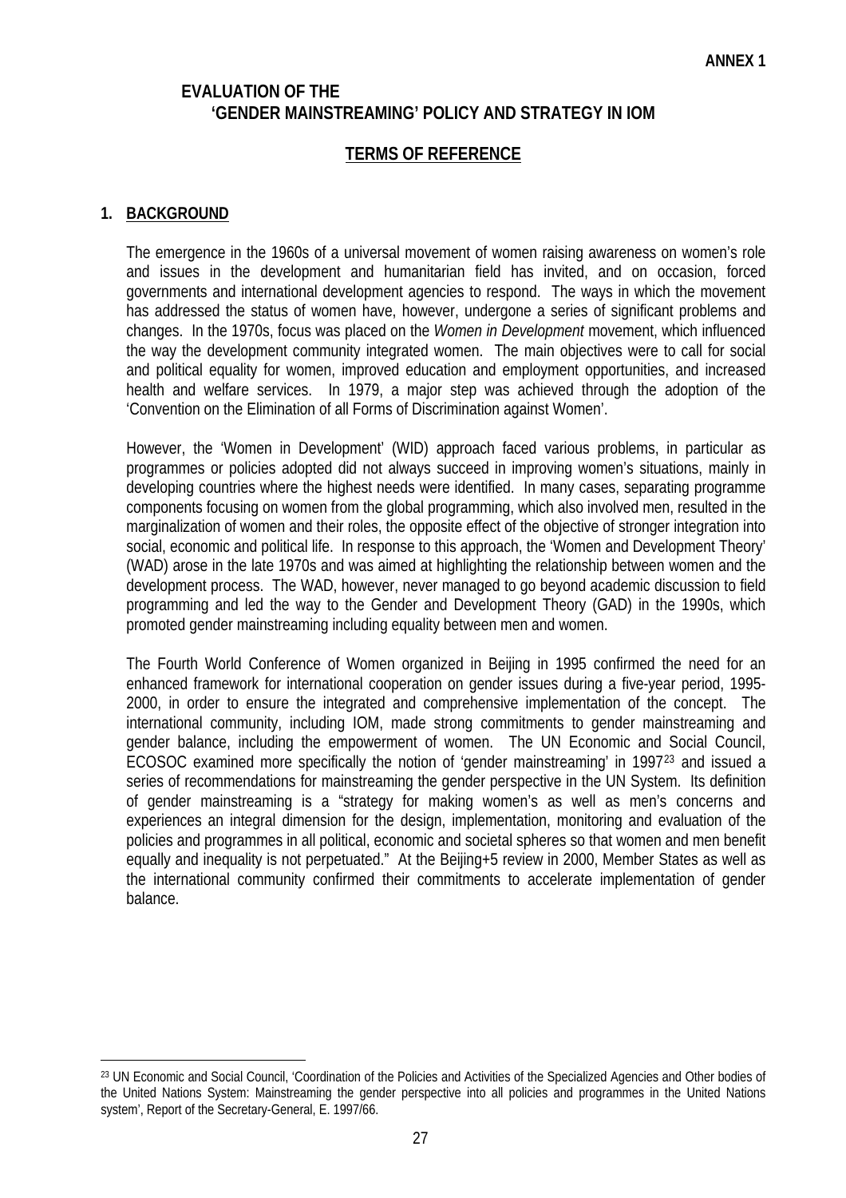**ANNEX 1**

## EVALUATION OF THE 'GENDER MAINSTREAMING' POLICY AND STRATEGY IN IOM

## TERMS OF REFERENCE

### 1. BACKGROUND

The emergence in the 1960s of a universal movement of women raising awareness on women's role and issues in the development and humanitarian field has invited, and on occasion, forced governments and international development agencies to respond. The ways in which the movement has addressed the status of women have, however, undergone a series of significant problems and changes. In the 1970s, focus was placed on the *Women in Development* movement, which influenced the way the development community integrated women. The main objectives were to call for social and political equality for women, improved education and employment opportunities, and increased health and welfare services. In 1979, a major step was achieved through the adoption of the 'Convention on the Elimination of all Forms of Discrimination against Women'.

However, the 'Women in Development' (WID) approach faced various problems, in particular as programmes or policies adopted did not always succeed in improving women's situations, mainly in developing countries where the highest needs were identified. In many cases, separating programme components focusing on women from the global programming, which also involved men, resulted in the marginalization of women and their roles, the opposite effect of the objective of stronger integration into social, economic and political life. In response to this approach, the 'Women and Development Theory' (WAD) arose in the late 1970s and was aimed at highlighting the relationship between women and the development process. The WAD, however, never managed to go beyond academic discussion to field programming and led the way to the Gender and Development Theory (GAD) in the 1990s, which promoted gender mainstreaming including equality between men and women.

The Fourth World Conference of Women organized in Beijing in 1995 confirmed the need for an enhanced framework for international cooperation on gender issues during a five-year period, 1995-2000, in order to ensure the integrated and comprehensive implementation of the concept. The international community, including IOM, made strong commitments to gender mainstreaming and gender balance, including the empowerment of women. The UN Economic and Social Council, ECOSOC examined more specifically the notion of 'gender mainstreaming' in 1997[23] and issued a series of recommendations for mainstreaming the gender perspective in the UN System. Its definition of gender mainstreaming is a "strategy for making women's as well as men's concerns and experiences an integral dimension for the design, implementation, monitoring and evaluation of the policies and programmes in all political, economic and societal spheres so that women and men benefit equally and inequality is not perpetuated." At the Beijing+5 review in 2000, Member States as well as the international community confirmed their commitments to accelerate implementation of gender balance.

---

[23] UN Economic and Social Council, 'Coordination of the Policies and Activities of the Specialized Agencies and Other bodies of the United Nations System: Mainstreaming the gender perspective into all policies and programmes in the United Nations system', Report of the Secretary-General, E. 1997/66.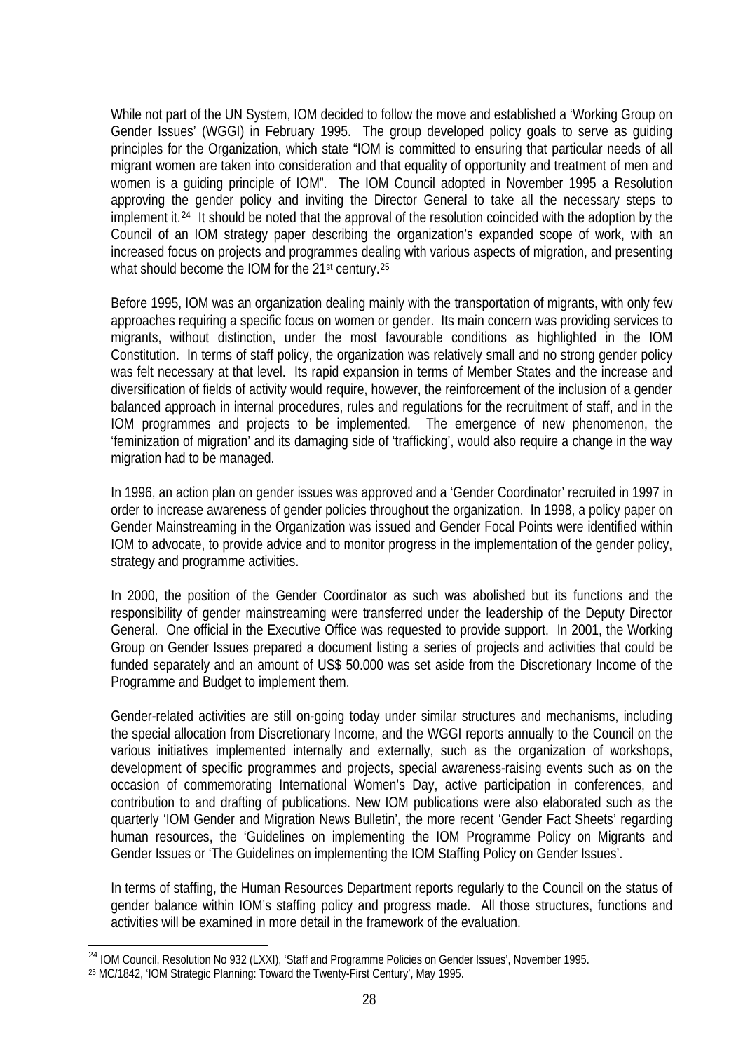While not part of the UN System, IOM decided to follow the move and established a 'Working Group on Gender Issues' (WGGI) in February 1995. The group developed policy goals to serve as guiding principles for the Organization, which state "IOM is committed to ensuring that particular needs of all migrant women are taken into consideration and that equality of opportunity and treatment of men and women is a guiding principle of IOM". The IOM Council adopted in November 1995 a Resolution approving the gender policy and inviting the Director General to take all the necessary steps to implement it.[24] It should be noted that the approval of the resolution coincided with the adoption by the Council of an IOM strategy paper describing the organization's expanded scope of work, with an increased focus on projects and programmes dealing with various aspects of migration, and presenting what should become the IOM for the 21st century.[25]

Before 1995, IOM was an organization dealing mainly with the transportation of migrants, with only few approaches requiring a specific focus on women or gender. Its main concern was providing services to migrants, without distinction, under the most favourable conditions as highlighted in the IOM Constitution. In terms of staff policy, the organization was relatively small and no strong gender policy was felt necessary at that level. Its rapid expansion in terms of Member States and the increase and diversification of fields of activity would require, however, the reinforcement of the inclusion of a gender balanced approach in internal procedures, rules and regulations for the recruitment of staff, and in the IOM programmes and projects to be implemented. The emergence of new phenomenon, the 'feminization of migration' and its damaging side of 'trafficking', would also require a change in the way migration had to be managed.

In 1996, an action plan on gender issues was approved and a 'Gender Coordinator' recruited in 1997 in order to increase awareness of gender policies throughout the organization. In 1998, a policy paper on Gender Mainstreaming in the Organization was issued and Gender Focal Points were identified within IOM to advocate, to provide advice and to monitor progress in the implementation of the gender policy, strategy and programme activities.

In 2000, the position of the Gender Coordinator as such was abolished but its functions and the responsibility of gender mainstreaming were transferred under the leadership of the Deputy Director General. One official in the Executive Office was requested to provide support. In 2001, the Working Group on Gender Issues prepared a document listing a series of projects and activities that could be funded separately and an amount of US$ 50.000 was set aside from the Discretionary Income of the Programme and Budget to implement them.

Gender-related activities are still on-going today under similar structures and mechanisms, including the special allocation from Discretionary Income, and the WGGI reports annually to the Council on the various initiatives implemented internally and externally, such as the organization of workshops, development of specific programmes and projects, special awareness-raising events such as on the occasion of commemorating International Women's Day, active participation in conferences, and contribution to and drafting of publications. New IOM publications were also elaborated such as the quarterly 'IOM Gender and Migration News Bulletin', the more recent 'Gender Fact Sheets' regarding human resources, the 'Guidelines on implementing the IOM Programme Policy on Migrants and Gender Issues or 'The Guidelines on implementing the IOM Staffing Policy on Gender Issues'.

In terms of staffing, the Human Resources Department reports regularly to the Council on the status of gender balance within IOM's staffing policy and progress made. All those structures, functions and activities will be examined in more detail in the framework of the evaluation.

---

[24] IOM Council, Resolution No 932 (LXXI), 'Staff and Programme Policies on Gender Issues', November 1995.

[25] MC/1842, 'IOM Strategic Planning: Toward the Twenty-First Century', May 1995.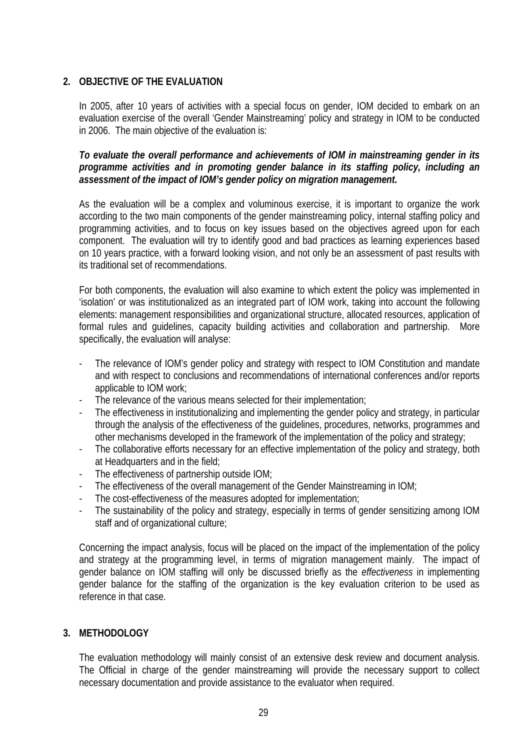## 2. OBJECTIVE OF THE EVALUATION

In 2005, after 10 years of activities with a special focus on gender, IOM decided to embark on an evaluation exercise of the overall 'Gender Mainstreaming' policy and strategy in IOM to be conducted in 2006. The main objective of the evaluation is:

***To evaluate the overall performance and achievements of IOM in mainstreaming gender in its programme activities and in promoting gender balance in its staffing policy, including an assessment of the impact of IOM's gender policy on migration management.***

As the evaluation will be a complex and voluminous exercise, it is important to organize the work according to the two main components of the gender mainstreaming policy, internal staffing policy and programming activities, and to focus on key issues based on the objectives agreed upon for each component. The evaluation will try to identify good and bad practices as learning experiences based on 10 years practice, with a forward looking vision, and not only be an assessment of past results with its traditional set of recommendations.

For both components, the evaluation will also examine to which extent the policy was implemented in 'isolation' or was institutionalized as an integrated part of IOM work, taking into account the following elements: management responsibilities and organizational structure, allocated resources, application of formal rules and guidelines, capacity building activities and collaboration and partnership. More specifically, the evaluation will analyse:

- The relevance of IOM's gender policy and strategy with respect to IOM Constitution and mandate and with respect to conclusions and recommendations of international conferences and/or reports applicable to IOM work;
- The relevance of the various means selected for their implementation;
- The effectiveness in institutionalizing and implementing the gender policy and strategy, in particular through the analysis of the effectiveness of the guidelines, procedures, networks, programmes and other mechanisms developed in the framework of the implementation of the policy and strategy;
- The collaborative efforts necessary for an effective implementation of the policy and strategy, both at Headquarters and in the field;
- The effectiveness of partnership outside IOM;
- The effectiveness of the overall management of the Gender Mainstreaming in IOM;
- The cost-effectiveness of the measures adopted for implementation;
- The sustainability of the policy and strategy, especially in terms of gender sensitizing among IOM staff and of organizational culture;

Concerning the impact analysis, focus will be placed on the impact of the implementation of the policy and strategy at the programming level, in terms of migration management mainly. The impact of gender balance on IOM staffing will only be discussed briefly as the *effectiveness* in implementing gender balance for the staffing of the organization is the key evaluation criterion to be used as reference in that case.

## 3. METHODOLOGY

The evaluation methodology will mainly consist of an extensive desk review and document analysis. The Official in charge of the gender mainstreaming will provide the necessary support to collect necessary documentation and provide assistance to the evaluator when required.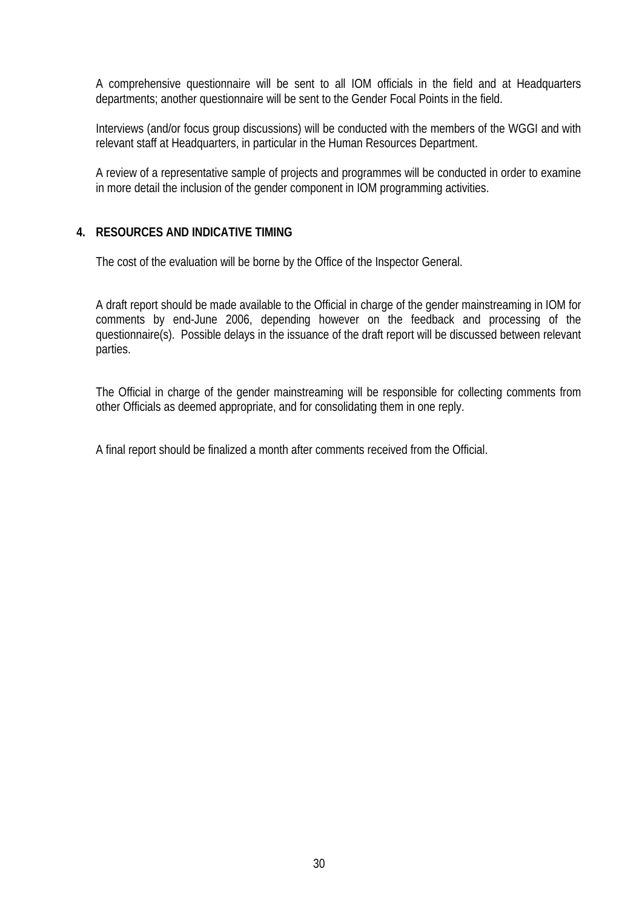A comprehensive questionnaire will be sent to all IOM officials in the field and at Headquarters departments; another questionnaire will be sent to the Gender Focal Points in the field.

Interviews (and/or focus group discussions) will be conducted with the members of the WGGI and with relevant staff at Headquarters, in particular in the Human Resources Department.

A review of a representative sample of projects and programmes will be conducted in order to examine in more detail the inclusion of the gender component in IOM programming activities.

## 4. RESOURCES AND INDICATIVE TIMING

The cost of the evaluation will be borne by the Office of the Inspector General.

A draft report should be made available to the Official in charge of the gender mainstreaming in IOM for comments by end-June 2006, depending however on the feedback and processing of the questionnaire(s). Possible delays in the issuance of the draft report will be discussed between relevant parties.

The Official in charge of the gender mainstreaming will be responsible for collecting comments from other Officials as deemed appropriate, and for consolidating them in one reply.

A final report should be finalized a month after comments received from the Official.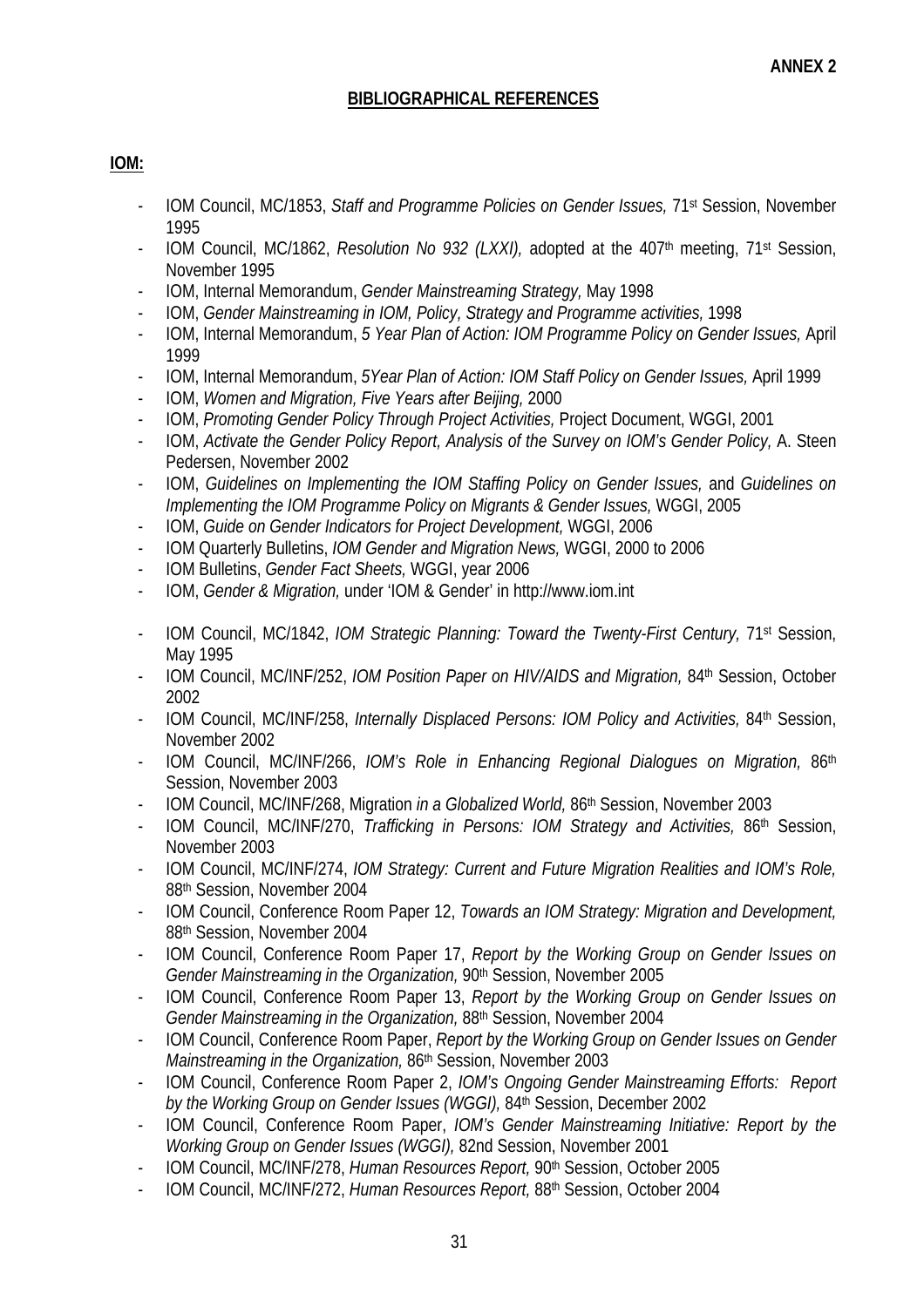**ANNEX 2**

## BIBLIOGRAPHICAL REFERENCES

**IOM:**

- IOM Council, MC/1853, *Staff and Programme Policies on Gender Issues,* 71st Session, November 1995
- IOM Council, MC/1862, *Resolution No 932 (LXXI),* adopted at the 407th meeting, 71st Session, November 1995
- IOM, Internal Memorandum, *Gender Mainstreaming Strategy,* May 1998
- IOM, *Gender Mainstreaming in IOM, Policy, Strategy and Programme activities,* 1998
- IOM, Internal Memorandum, *5 Year Plan of Action: IOM Programme Policy on Gender Issues,* April 1999
- IOM, Internal Memorandum, *5Year Plan of Action: IOM Staff Policy on Gender Issues,* April 1999
- IOM, *Women and Migration, Five Years after Beijing,* 2000
- IOM, *Promoting Gender Policy Through Project Activities,* Project Document, WGGI, 2001
- IOM, *Activate the Gender Policy Report, Analysis of the Survey on IOM's Gender Policy,* A. Steen Pedersen, November 2002
- IOM, *Guidelines on Implementing the IOM Staffing Policy on Gender Issues,* and *Guidelines on Implementing the IOM Programme Policy on Migrants & Gender Issues,* WGGI, 2005
- IOM, *Guide on Gender Indicators for Project Development,* WGGI, 2006
- IOM Quarterly Bulletins, *IOM Gender and Migration News,* WGGI, 2000 to 2006
- IOM Bulletins, *Gender Fact Sheets,* WGGI, year 2006
- IOM, *Gender & Migration,* under 'IOM & Gender' in http://www.iom.int

- IOM Council, MC/1842, *IOM Strategic Planning: Toward the Twenty-First Century,* 71st Session, May 1995
- IOM Council, MC/INF/252, *IOM Position Paper on HIV/AIDS and Migration,* 84th Session, October 2002
- IOM Council, MC/INF/258, *Internally Displaced Persons: IOM Policy and Activities,* 84th Session, November 2002
- IOM Council, MC/INF/266, *IOM's Role in Enhancing Regional Dialogues on Migration,* 86th Session, November 2003
- IOM Council, MC/INF/268, Migration *in a Globalized World,* 86th Session, November 2003
- IOM Council, MC/INF/270, *Trafficking in Persons: IOM Strategy and Activities,* 86th Session, November 2003
- IOM Council, MC/INF/274, *IOM Strategy: Current and Future Migration Realities and IOM's Role,* 88th Session, November 2004
- IOM Council, Conference Room Paper 12, *Towards an IOM Strategy: Migration and Development,* 88th Session, November 2004
- IOM Council, Conference Room Paper 17, *Report by the Working Group on Gender Issues on Gender Mainstreaming in the Organization,* 90th Session, November 2005
- IOM Council, Conference Room Paper 13, *Report by the Working Group on Gender Issues on Gender Mainstreaming in the Organization,* 88th Session, November 2004
- IOM Council, Conference Room Paper, *Report by the Working Group on Gender Issues on Gender Mainstreaming in the Organization,* 86th Session, November 2003
- IOM Council, Conference Room Paper 2, *IOM's Ongoing Gender Mainstreaming Efforts: Report by the Working Group on Gender Issues (WGGI),* 84th Session, December 2002
- IOM Council, Conference Room Paper, *IOM's Gender Mainstreaming Initiative: Report by the Working Group on Gender Issues (WGGI),* 82nd Session, November 2001
- IOM Council, MC/INF/278, *Human Resources Report,* 90th Session, October 2005
- IOM Council, MC/INF/272, *Human Resources Report,* 88th Session, October 2004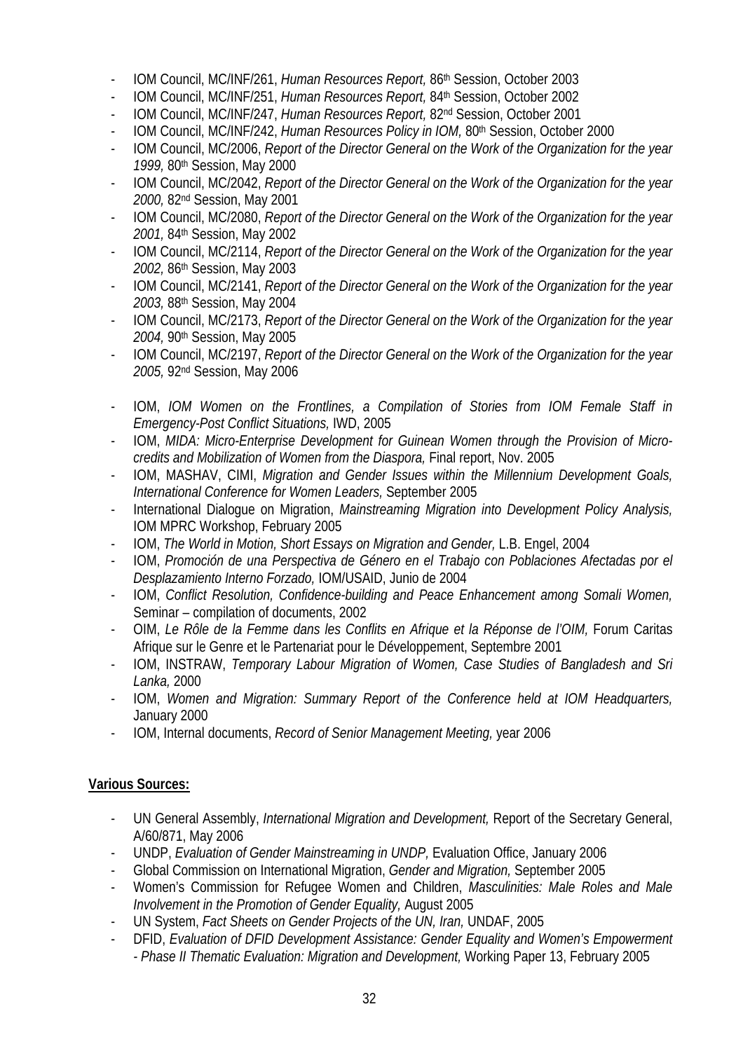- IOM Council, MC/INF/261, *Human Resources Report,* 86th Session, October 2003
- IOM Council, MC/INF/251, *Human Resources Report,* 84th Session, October 2002
- IOM Council, MC/INF/247, *Human Resources Report,* 82nd Session, October 2001
- IOM Council, MC/INF/242, *Human Resources Policy in IOM,* 80th Session, October 2000
- IOM Council, MC/2006, *Report of the Director General on the Work of the Organization for the year 1999,* 80th Session, May 2000
- IOM Council, MC/2042, *Report of the Director General on the Work of the Organization for the year 2000,* 82nd Session, May 2001
- IOM Council, MC/2080, *Report of the Director General on the Work of the Organization for the year 2001,* 84th Session, May 2002
- IOM Council, MC/2114, *Report of the Director General on the Work of the Organization for the year 2002,* 86th Session, May 2003
- IOM Council, MC/2141, *Report of the Director General on the Work of the Organization for the year 2003,* 88th Session, May 2004
- IOM Council, MC/2173, *Report of the Director General on the Work of the Organization for the year 2004,* 90th Session, May 2005
- IOM Council, MC/2197, *Report of the Director General on the Work of the Organization for the year 2005,* 92nd Session, May 2006

- IOM, *IOM Women on the Frontlines, a Compilation of Stories from IOM Female Staff in Emergency-Post Conflict Situations,* IWD, 2005
- IOM, *MIDA: Micro-Enterprise Development for Guinean Women through the Provision of Micro-credits and Mobilization of Women from the Diaspora,* Final report, Nov. 2005
- IOM, MASHAV, CIMI, *Migration and Gender Issues within the Millennium Development Goals, International Conference for Women Leaders,* September 2005
- International Dialogue on Migration, *Mainstreaming Migration into Development Policy Analysis,* IOM MPRC Workshop, February 2005
- IOM, *The World in Motion, Short Essays on Migration and Gender,* L.B. Engel, 2004
- IOM, *Promoción de una Perspectiva de Género en el Trabajo con Poblaciones Afectadas por el Desplazamiento Interno Forzado,* IOM/USAID, Junio de 2004
- IOM, *Conflict Resolution, Confidence-building and Peace Enhancement among Somali Women,* Seminar – compilation of documents, 2002
- OIM, *Le Rôle de la Femme dans les Conflits en Afrique et la Réponse de l'OIM,* Forum Caritas Afrique sur le Genre et le Partenariat pour le Développement, Septembre 2001
- IOM, INSTRAW, *Temporary Labour Migration of Women, Case Studies of Bangladesh and Sri Lanka,* 2000
- IOM, *Women and Migration: Summary Report of the Conference held at IOM Headquarters,* January 2000
- IOM, Internal documents, *Record of Senior Management Meeting,* year 2006

**Various Sources:**

- UN General Assembly, *International Migration and Development,* Report of the Secretary General, A/60/871, May 2006
- UNDP, *Evaluation of Gender Mainstreaming in UNDP,* Evaluation Office, January 2006
- Global Commission on International Migration, *Gender and Migration,* September 2005
- Women's Commission for Refugee Women and Children, *Masculinities: Male Roles and Male Involvement in the Promotion of Gender Equality,* August 2005
- UN System, *Fact Sheets on Gender Projects of the UN, Iran,* UNDAF, 2005
- DFID, *Evaluation of DFID Development Assistance: Gender Equality and Women's Empowerment - Phase II Thematic Evaluation: Migration and Development,* Working Paper 13, February 2005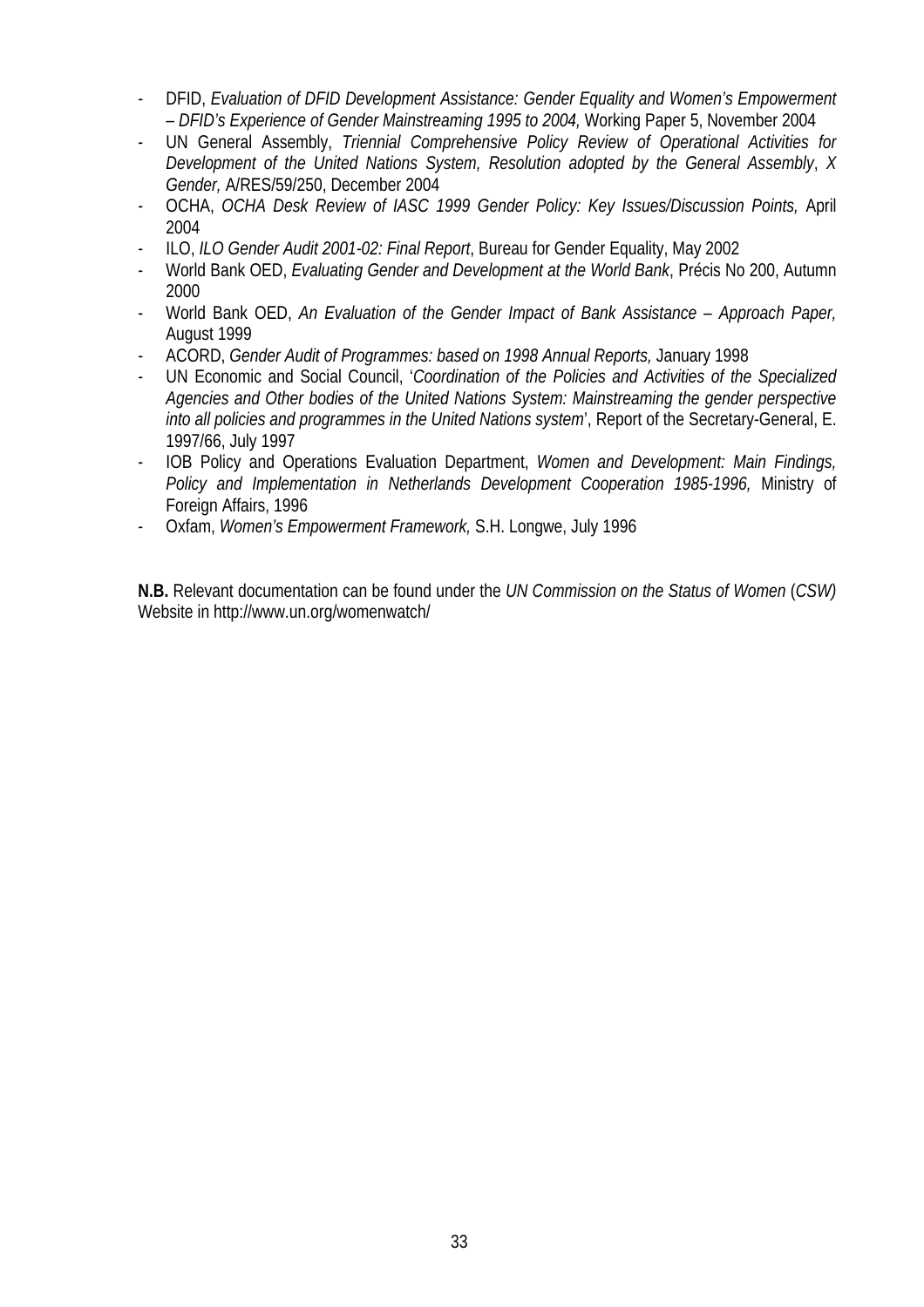- DFID, *Evaluation of DFID Development Assistance: Gender Equality and Women's Empowerment – DFID's Experience of Gender Mainstreaming 1995 to 2004,* Working Paper 5, November 2004
- UN General Assembly, *Triennial Comprehensive Policy Review of Operational Activities for Development of the United Nations System, Resolution adopted by the General Assembly*, *X Gender,* A/RES/59/250, December 2004
- OCHA, *OCHA Desk Review of IASC 1999 Gender Policy: Key Issues/Discussion Points,* April 2004
- ILO, *ILO Gender Audit 2001-02: Final Report*, Bureau for Gender Equality, May 2002
- World Bank OED, *Evaluating Gender and Development at the World Bank*, Précis No 200, Autumn 2000
- World Bank OED, *An Evaluation of the Gender Impact of Bank Assistance – Approach Paper,* August 1999
- ACORD, *Gender Audit of Programmes: based on 1998 Annual Reports,* January 1998
- UN Economic and Social Council, '*Coordination of the Policies and Activities of the Specialized Agencies and Other bodies of the United Nations System: Mainstreaming the gender perspective into all policies and programmes in the United Nations system*', Report of the Secretary-General, E. 1997/66, July 1997
- IOB Policy and Operations Evaluation Department, *Women and Development: Main Findings, Policy and Implementation in Netherlands Development Cooperation 1985-1996,* Ministry of Foreign Affairs, 1996
- Oxfam, *Women's Empowerment Framework,* S.H. Longwe, July 1996

**N.B.** Relevant documentation can be found under the *UN Commission on the Status of Women* (*CSW)* Website in http://www.un.org/womenwatch/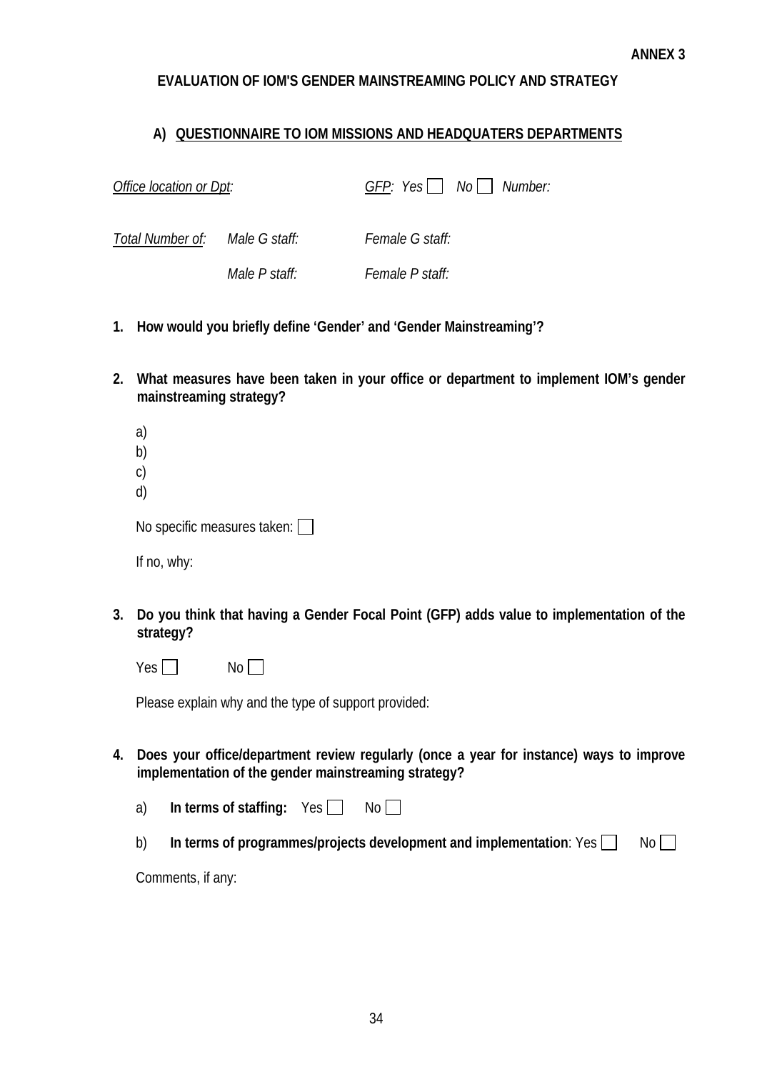**ANNEX 3**

**EVALUATION OF IOM'S GENDER MAINSTREAMING POLICY AND STRATEGY**

## A) QUESTIONNAIRE TO IOM MISSIONS AND HEADQUATERS DEPARTMENTS

*Office location or Dpt:* *GFP: Yes* ☐ *No* ☐ *Number:*

*Total Number of:* *Male G staff:* *Female G staff:*

*Male P staff:* *Female P staff:*

1. **How would you briefly define 'Gender' and 'Gender Mainstreaming'?**

2. **What measures have been taken in your office or department to implement IOM's gender mainstreaming strategy?**

   a)
   b)
   c)
   d)

   No specific measures taken: ☐

   If no, why:

3. **Do you think that having a Gender Focal Point (GFP) adds value to implementation of the strategy?**

   Yes ☐ No ☐

   Please explain why and the type of support provided:

4. **Does your office/department review regularly (once a year for instance) ways to improve implementation of the gender mainstreaming strategy?**

   a) **In terms of staffing:** Yes ☐ No ☐

   b) **In terms of programmes/projects development and implementation**: Yes ☐ No ☐

   Comments, if any: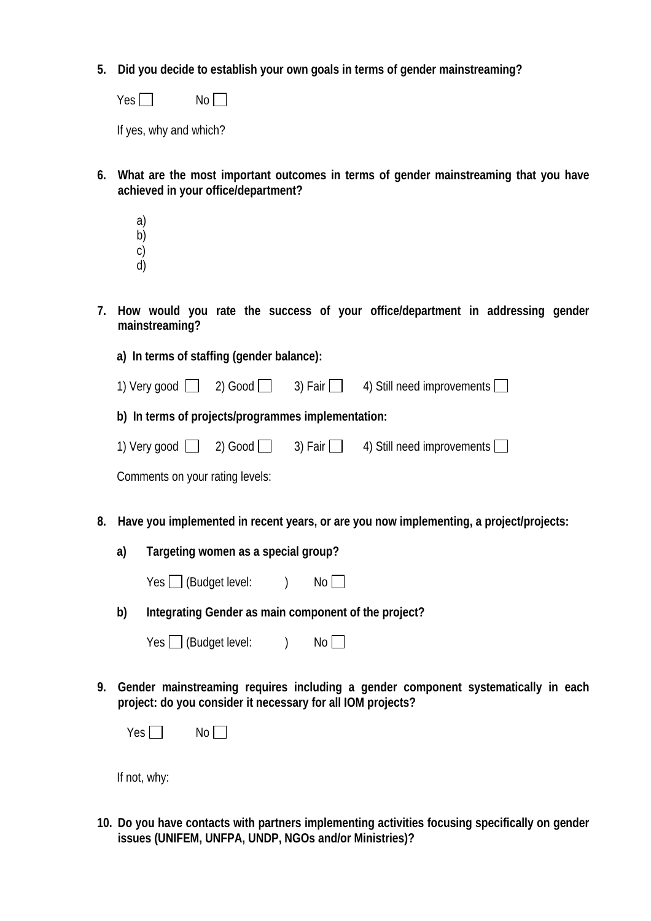**5. Did you decide to establish your own goals in terms of gender mainstreaming?**

Yes ☐ No ☐

If yes, why and which?

**6. What are the most important outcomes in terms of gender mainstreaming that you have achieved in your office/department?**

a)
b)
c)
d)

**7. How would you rate the success of your office/department in addressing gender mainstreaming?**

**a) In terms of staffing (gender balance):**

1) Very good ☐ 2) Good ☐ 3) Fair ☐ 4) Still need improvements ☐

**b) In terms of projects/programmes implementation:**

1) Very good ☐ 2) Good ☐ 3) Fair ☐ 4) Still need improvements ☐

Comments on your rating levels:

**8. Have you implemented in recent years, or are you now implementing, a project/projects:**

**a) Targeting women as a special group?**

Yes ☐ (Budget level: ) No ☐

**b) Integrating Gender as main component of the project?**

Yes ☐ (Budget level: ) No ☐

**9. Gender mainstreaming requires including a gender component systematically in each project: do you consider it necessary for all IOM projects?**

Yes ☐ No ☐

If not, why:

**10. Do you have contacts with partners implementing activities focusing specifically on gender issues (UNIFEM, UNFPA, UNDP, NGOs and/or Ministries)?**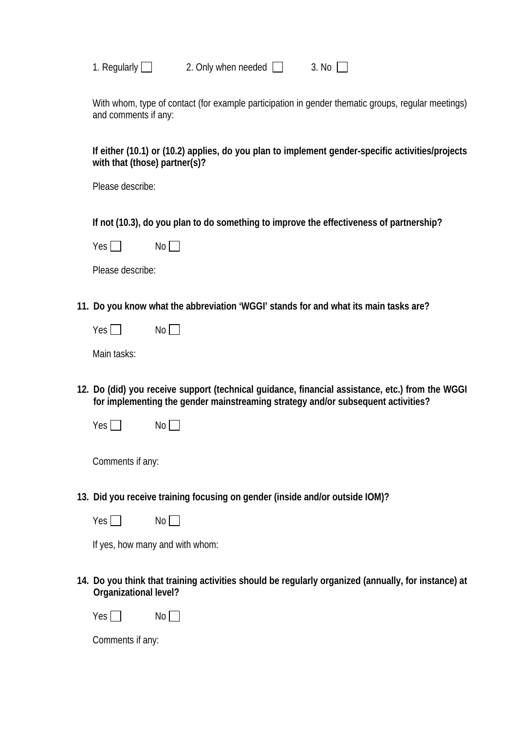1. Regularly ☐ 2. Only when needed ☐ 3. No ☐

With whom, type of contact (for example participation in gender thematic groups, regular meetings) and comments if any:

**If either (10.1) or (10.2) applies, do you plan to implement gender-specific activities/projects with that (those) partner(s)?**

Please describe:

**If not (10.3), do you plan to do something to improve the effectiveness of partnership?**

Yes ☐ No ☐

Please describe:

**11. Do you know what the abbreviation 'WGGI' stands for and what its main tasks are?**

Yes ☐ No ☐

Main tasks:

**12. Do (did) you receive support (technical guidance, financial assistance, etc.) from the WGGI for implementing the gender mainstreaming strategy and/or subsequent activities?**

Yes ☐ No ☐

Comments if any:

**13. Did you receive training focusing on gender (inside and/or outside IOM)?**

Yes ☐ No ☐

If yes, how many and with whom:

**14. Do you think that training activities should be regularly organized (annually, for instance) at Organizational level?**

Yes ☐ No ☐

Comments if any: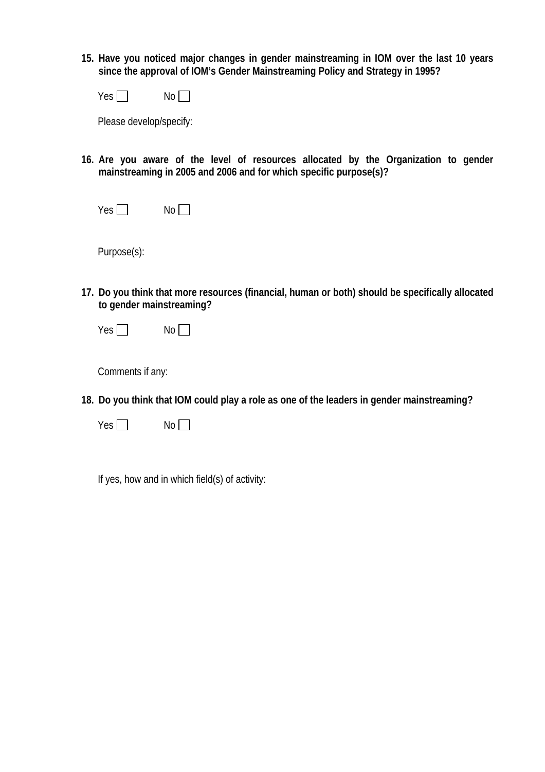**15. Have you noticed major changes in gender mainstreaming in IOM over the last 10 years since the approval of IOM's Gender Mainstreaming Policy and Strategy in 1995?**

Yes ☐ No ☐

Please develop/specify:

**16. Are you aware of the level of resources allocated by the Organization to gender mainstreaming in 2005 and 2006 and for which specific purpose(s)?**

Yes ☐ No ☐

Purpose(s):

**17. Do you think that more resources (financial, human or both) should be specifically allocated to gender mainstreaming?**

Yes ☐ No ☐

Comments if any:

**18. Do you think that IOM could play a role as one of the leaders in gender mainstreaming?**

Yes ☐ No ☐

If yes, how and in which field(s) of activity: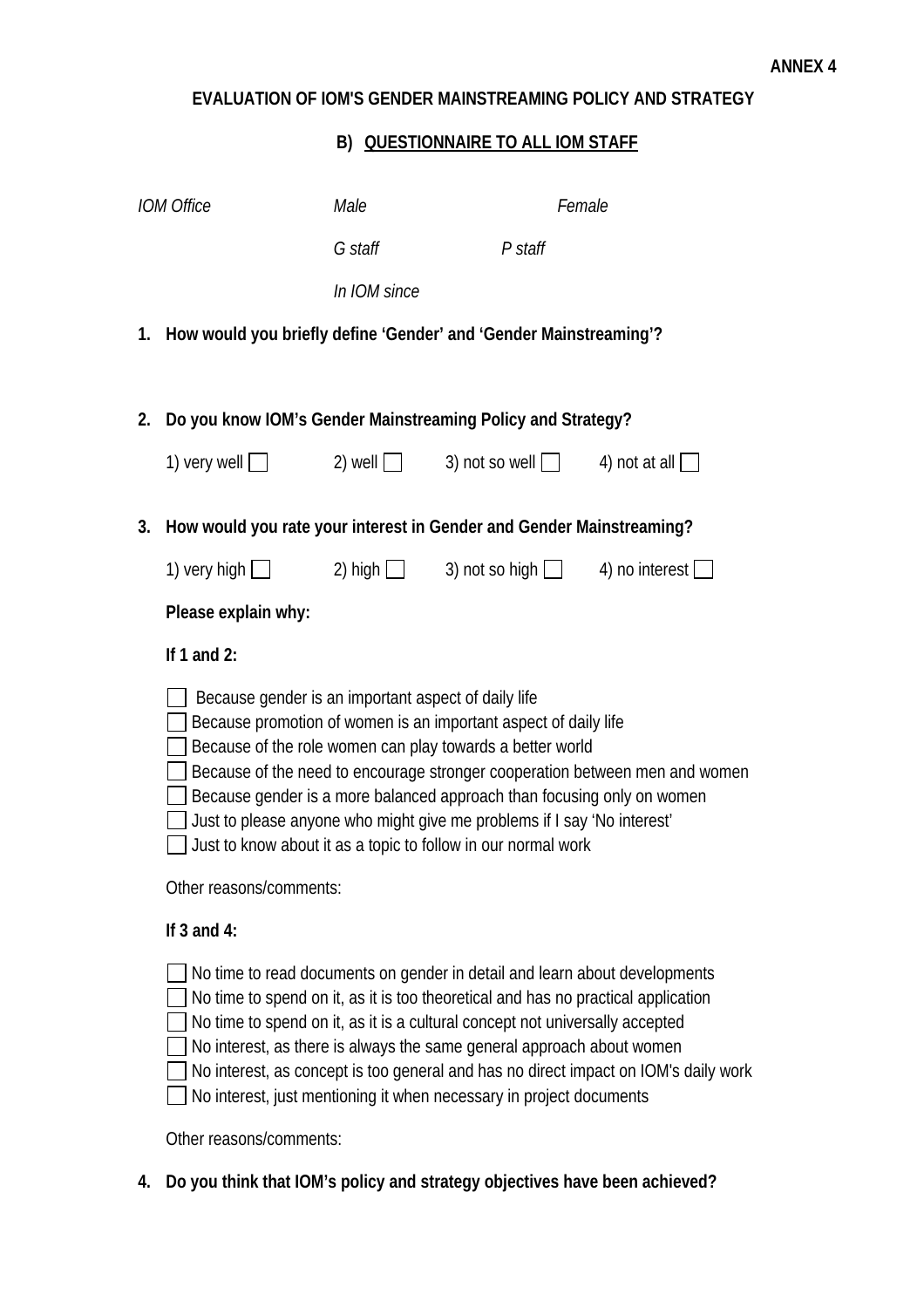**ANNEX 4**

**EVALUATION OF IOM'S GENDER MAINSTREAMING POLICY AND STRATEGY**

**B) QUESTIONNAIRE TO ALL IOM STAFF**

*IOM Office* *Male* *Female*

*G staff* *P staff*

*In IOM since*

1. **How would you briefly define 'Gender' and 'Gender Mainstreaming'?**

2. **Do you know IOM's Gender Mainstreaming Policy and Strategy?**

   1) very well ☐ 2) well ☐ 3) not so well ☐ 4) not at all ☐

3. **How would you rate your interest in Gender and Gender Mainstreaming?**

   1) very high ☐ 2) high ☐ 3) not so high ☐ 4) no interest ☐

   **Please explain why:**

   **If 1 and 2:**

   ☐ Because gender is an important aspect of daily life
   ☐ Because promotion of women is an important aspect of daily life
   ☐ Because of the role women can play towards a better world
   ☐ Because of the need to encourage stronger cooperation between men and women
   ☐ Because gender is a more balanced approach than focusing only on women
   ☐ Just to please anyone who might give me problems if I say 'No interest'
   ☐ Just to know about it as a topic to follow in our normal work

   Other reasons/comments:

   **If 3 and 4:**

   ☐ No time to read documents on gender in detail and learn about developments
   ☐ No time to spend on it, as it is too theoretical and has no practical application
   ☐ No time to spend on it, as it is a cultural concept not universally accepted
   ☐ No interest, as there is always the same general approach about women
   ☐ No interest, as concept is too general and has no direct impact on IOM's daily work
   ☐ No interest, just mentioning it when necessary in project documents

   Other reasons/comments:

4. **Do you think that IOM's policy and strategy objectives have been achieved?**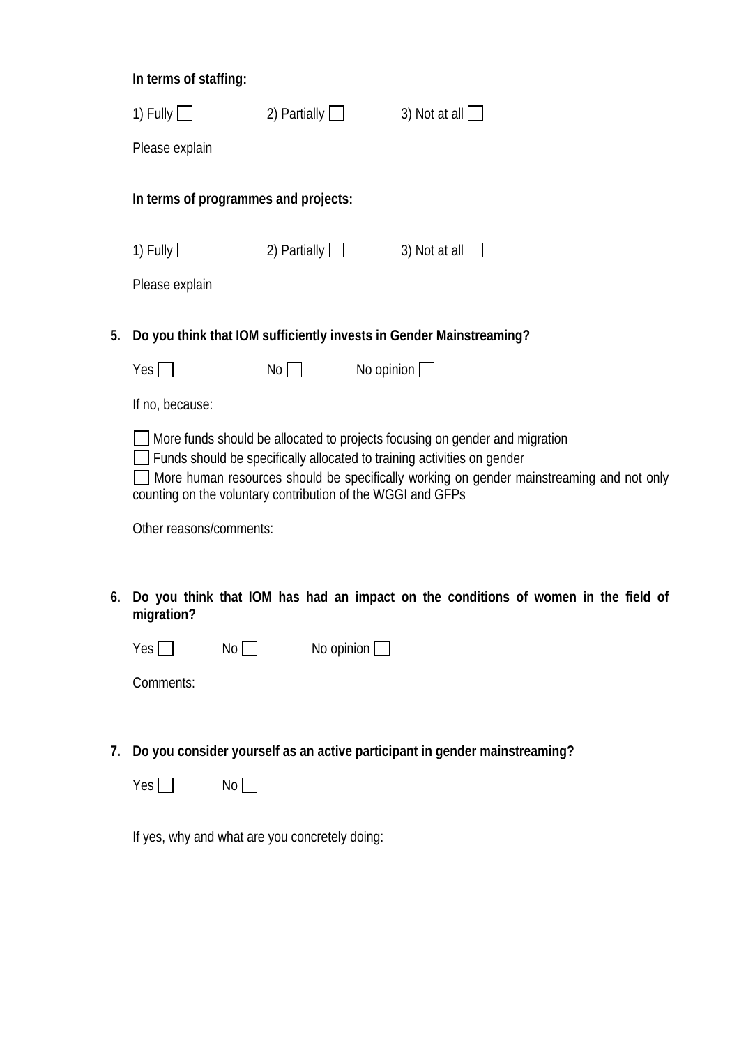**In terms of staffing:**

1) Fully ☐ 2) Partially ☐ 3) Not at all ☐

Please explain

**In terms of programmes and projects:**

1) Fully ☐ 2) Partially ☐ 3) Not at all ☐

Please explain

**5. Do you think that IOM sufficiently invests in Gender Mainstreaming?**

Yes ☐ No ☐ No opinion ☐

If no, because:

☐ More funds should be allocated to projects focusing on gender and migration
☐ Funds should be specifically allocated to training activities on gender
☐ More human resources should be specifically working on gender mainstreaming and not only counting on the voluntary contribution of the WGGI and GFPs

Other reasons/comments:

**6. Do you think that IOM has had an impact on the conditions of women in the field of migration?**

Yes ☐ No ☐ No opinion ☐

Comments:

**7. Do you consider yourself as an active participant in gender mainstreaming?**

Yes ☐ No ☐

If yes, why and what are you concretely doing: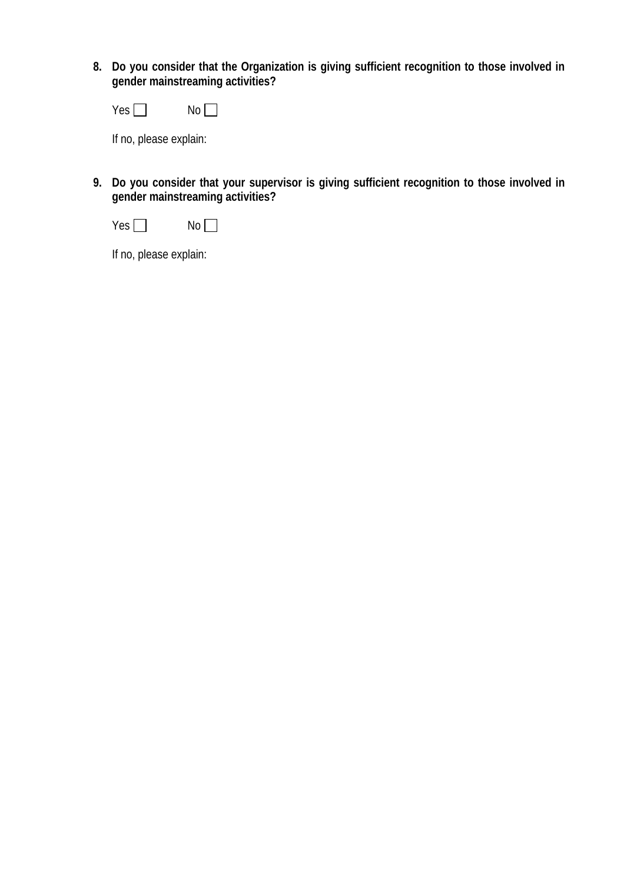**8. Do you consider that the Organization is giving sufficient recognition to those involved in gender mainstreaming activities?**

Yes ☐ No ☐

If no, please explain:

**9. Do you consider that your supervisor is giving sufficient recognition to those involved in gender mainstreaming activities?**

Yes ☐ No ☐

If no, please explain: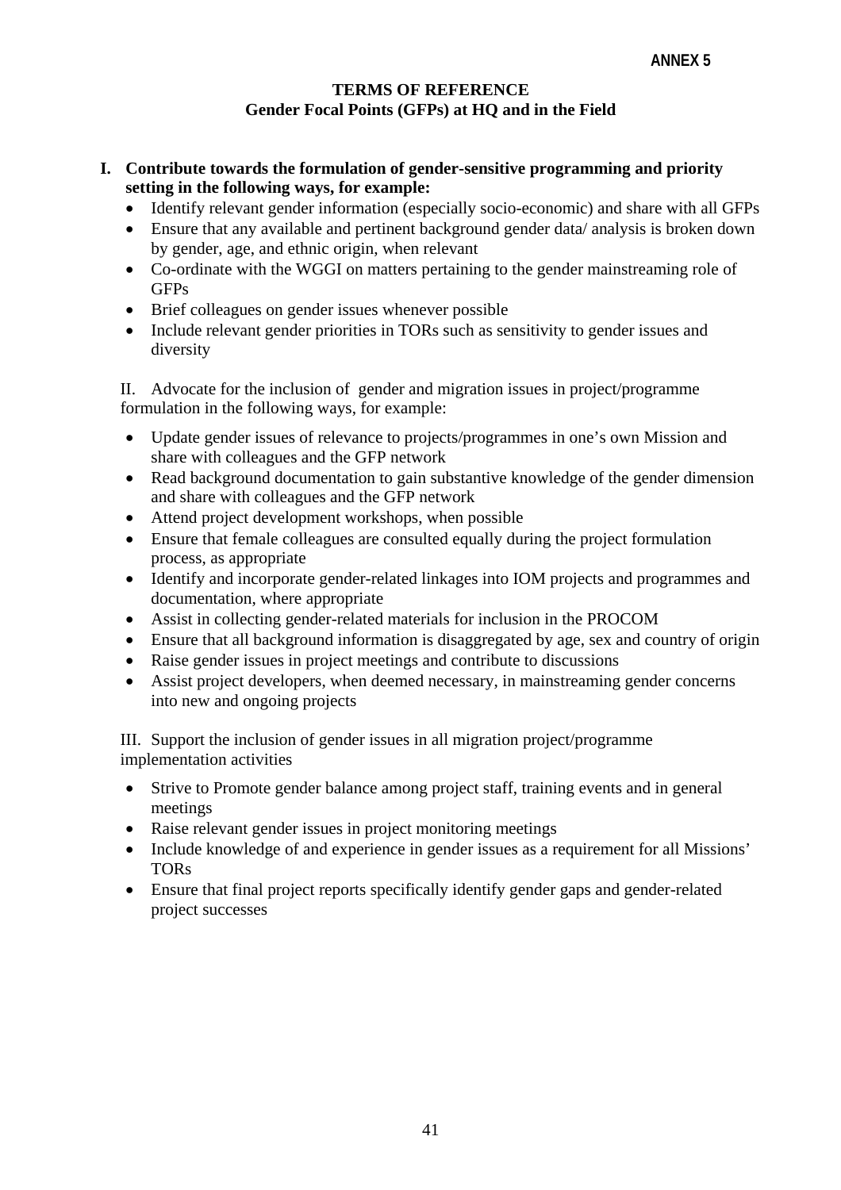**ANNEX 5**

# TERMS OF REFERENCE
## Gender Focal Points (GFPs) at HQ and in the Field

**I. Contribute towards the formulation of gender-sensitive programming and priority setting in the following ways, for example:**

- Identify relevant gender information (especially socio-economic) and share with all GFPs
- Ensure that any available and pertinent background gender data/ analysis is broken down by gender, age, and ethnic origin, when relevant
- Co-ordinate with the WGGI on matters pertaining to the gender mainstreaming role of GFPs
- Brief colleagues on gender issues whenever possible
- Include relevant gender priorities in TORs such as sensitivity to gender issues and diversity

II. Advocate for the inclusion of gender and migration issues in project/programme formulation in the following ways, for example:

- Update gender issues of relevance to projects/programmes in one's own Mission and share with colleagues and the GFP network
- Read background documentation to gain substantive knowledge of the gender dimension and share with colleagues and the GFP network
- Attend project development workshops, when possible
- Ensure that female colleagues are consulted equally during the project formulation process, as appropriate
- Identify and incorporate gender-related linkages into IOM projects and programmes and documentation, where appropriate
- Assist in collecting gender-related materials for inclusion in the PROCOM
- Ensure that all background information is disaggregated by age, sex and country of origin
- Raise gender issues in project meetings and contribute to discussions
- Assist project developers, when deemed necessary, in mainstreaming gender concerns into new and ongoing projects

III. Support the inclusion of gender issues in all migration project/programme implementation activities

- Strive to Promote gender balance among project staff, training events and in general meetings
- Raise relevant gender issues in project monitoring meetings
- Include knowledge of and experience in gender issues as a requirement for all Missions' TORs
- Ensure that final project reports specifically identify gender gaps and gender-related project successes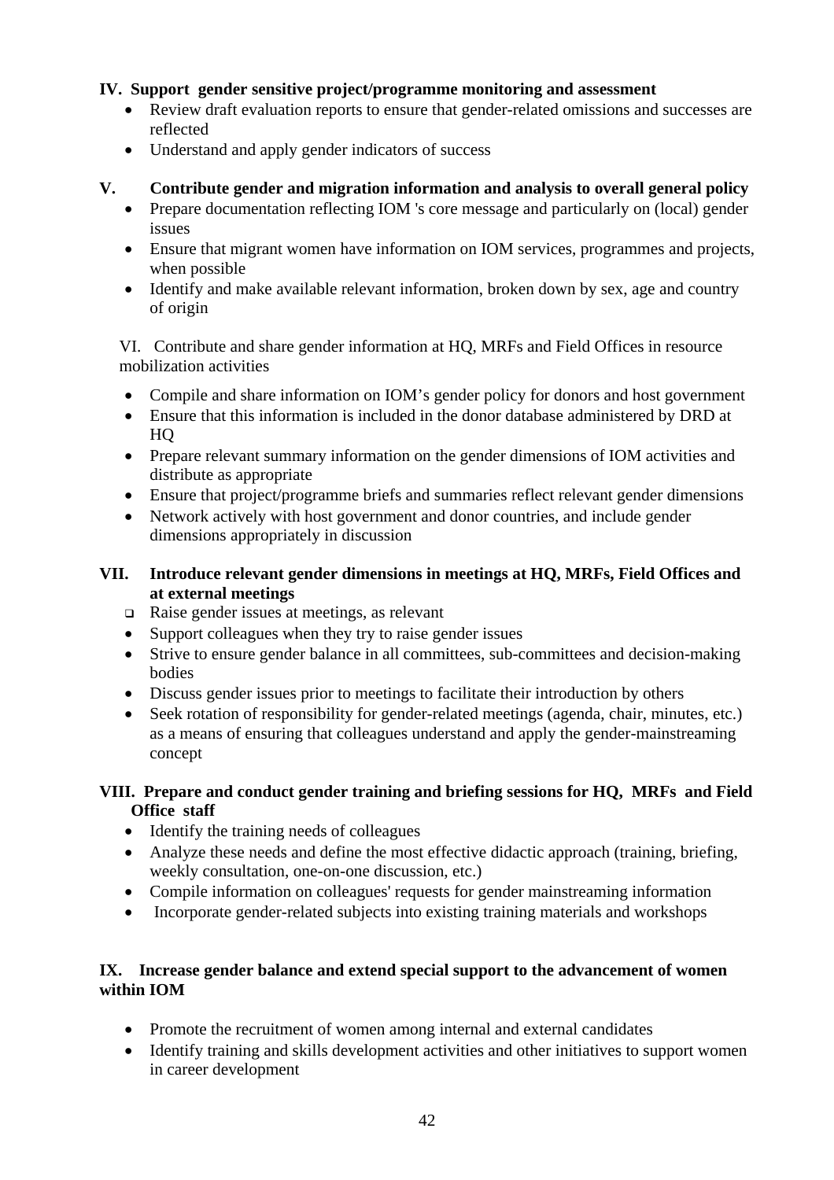**IV. Support gender sensitive project/programme monitoring and assessment**

- Review draft evaluation reports to ensure that gender-related omissions and successes are reflected
- Understand and apply gender indicators of success

**V. Contribute gender and migration information and analysis to overall general policy**

- Prepare documentation reflecting IOM 's core message and particularly on (local) gender issues
- Ensure that migrant women have information on IOM services, programmes and projects, when possible
- Identify and make available relevant information, broken down by sex, age and country of origin

VI. Contribute and share gender information at HQ, MRFs and Field Offices in resource mobilization activities

- Compile and share information on IOM's gender policy for donors and host government
- Ensure that this information is included in the donor database administered by DRD at HQ
- Prepare relevant summary information on the gender dimensions of IOM activities and distribute as appropriate
- Ensure that project/programme briefs and summaries reflect relevant gender dimensions
- Network actively with host government and donor countries, and include gender dimensions appropriately in discussion

**VII. Introduce relevant gender dimensions in meetings at HQ, MRFs, Field Offices and at external meetings**

- Raise gender issues at meetings, as relevant
- Support colleagues when they try to raise gender issues
- Strive to ensure gender balance in all committees, sub-committees and decision-making bodies
- Discuss gender issues prior to meetings to facilitate their introduction by others
- Seek rotation of responsibility for gender-related meetings (agenda, chair, minutes, etc.) as a means of ensuring that colleagues understand and apply the gender-mainstreaming concept

**VIII. Prepare and conduct gender training and briefing sessions for HQ, MRFs and Field Office staff**

- Identify the training needs of colleagues
- Analyze these needs and define the most effective didactic approach (training, briefing, weekly consultation, one-on-one discussion, etc.)
- Compile information on colleagues' requests for gender mainstreaming information
- Incorporate gender-related subjects into existing training materials and workshops

**IX. Increase gender balance and extend special support to the advancement of women within IOM**

- Promote the recruitment of women among internal and external candidates
- Identify training and skills development activities and other initiatives to support women in career development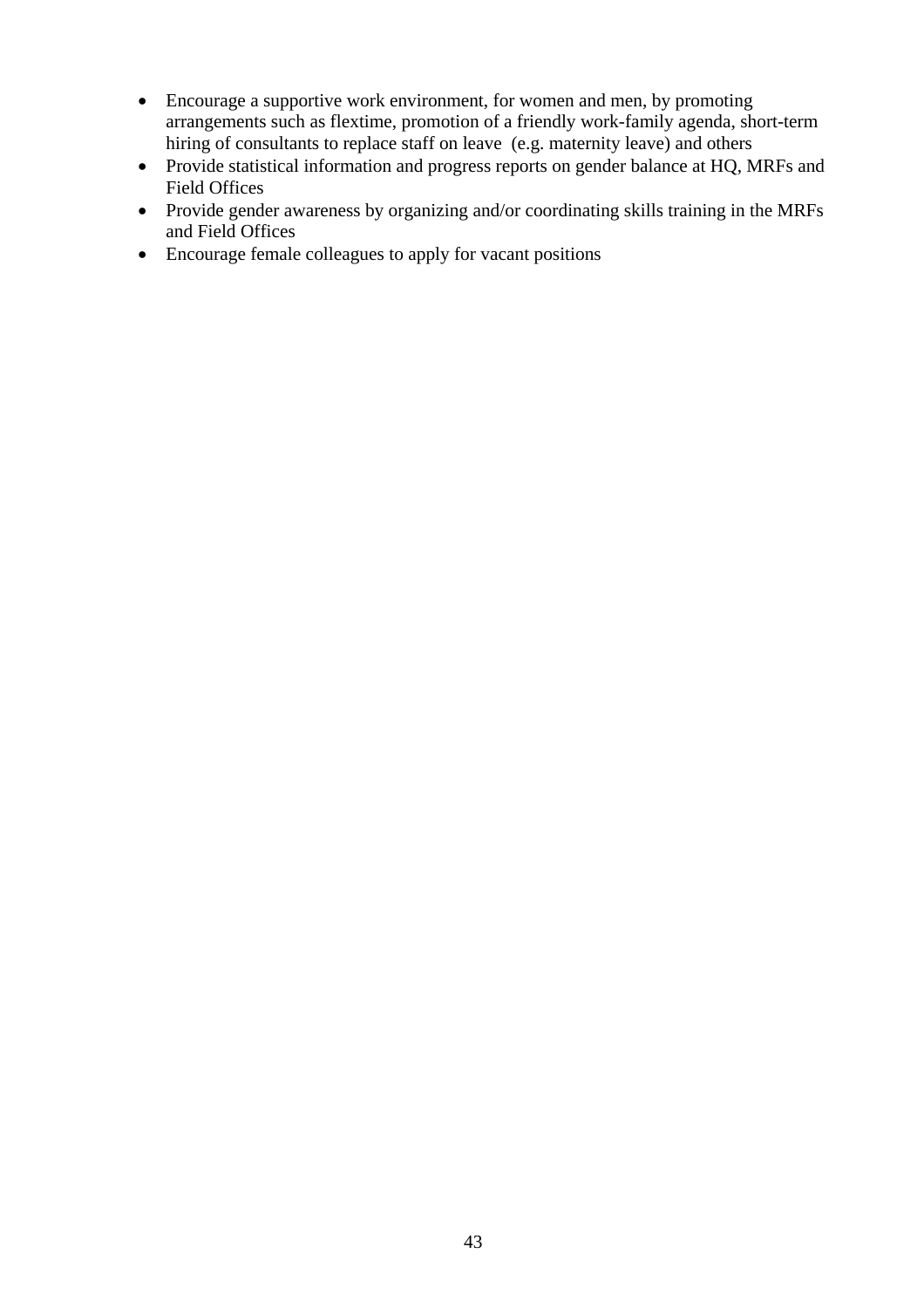- Encourage a supportive work environment, for women and men, by promoting arrangements such as flextime, promotion of a friendly work-family agenda, short-term hiring of consultants to replace staff on leave (e.g. maternity leave) and others
- Provide statistical information and progress reports on gender balance at HQ, MRFs and Field Offices
- Provide gender awareness by organizing and/or coordinating skills training in the MRFs and Field Offices
- Encourage female colleagues to apply for vacant positions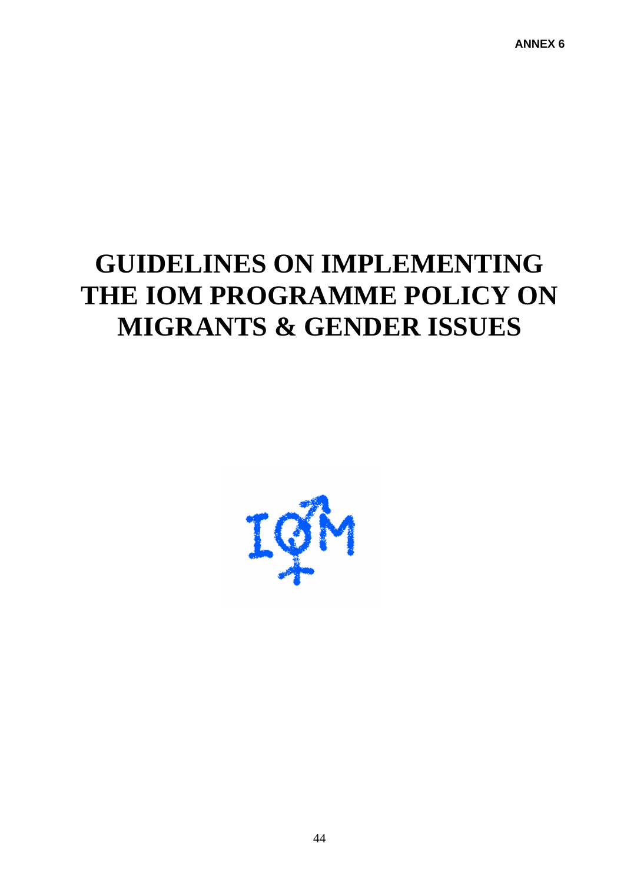ANNEX 6

# GUIDELINES ON IMPLEMENTING THE IOM PROGRAMME POLICY ON MIGRANTS & GENDER ISSUES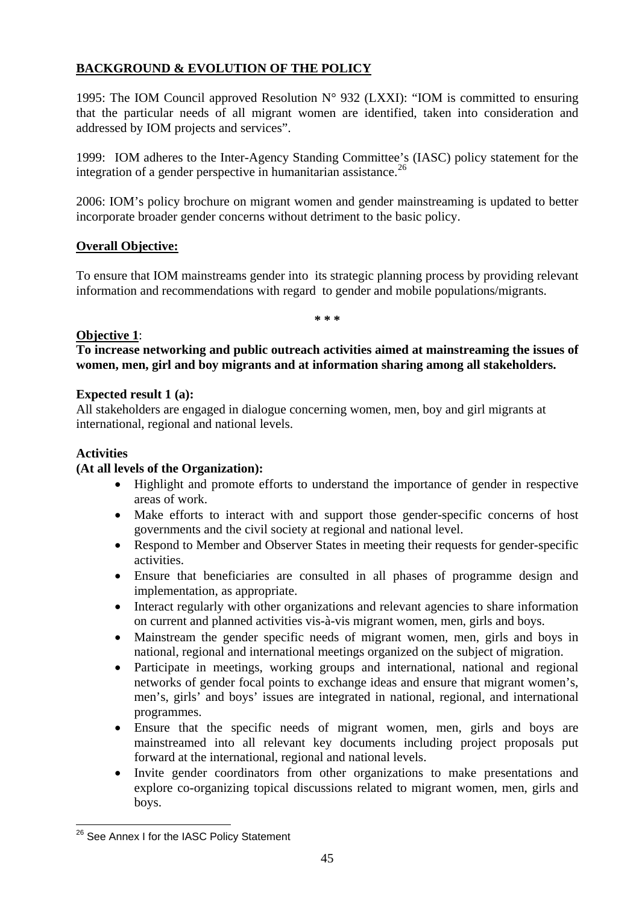## BACKGROUND & EVOLUTION OF THE POLICY

1995: The IOM Council approved Resolution N° 932 (LXXI): "IOM is committed to ensuring that the particular needs of all migrant women are identified, taken into consideration and addressed by IOM projects and services".

1999: IOM adheres to the Inter-Agency Standing Committee's (IASC) policy statement for the integration of a gender perspective in humanitarian assistance.[26]

2006: IOM's policy brochure on migrant women and gender mainstreaming is updated to better incorporate broader gender concerns without detriment to the basic policy.

### Overall Objective:

To ensure that IOM mainstreams gender into its strategic planning process by providing relevant information and recommendations with regard to gender and mobile populations/migrants.

\* \* \*

**Objective 1**:

**To increase networking and public outreach activities aimed at mainstreaming the issues of women, men, girl and boy migrants and at information sharing among all stakeholders.**

**Expected result 1 (a):**

All stakeholders are engaged in dialogue concerning women, men, boy and girl migrants at international, regional and national levels.

**Activities**

**(At all levels of the Organization):**

- Highlight and promote efforts to understand the importance of gender in respective areas of work.
- Make efforts to interact with and support those gender-specific concerns of host governments and the civil society at regional and national level.
- Respond to Member and Observer States in meeting their requests for gender-specific activities.
- Ensure that beneficiaries are consulted in all phases of programme design and implementation, as appropriate.
- Interact regularly with other organizations and relevant agencies to share information on current and planned activities vis-à-vis migrant women, men, girls and boys.
- Mainstream the gender specific needs of migrant women, men, girls and boys in national, regional and international meetings organized on the subject of migration.
- Participate in meetings, working groups and international, national and regional networks of gender focal points to exchange ideas and ensure that migrant women's, men's, girls' and boys' issues are integrated in national, regional, and international programmes.
- Ensure that the specific needs of migrant women, men, girls and boys are mainstreamed into all relevant key documents including project proposals put forward at the international, regional and national levels.
- Invite gender coordinators from other organizations to make presentations and explore co-organizing topical discussions related to migrant women, men, girls and boys.

---

[26] See Annex I for the IASC Policy Statement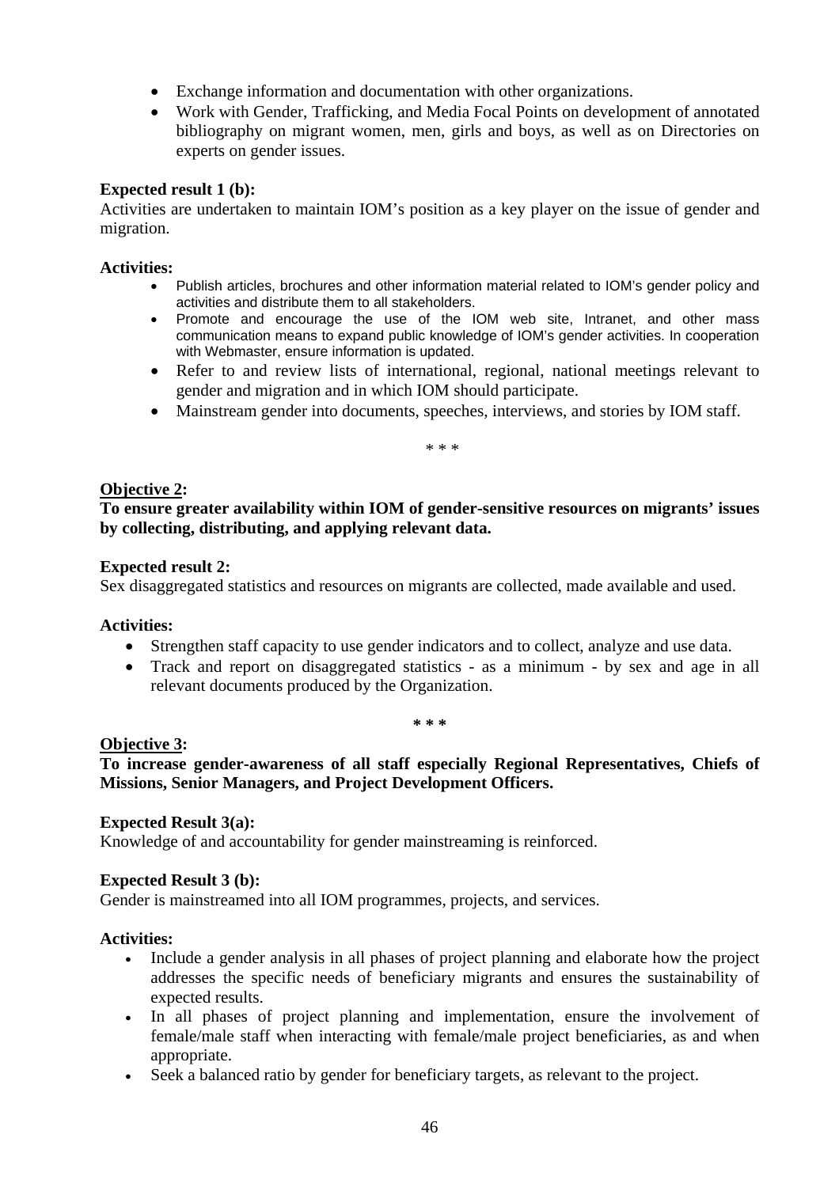- Exchange information and documentation with other organizations.
- Work with Gender, Trafficking, and Media Focal Points on development of annotated bibliography on migrant women, men, girls and boys, as well as on Directories on experts on gender issues.

**Expected result 1 (b):**
Activities are undertaken to maintain IOM's position as a key player on the issue of gender and migration.

**Activities:**

- Publish articles, brochures and other information material related to IOM's gender policy and activities and distribute them to all stakeholders.
- Promote and encourage the use of the IOM web site, Intranet, and other mass communication means to expand public knowledge of IOM's gender activities. In cooperation with Webmaster, ensure information is updated.
- Refer to and review lists of international, regional, national meetings relevant to gender and migration and in which IOM should participate.
- Mainstream gender into documents, speeches, interviews, and stories by IOM staff.

\* \* \*

**Objective 2:**

**To ensure greater availability within IOM of gender-sensitive resources on migrants' issues by collecting, distributing, and applying relevant data.**

**Expected result 2:**
Sex disaggregated statistics and resources on migrants are collected, made available and used.

**Activities:**

- Strengthen staff capacity to use gender indicators and to collect, analyze and use data.
- Track and report on disaggregated statistics - as a minimum - by sex and age in all relevant documents produced by the Organization.

**\* \* \***

**Objective 3:**

**To increase gender-awareness of all staff especially Regional Representatives, Chiefs of Missions, Senior Managers, and Project Development Officers.**

**Expected Result 3(a):**
Knowledge of and accountability for gender mainstreaming is reinforced.

**Expected Result 3 (b):**
Gender is mainstreamed into all IOM programmes, projects, and services.

**Activities:**

- Include a gender analysis in all phases of project planning and elaborate how the project addresses the specific needs of beneficiary migrants and ensures the sustainability of expected results.
- In all phases of project planning and implementation, ensure the involvement of female/male staff when interacting with female/male project beneficiaries, as and when appropriate.
- Seek a balanced ratio by gender for beneficiary targets, as relevant to the project.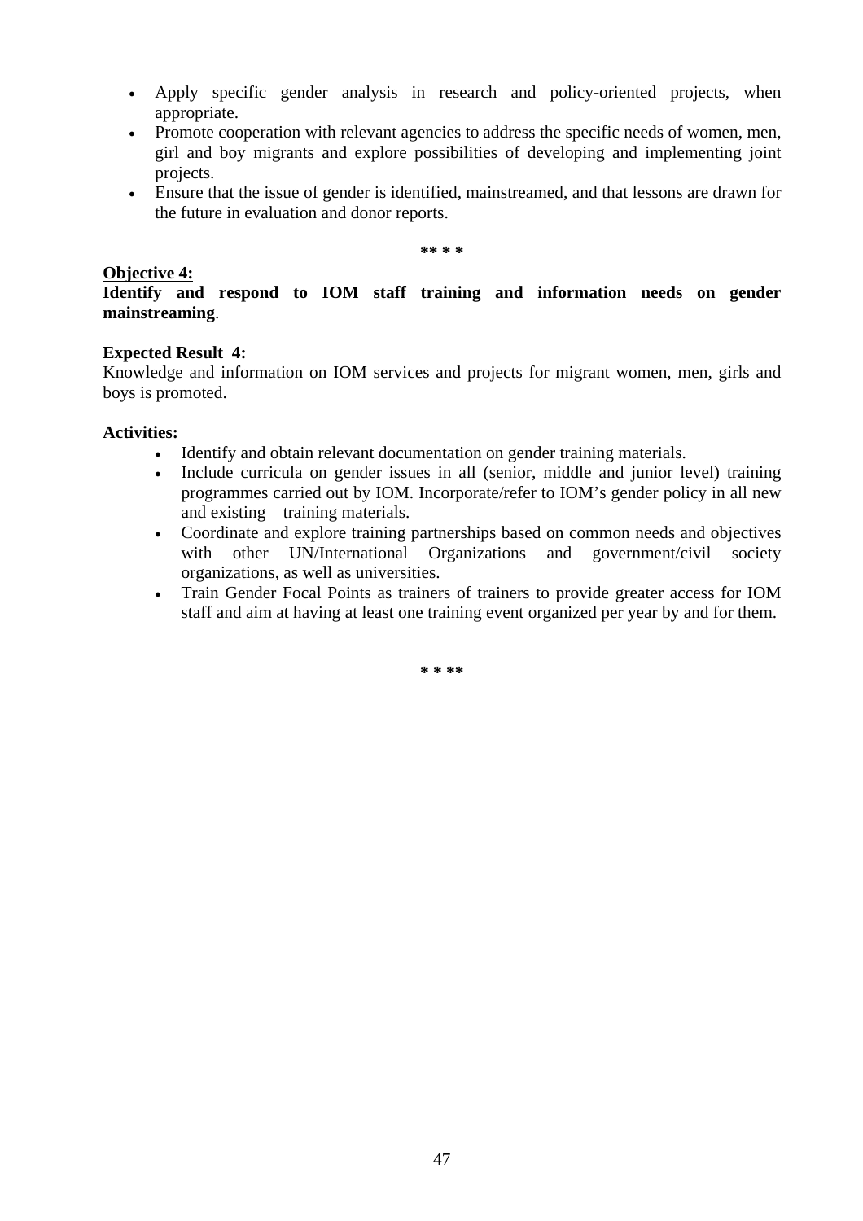- Apply specific gender analysis in research and policy-oriented projects, when appropriate.
- Promote cooperation with relevant agencies to address the specific needs of women, men, girl and boy migrants and explore possibilities of developing and implementing joint projects.
- Ensure that the issue of gender is identified, mainstreamed, and that lessons are drawn for the future in evaluation and donor reports.

** * *

**Objective 4:**
**Identify and respond to IOM staff training and information needs on gender mainstreaming**.

**Expected Result 4:**
Knowledge and information on IOM services and projects for migrant women, men, girls and boys is promoted.

**Activities:**

- Identify and obtain relevant documentation on gender training materials.
- Include curricula on gender issues in all (senior, middle and junior level) training programmes carried out by IOM. Incorporate/refer to IOM's gender policy in all new and existing training materials.
- Coordinate and explore training partnerships based on common needs and objectives with other UN/International Organizations and government/civil society organizations, as well as universities.
- Train Gender Focal Points as trainers of trainers to provide greater access for IOM staff and aim at having at least one training event organized per year by and for them.

* * **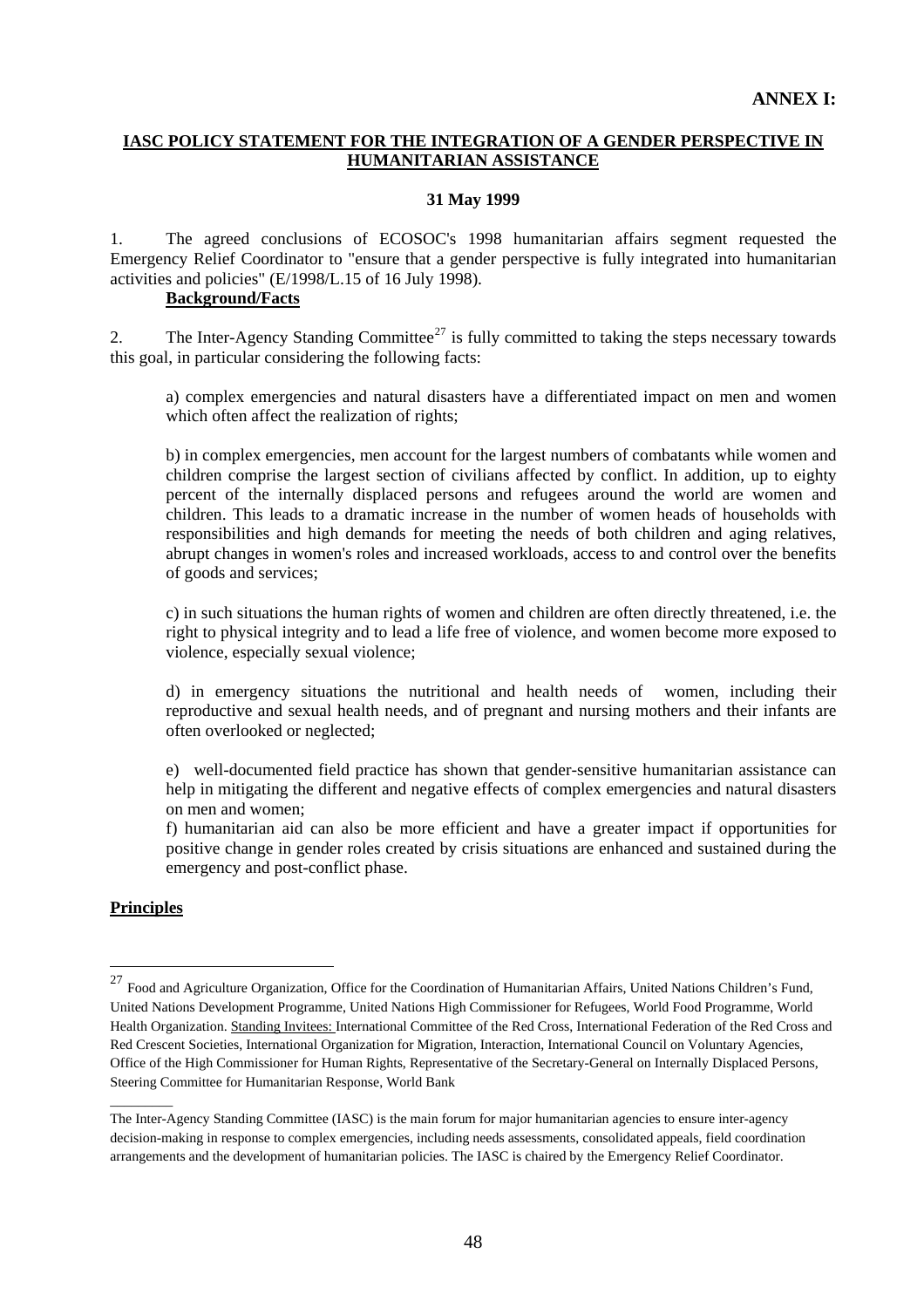**ANNEX I:**

## IASC POLICY STATEMENT FOR THE INTEGRATION OF A GENDER PERSPECTIVE IN HUMANITARIAN ASSISTANCE

**31 May 1999**

1. The agreed conclusions of ECOSOC's 1998 humanitarian affairs segment requested the Emergency Relief Coordinator to "ensure that a gender perspective is fully integrated into humanitarian activities and policies" (E/1998/L.15 of 16 July 1998).

**Background/Facts**

2. The Inter-Agency Standing Committee[27] is fully committed to taking the steps necessary towards this goal, in particular considering the following facts:

a) complex emergencies and natural disasters have a differentiated impact on men and women which often affect the realization of rights;

b) in complex emergencies, men account for the largest numbers of combatants while women and children comprise the largest section of civilians affected by conflict. In addition, up to eighty percent of the internally displaced persons and refugees around the world are women and children. This leads to a dramatic increase in the number of women heads of households with responsibilities and high demands for meeting the needs of both children and aging relatives, abrupt changes in women's roles and increased workloads, access to and control over the benefits of goods and services;

c) in such situations the human rights of women and children are often directly threatened, i.e. the right to physical integrity and to lead a life free of violence, and women become more exposed to violence, especially sexual violence;

d) in emergency situations the nutritional and health needs of women, including their reproductive and sexual health needs, and of pregnant and nursing mothers and their infants are often overlooked or neglected;

e) well-documented field practice has shown that gender-sensitive humanitarian assistance can help in mitigating the different and negative effects of complex emergencies and natural disasters on men and women;

f) humanitarian aid can also be more efficient and have a greater impact if opportunities for positive change in gender roles created by crisis situations are enhanced and sustained during the emergency and post-conflict phase.

**Principles**

---

[27] Food and Agriculture Organization, Office for the Coordination of Humanitarian Affairs, United Nations Children's Fund, United Nations Development Programme, United Nations High Commissioner for Refugees, World Food Programme, World Health Organization. Standing Invitees: International Committee of the Red Cross, International Federation of the Red Cross and Red Crescent Societies, International Organization for Migration, Interaction, International Council on Voluntary Agencies, Office of the High Commissioner for Human Rights, Representative of the Secretary-General on Internally Displaced Persons, Steering Committee for Humanitarian Response, World Bank

---

The Inter-Agency Standing Committee (IASC) is the main forum for major humanitarian agencies to ensure inter-agency decision-making in response to complex emergencies, including needs assessments, consolidated appeals, field coordination arrangements and the development of humanitarian policies. The IASC is chaired by the Emergency Relief Coordinator.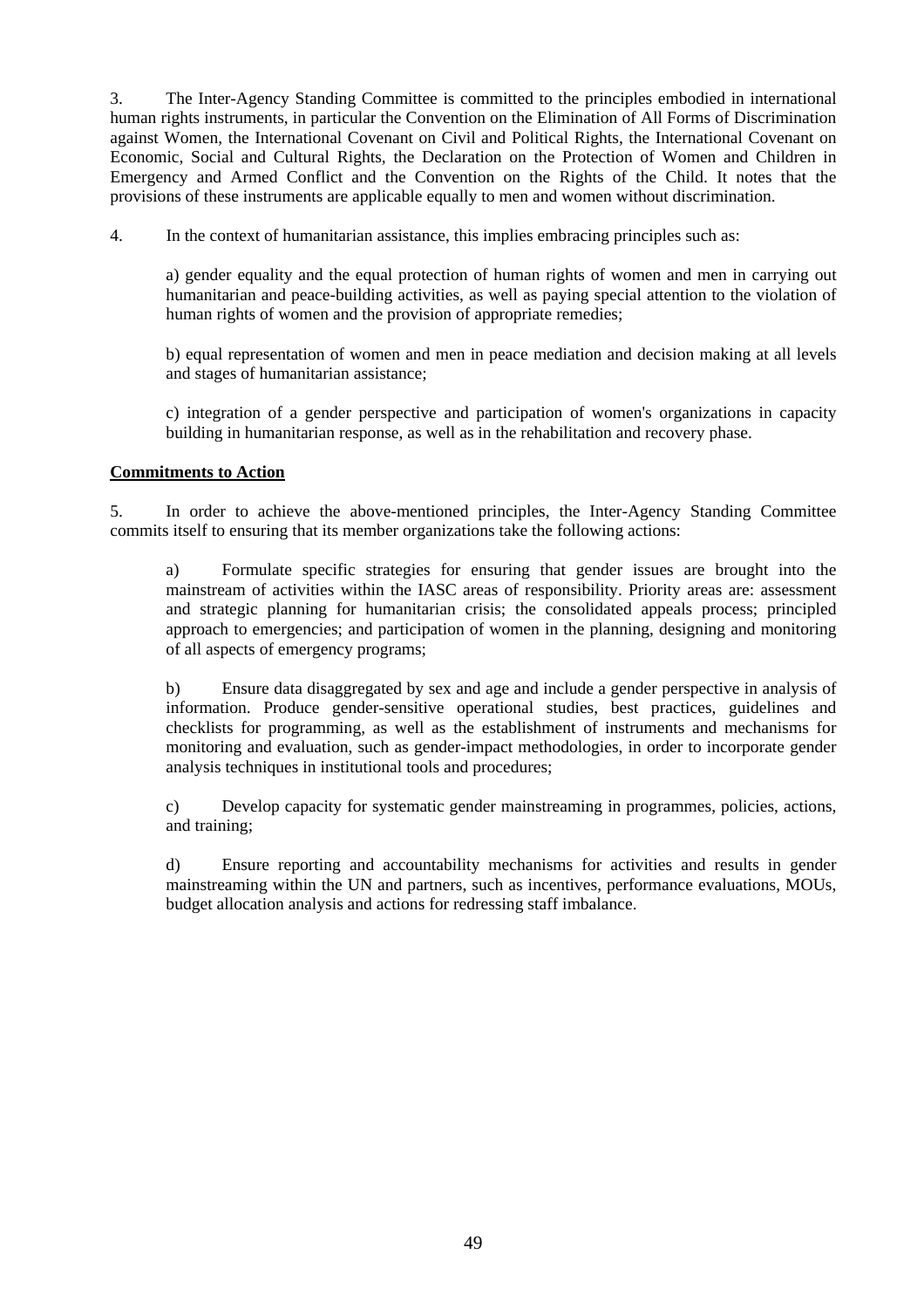3. The Inter-Agency Standing Committee is committed to the principles embodied in international human rights instruments, in particular the Convention on the Elimination of All Forms of Discrimination against Women, the International Covenant on Civil and Political Rights, the International Covenant on Economic, Social and Cultural Rights, the Declaration on the Protection of Women and Children in Emergency and Armed Conflict and the Convention on the Rights of the Child. It notes that the provisions of these instruments are applicable equally to men and women without discrimination.

4. In the context of humanitarian assistance, this implies embracing principles such as:

a) gender equality and the equal protection of human rights of women and men in carrying out humanitarian and peace-building activities, as well as paying special attention to the violation of human rights of women and the provision of appropriate remedies;

b) equal representation of women and men in peace mediation and decision making at all levels and stages of humanitarian assistance;

c) integration of a gender perspective and participation of women's organizations in capacity building in humanitarian response, as well as in the rehabilitation and recovery phase.

**Commitments to Action**

5. In order to achieve the above-mentioned principles, the Inter-Agency Standing Committee commits itself to ensuring that its member organizations take the following actions:

a) Formulate specific strategies for ensuring that gender issues are brought into the mainstream of activities within the IASC areas of responsibility. Priority areas are: assessment and strategic planning for humanitarian crisis; the consolidated appeals process; principled approach to emergencies; and participation of women in the planning, designing and monitoring of all aspects of emergency programs;

b) Ensure data disaggregated by sex and age and include a gender perspective in analysis of information. Produce gender-sensitive operational studies, best practices, guidelines and checklists for programming, as well as the establishment of instruments and mechanisms for monitoring and evaluation, such as gender-impact methodologies, in order to incorporate gender analysis techniques in institutional tools and procedures;

c) Develop capacity for systematic gender mainstreaming in programmes, policies, actions, and training;

d) Ensure reporting and accountability mechanisms for activities and results in gender mainstreaming within the UN and partners, such as incentives, performance evaluations, MOUs, budget allocation analysis and actions for redressing staff imbalance.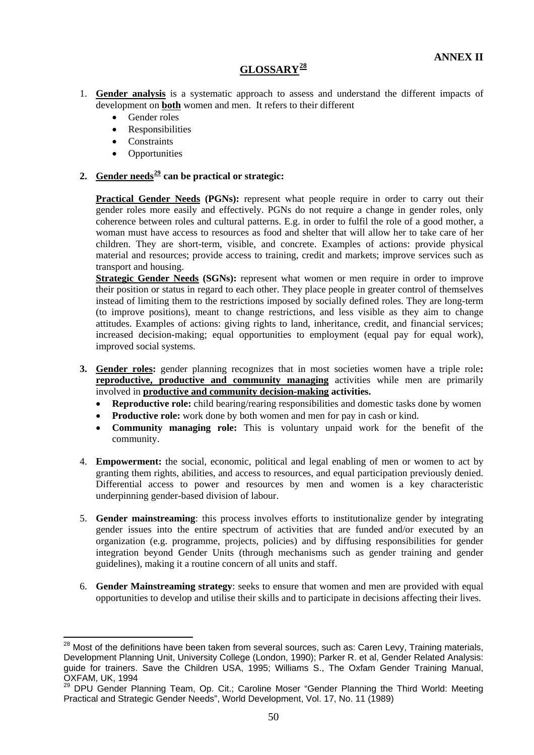**ANNEX II**

# GLOSSARY[28]

1. **Gender analysis** is a systematic approach to assess and understand the different impacts of development on **both** women and men. It refers to their different
   - Gender roles
   - Responsibilities
   - Constraints
   - Opportunities

2. **Gender needs[29] can be practical or strategic:**

   **Practical Gender Needs (PGNs):** represent what people require in order to carry out their gender roles more easily and effectively. PGNs do not require a change in gender roles, only coherence between roles and cultural patterns. E.g. in order to fulfil the role of a good mother, a woman must have access to resources as food and shelter that will allow her to take care of her children. They are short-term, visible, and concrete. Examples of actions: provide physical material and resources; provide access to training, credit and markets; improve services such as transport and housing.

   **Strategic Gender Needs (SGNs):** represent what women or men require in order to improve their position or status in regard to each other. They place people in greater control of themselves instead of limiting them to the restrictions imposed by socially defined roles. They are long-term (to improve positions), meant to change restrictions, and less visible as they aim to change attitudes. Examples of actions: giving rights to land, inheritance, credit, and financial services; increased decision-making; equal opportunities to employment (equal pay for equal work), improved social systems.

3. **Gender roles:** gender planning recognizes that in most societies women have a triple role**:** **reproductive, productive and community managing** activities while men are primarily involved in **productive and community decision-making activities.**
   - **Reproductive role:** child bearing/rearing responsibilities and domestic tasks done by women
   - **Productive role:** work done by both women and men for pay in cash or kind.
   - **Community managing role:** This is voluntary unpaid work for the benefit of the community.

4. **Empowerment:** the social, economic, political and legal enabling of men or women to act by granting them rights, abilities, and access to resources, and equal participation previously denied. Differential access to power and resources by men and women is a key characteristic underpinning gender-based division of labour.

5. **Gender mainstreaming**: this process involves efforts to institutionalize gender by integrating gender issues into the entire spectrum of activities that are funded and/or executed by an organization (e.g. programme, projects, policies) and by diffusing responsibilities for gender integration beyond Gender Units (through mechanisms such as gender training and gender guidelines), making it a routine concern of all units and staff.

6. **Gender Mainstreaming strategy**: seeks to ensure that women and men are provided with equal opportunities to develop and utilise their skills and to participate in decisions affecting their lives.

---

[28] Most of the definitions have been taken from several sources, such as: Caren Levy, Training materials, Development Planning Unit, University College (London, 1990); Parker R. et al, Gender Related Analysis: guide for trainers. Save the Children USA, 1995; Williams S., The Oxfam Gender Training Manual, OXFAM, UK, 1994

[29] DPU Gender Planning Team, Op. Cit.; Caroline Moser "Gender Planning the Third World: Meeting Practical and Strategic Gender Needs", World Development, Vol. 17, No. 11 (1989)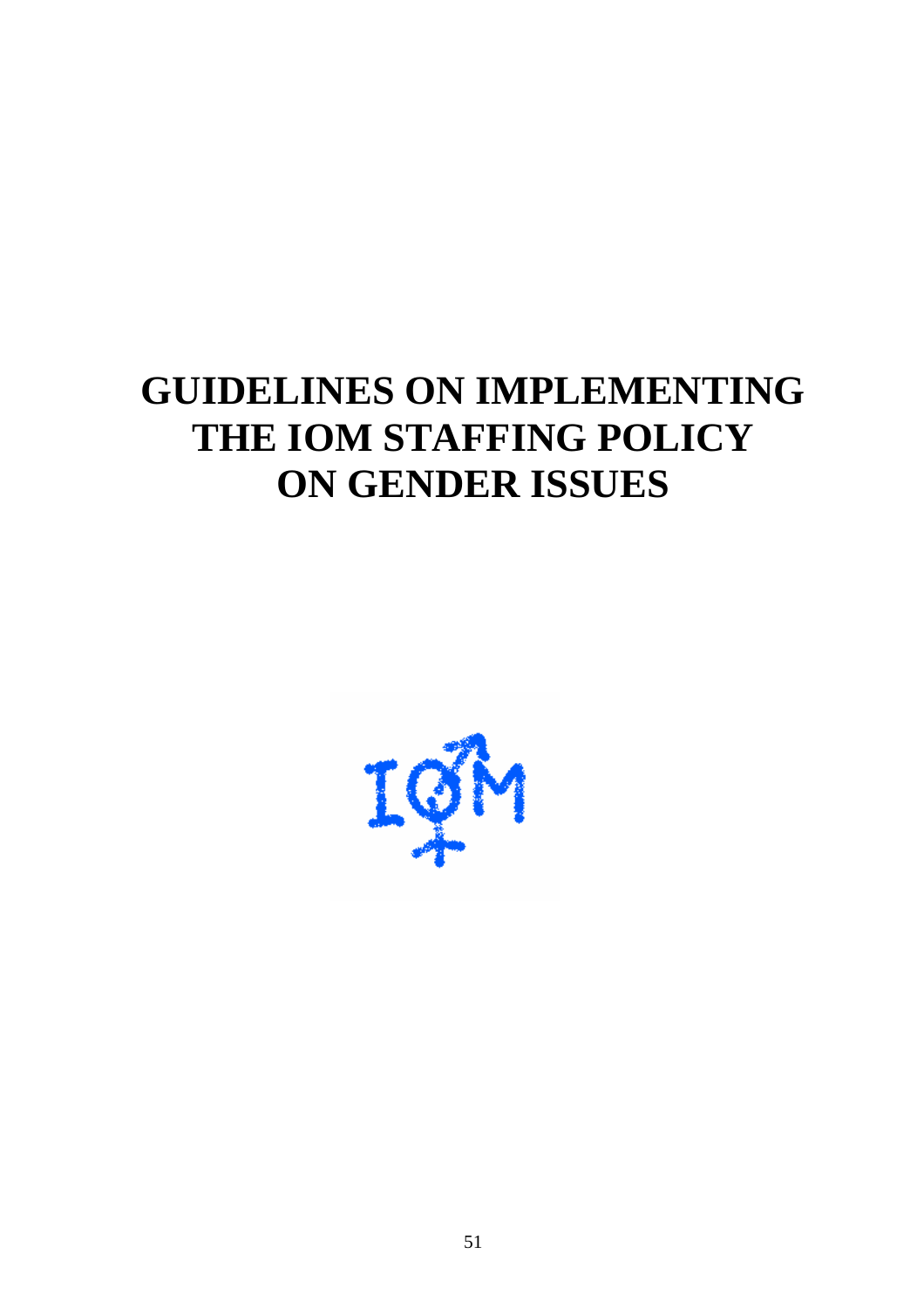# GUIDELINES ON IMPLEMENTING THE IOM STAFFING POLICY ON GENDER ISSUES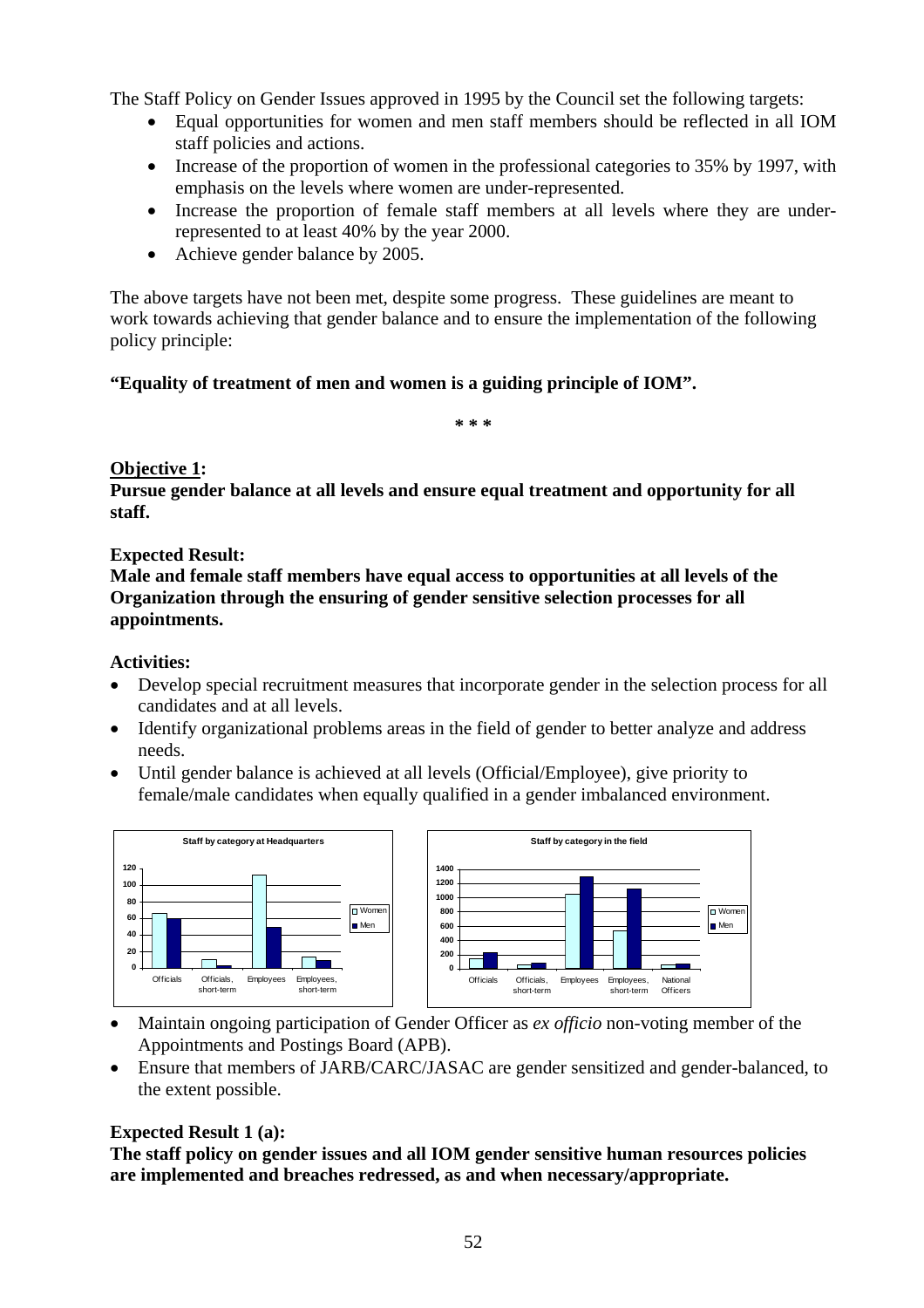The Staff Policy on Gender Issues approved in 1995 by the Council set the following targets:

- Equal opportunities for women and men staff members should be reflected in all IOM staff policies and actions.
- Increase of the proportion of women in the professional categories to 35% by 1997, with emphasis on the levels where women are under-represented.
- Increase the proportion of female staff members at all levels where they are under-represented to at least 40% by the year 2000.
- Achieve gender balance by 2005.

The above targets have not been met, despite some progress. These guidelines are meant to work towards achieving that gender balance and to ensure the implementation of the following policy principle:

**"Equality of treatment of men and women is a guiding principle of IOM".**

\* \* \*

**Objective 1:**

**Pursue gender balance at all levels and ensure equal treatment and opportunity for all staff.**

**Expected Result:**

**Male and female staff members have equal access to opportunities at all levels of the Organization through the ensuring of gender sensitive selection processes for all appointments.**

**Activities:**

- Develop special recruitment measures that incorporate gender in the selection process for all candidates and at all levels.
- Identify organizational problems areas in the field of gender to better analyze and address needs.
- Until gender balance is achieved at all levels (Official/Employee), give priority to female/male candidates when equally qualified in a gender imbalanced environment.

Staff by category at Headquarters

Staff by category in the field

- Maintain ongoing participation of Gender Officer as *ex officio* non-voting member of the Appointments and Postings Board (APB).
- Ensure that members of JARB/CARC/JASAC are gender sensitized and gender-balanced, to the extent possible.

**Expected Result 1 (a):**

**The staff policy on gender issues and all IOM gender sensitive human resources policies are implemented and breaches redressed, as and when necessary/appropriate.**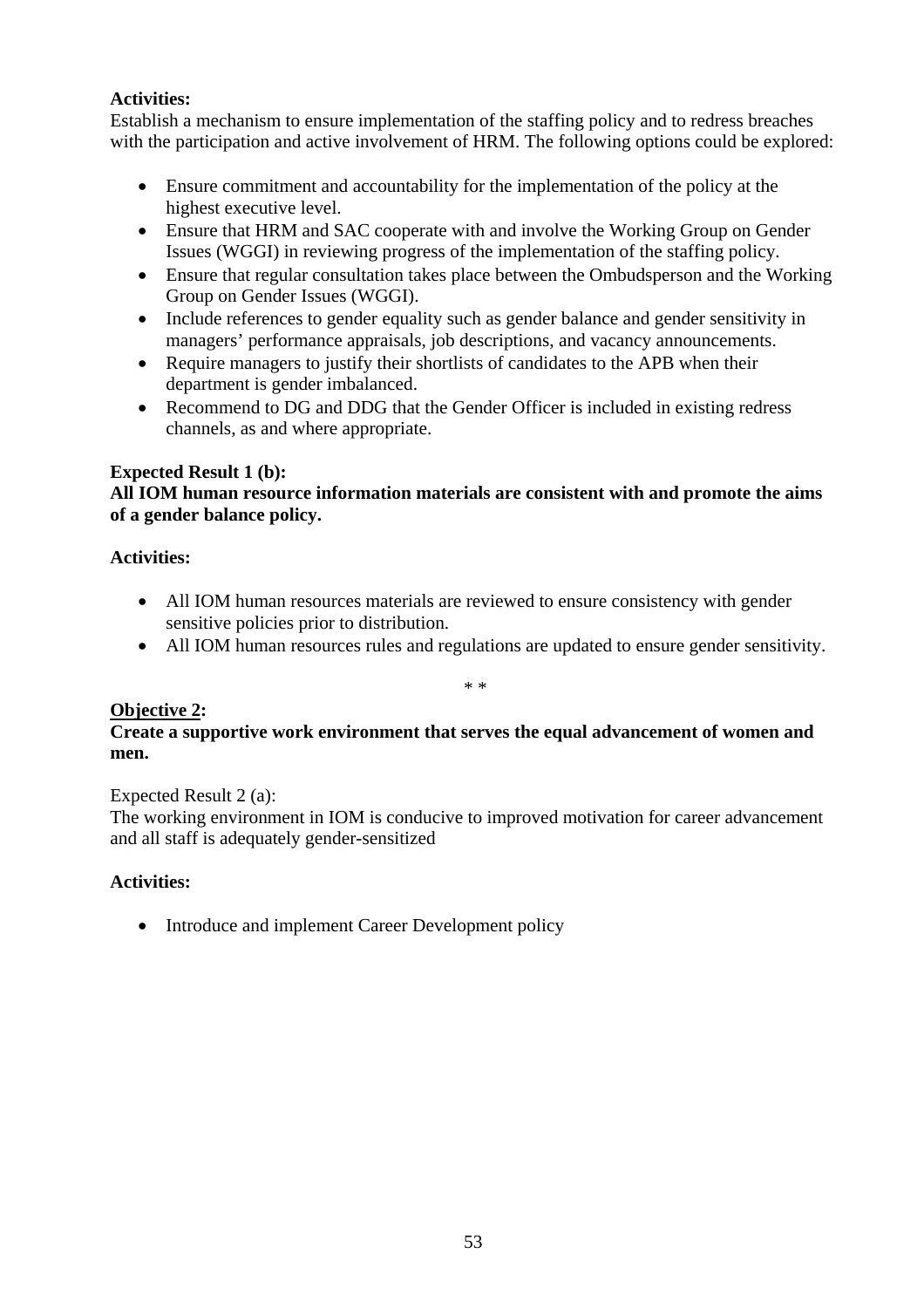**Activities:**
Establish a mechanism to ensure implementation of the staffing policy and to redress breaches with the participation and active involvement of HRM. The following options could be explored:

- Ensure commitment and accountability for the implementation of the policy at the highest executive level.
- Ensure that HRM and SAC cooperate with and involve the Working Group on Gender Issues (WGGI) in reviewing progress of the implementation of the staffing policy.
- Ensure that regular consultation takes place between the Ombudsperson and the Working Group on Gender Issues (WGGI).
- Include references to gender equality such as gender balance and gender sensitivity in managers' performance appraisals, job descriptions, and vacancy announcements.
- Require managers to justify their shortlists of candidates to the APB when their department is gender imbalanced.
- Recommend to DG and DDG that the Gender Officer is included in existing redress channels, as and where appropriate.

**Expected Result 1 (b):**
**All IOM human resource information materials are consistent with and promote the aims of a gender balance policy.**

**Activities:**

- All IOM human resources materials are reviewed to ensure consistency with gender sensitive policies prior to distribution.
- All IOM human resources rules and regulations are updated to ensure gender sensitivity.

\* \*

**Objective 2:**
**Create a supportive work environment that serves the equal advancement of women and men.**

Expected Result 2 (a):
The working environment in IOM is conducive to improved motivation for career advancement and all staff is adequately gender-sensitized

**Activities:**

- Introduce and implement Career Development policy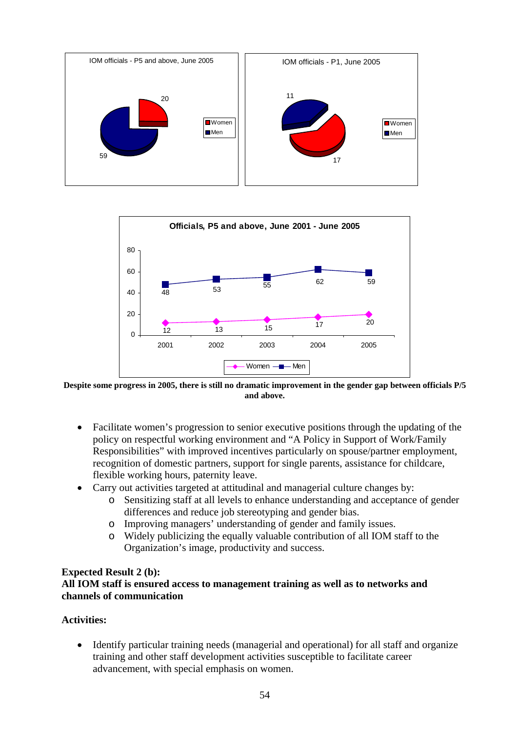IOM officials - P5 and above, June 2005

| | Number |
|---|---|
| Women | 20 |
| Men | 59 |

IOM officials - P1, June 2005

| | Number |
|---|---|
| Women | 17 |
| Men | 11 |

Officials, P5 and above, June 2001 - June 2005

| | 2001 | 2002 | 2003 | 2004 | 2005 |
|---|---|---|---|---|---|
| Women | 12 | 13 | 15 | 17 | 20 |
| Men | 48 | 53 | 55 | 62 | 59 |

**Despite some progress in 2005, there is still no dramatic improvement in the gender gap between officials P/5 and above.**

- Facilitate women's progression to senior executive positions through the updating of the policy on respectful working environment and "A Policy in Support of Work/Family Responsibilities" with improved incentives particularly on spouse/partner employment, recognition of domestic partners, support for single parents, assistance for childcare, flexible working hours, paternity leave.
- Carry out activities targeted at attitudinal and managerial culture changes by:
  - Sensitizing staff at all levels to enhance understanding and acceptance of gender differences and reduce job stereotyping and gender bias.
  - Improving managers' understanding of gender and family issues.
  - Widely publicizing the equally valuable contribution of all IOM staff to the Organization's image, productivity and success.

**Expected Result 2 (b):**
**All IOM staff is ensured access to management training as well as to networks and channels of communication**

**Activities:**

- Identify particular training needs (managerial and operational) for all staff and organize training and other staff development activities susceptible to facilitate career advancement, with special emphasis on women.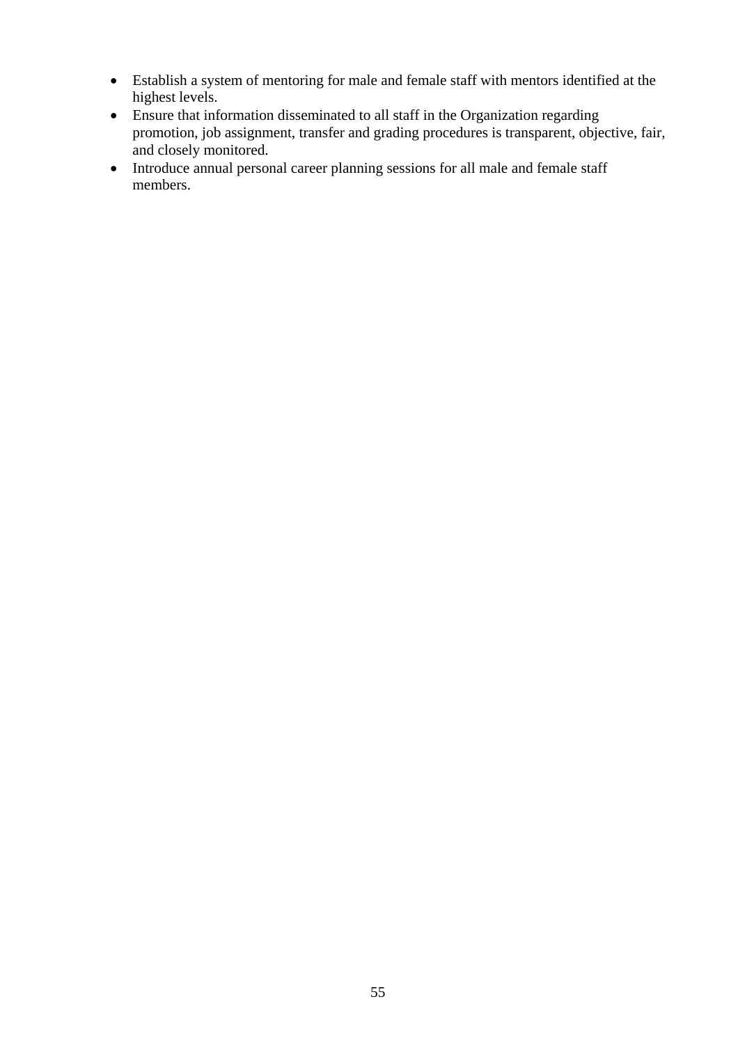- Establish a system of mentoring for male and female staff with mentors identified at the highest levels.
- Ensure that information disseminated to all staff in the Organization regarding promotion, job assignment, transfer and grading procedures is transparent, objective, fair, and closely monitored.
- Introduce annual personal career planning sessions for all male and female staff members.